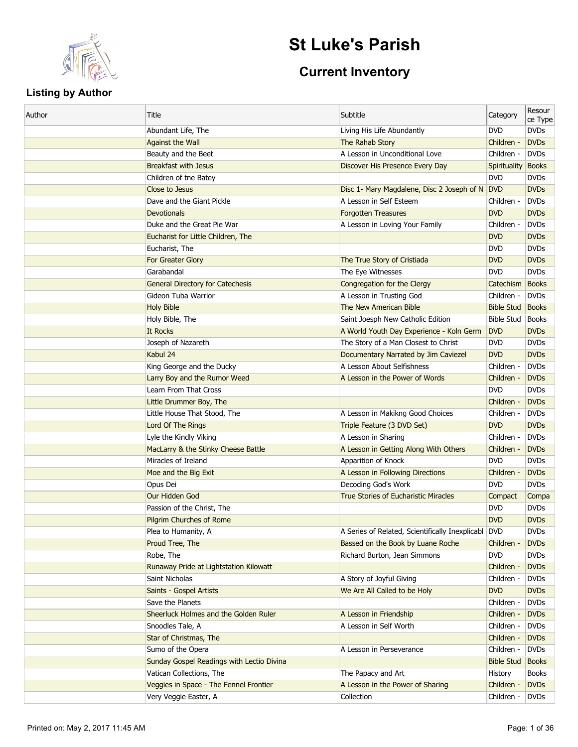# St Luke's Parish

## Current Inventory

### Listing by Author

| Author | Title | Subtitle | Category | Resource Type |
|---|---|---|---|---|
| | Abundant Life, The | Living His Life Abundantly | DVD | DVDs |
| | Against the Wall | The Rahab Story | Children - | DVDs |
| | Beauty and the Beet | A Lesson in Unconditional Love | Children - | DVDs |
| | Breakfast with Jesus | Discover His Presence Every Day | Spirituality | Books |
| | Children of tne Batey | | DVD | DVDs |
| | Close to Jesus | Disc 1- Mary Magdalene, Disc 2 Joseph of N | DVD | DVDs |
| | Dave and the Giant Pickle | A Lesson in Self Esteem | Children - | DVDs |
| | Devotionals | Forgotten Treasures | DVD | DVDs |
| | Duke and the Great Pie War | A Lesson in Loving Your Family | Children - | DVDs |
| | Eucharist for Little Children, The | | DVD | DVDs |
| | Eucharist, The | | DVD | DVDs |
| | For Greater Glory | The True Story of Cristiada | DVD | DVDs |
| | Garabandal | The Eye Witnesses | DVD | DVDs |
| | General Directory for Catechesis | Congregation for the Clergy | Catechism | Books |
| | Gideon Tuba Warrior | A Lesson in Trusting God | Children - | DVDs |
| | Holy Bible | The New American Bible | Bible Stud | Books |
| | Holy Bible, The | Saint Joesph New Catholic Edition | Bible Stud | Books |
| | It Rocks | A World Youth Day Experience - Koln Germ | DVD | DVDs |
| | Joseph of Nazareth | The Story of a Man Closest to Christ | DVD | DVDs |
| | Kabul 24 | Documentary Narrated by Jim Caviezel | DVD | DVDs |
| | King George and the Ducky | A Lesson About Selfishness | Children - | DVDs |
| | Larry Boy and the Rumor Weed | A Lesson in the Power of Words | Children - | DVDs |
| | Learn From That Cross | | DVD | DVDs |
| | Little Drummer Boy, The | | Children - | DVDs |
| | Little House That Stood, The | A Lesson in Makikng Good Choices | Children - | DVDs |
| | Lord Of The Rings | Triple Feature (3 DVD Set) | DVD | DVDs |
| | Lyle the Kindly Viking | A Lesson in Sharing | Children - | DVDs |
| | MacLarry & the Stinky Cheese Battle | A Lesson in Getting Along With Others | Children - | DVDs |
| | Miracles of Ireland | Apparition of Knock | DVD | DVDs |
| | Moe and the Big Exit | A Lesson in Following Directions | Children - | DVDs |
| | Opus Dei | Decoding God's Work | DVD | DVDs |
| | Our Hidden God | True Stories of Eucharistic Miracles | Compact | Compa |
| | Passion of the Christ, The | | DVD | DVDs |
| | Pilgrim Churches of Rome | | DVD | DVDs |
| | Plea to Humanity, A | A Series of Related, Scientifically Inexplicabl | DVD | DVDs |
| | Proud Tree, The | Bassed on the Book by Luane Roche | Children - | DVDs |
| | Robe, The | Richard Burton, Jean Simmons | DVD | DVDs |
| | Runaway Pride at Lightstation Kilowatt | | Children - | DVDs |
| | Saint Nicholas | A Story of Joyful Giving | Children - | DVDs |
| | Saints - Gospel Artists | We Are All Called to be Holy | DVD | DVDs |
| | Save the Planets | | Children - | DVDs |
| | Sheerluck Holmes and the Golden Ruler | A Lesson in Friendship | Children - | DVDs |
| | Snoodles Tale, A | A Lesson in Self Worth | Children - | DVDs |
| | Star of Christmas, The | | Children - | DVDs |
| | Sumo of the Opera | A Lesson in Perseverance | Children - | DVDs |
| | Sunday Gospel Readings with Lectio Divina | | Bible Stud | Books |
| | Vatican Collections, The | The Papacy and Art | History | Books |
| | Veggies in Space - The Fennel Frontier | A Lesson in the Power of Sharing | Children - | DVDs |
| | Very Veggie Easter, A | Collection | Children - | DVDs |

Printed on: May 2, 2017 11:45 AM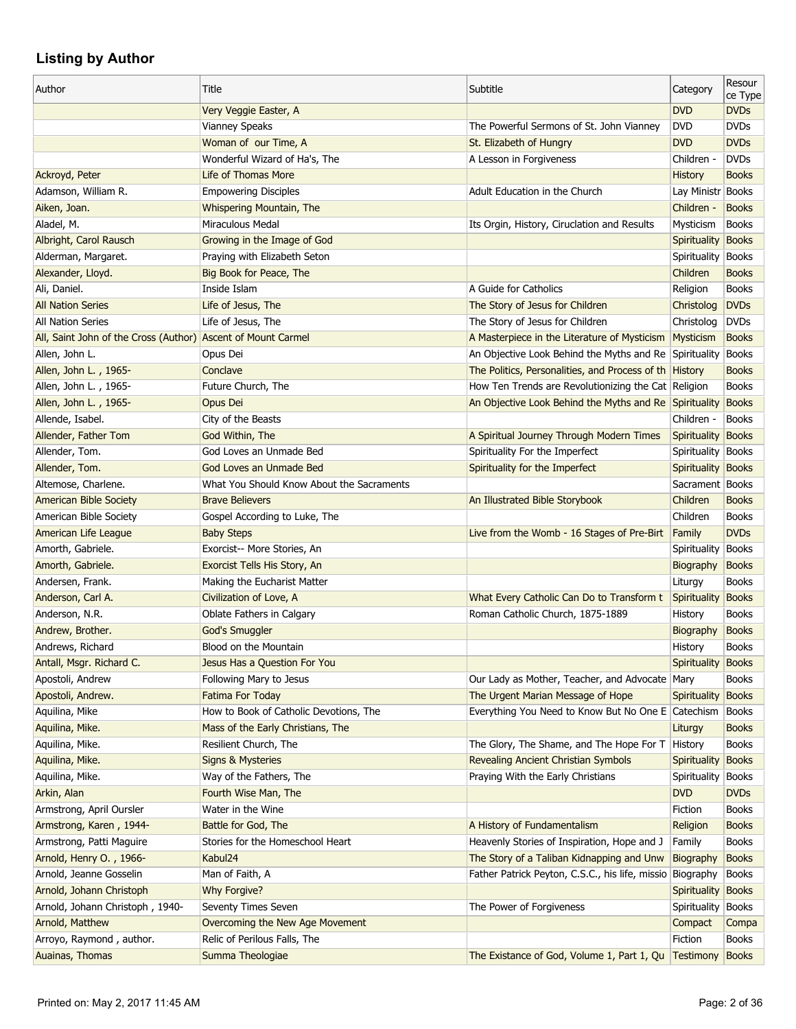## Listing by Author

| Author | Title | Subtitle | Category | Resource Type |
|---|---|---|---|---|
| | Very Veggie Easter, A | | DVD | DVDs |
| | Vianney Speaks | The Powerful Sermons of St. John Vianney | DVD | DVDs |
| | Woman of our Time, A | St. Elizabeth of Hungry | DVD | DVDs |
| | Wonderful Wizard of Ha's, The | A Lesson in Forgiveness | Children - | DVDs |
| Ackroyd, Peter | Life of Thomas More | | History | Books |
| Adamson, William R. | Empowering Disciples | Adult Education in the Church | Lay Ministr | Books |
| Aiken, Joan. | Whispering Mountain, The | | Children - | Books |
| Aladel, M. | Miraculous Medal | Its Orgin, History, Ciruclation and Results | Mysticism | Books |
| Albright, Carol Rausch | Growing in the Image of God | | Spirituality | Books |
| Alderman, Margaret. | Praying with Elizabeth Seton | | Spirituality | Books |
| Alexander, Lloyd. | Big Book for Peace, The | | Children | Books |
| Ali, Daniel. | Inside Islam | A Guide for Catholics | Religion | Books |
| All Nation Series | Life of Jesus, The | The Story of Jesus for Children | Christolog | DVDs |
| All Nation Series | Life of Jesus, The | The Story of Jesus for Children | Christolog | DVDs |
| All, Saint John of the Cross (Author) | Ascent of Mount Carmel | A Masterpiece in the Literature of Mysticism | Mysticism | Books |
| Allen, John L. | Opus Dei | An Objective Look Behind the Myths and Re | Spirituality | Books |
| Allen, John L. , 1965- | Conclave | The Politics, Personalities, and Process of th | History | Books |
| Allen, John L. , 1965- | Future Church, The | How Ten Trends are Revolutionizing the Cat | Religion | Books |
| Allen, John L. , 1965- | Opus Dei | An Objective Look Behind the Myths and Re | Spirituality | Books |
| Allende, Isabel. | City of the Beasts | | Children - | Books |
| Allender, Father Tom | God Within, The | A Spiritual Journey Through Modern Times | Spirituality | Books |
| Allender, Tom. | God Loves an Unmade Bed | Spirituality For the Imperfect | Spirituality | Books |
| Allender, Tom. | God Loves an Unmade Bed | Spirituality for the Imperfect | Spirituality | Books |
| Altemose, Charlene. | What You Should Know About the Sacraments | | Sacrament | Books |
| American Bible Society | Brave Believers | An Illustrated Bible Storybook | Children | Books |
| American Bible Society | Gospel According to Luke, The | | Children | Books |
| American Life League | Baby Steps | Live from the Womb - 16 Stages of Pre-Birt | Family | DVDs |
| Amorth, Gabriele. | Exorcist-- More Stories, An | | Spirituality | Books |
| Amorth, Gabriele. | Exorcist Tells His Story, An | | Biography | Books |
| Andersen, Frank. | Making the Eucharist Matter | | Liturgy | Books |
| Anderson, Carl A. | Civilization of Love, A | What Every Catholic Can Do to Transform t | Spirituality | Books |
| Anderson, N.R. | Oblate Fathers in Calgary | Roman Catholic Church, 1875-1889 | History | Books |
| Andrew, Brother. | God's Smuggler | | Biography | Books |
| Andrews, Richard | Blood on the Mountain | | History | Books |
| Antall, Msgr. Richard C. | Jesus Has a Question For You | | Spirituality | Books |
| Apostoli, Andrew | Following Mary to Jesus | Our Lady as Mother, Teacher, and Advocate | Mary | Books |
| Apostoli, Andrew. | Fatima For Today | The Urgent Marian Message of Hope | Spirituality | Books |
| Aquilina, Mike | How to Book of Catholic Devotions, The | Everything You Need to Know But No One E | Catechism | Books |
| Aquilina, Mike. | Mass of the Early Christians, The | | Liturgy | Books |
| Aquilina, Mike. | Resilient Church, The | The Glory, The Shame, and The Hope For T | History | Books |
| Aquilina, Mike. | Signs & Mysteries | Revealing Ancient Christian Symbols | Spirituality | Books |
| Aquilina, Mike. | Way of the Fathers, The | Praying With the Early Christians | Spirituality | Books |
| Arkin, Alan | Fourth Wise Man, The | | DVD | DVDs |
| Armstrong, April Oursler | Water in the Wine | | Fiction | Books |
| Armstrong, Karen , 1944- | Battle for God, The | A History of Fundamentalism | Religion | Books |
| Armstrong, Patti Maguire | Stories for the Homeschool Heart | Heavenly Stories of Inspiration, Hope and J | Family | Books |
| Arnold, Henry O. , 1966- | Kabul24 | The Story of a Taliban Kidnapping and Unw | Biography | Books |
| Arnold, Jeanne Gosselin | Man of Faith, A | Father Patrick Peyton, C.S.C., his life, missio | Biography | Books |
| Arnold, Johann Christoph | Why Forgive? | | Spirituality | Books |
| Arnold, Johann Christoph , 1940- | Seventy Times Seven | The Power of Forgiveness | Spirituality | Books |
| Arnold, Matthew | Overcoming the New Age Movement | | Compact | Compa |
| Arroyo, Raymond , author. | Relic of Perilous Falls, The | | Fiction | Books |
| Auainas, Thomas | Summa Theologiae | The Existance of God, Volume 1, Part 1, Qu | Testimony | Books |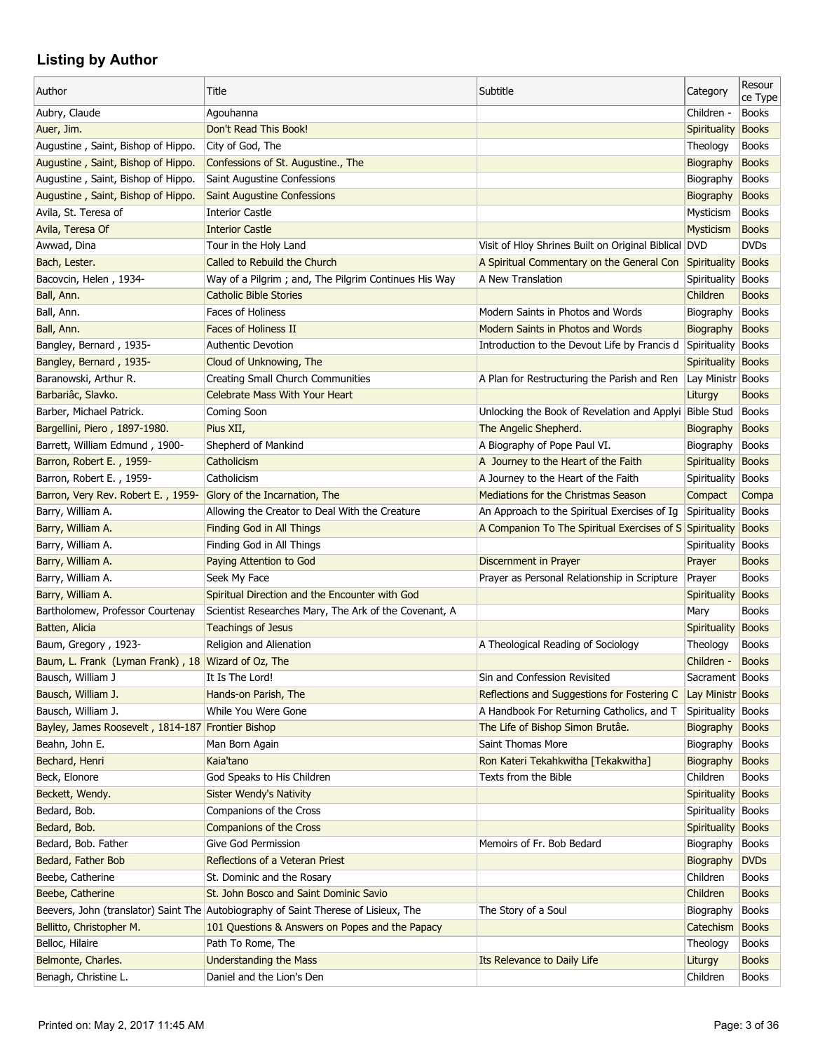## Listing by Author

| Author | Title | Subtitle | Category | Resource Type |
|---|---|---|---|---|
| Aubry, Claude | Agouhanna | | Children - | Books |
| Auer, Jim. | Don't Read This Book! | | Spirituality | Books |
| Augustine , Saint, Bishop of Hippo. | City of God, The | | Theology | Books |
| Augustine , Saint, Bishop of Hippo. | Confessions of St. Augustine., The | | Biography | Books |
| Augustine , Saint, Bishop of Hippo. | Saint Augustine Confessions | | Biography | Books |
| Augustine , Saint, Bishop of Hippo. | Saint Augustine Confessions | | Biography | Books |
| Avila, St. Teresa of | Interior Castle | | Mysticism | Books |
| Avila, Teresa Of | Interior Castle | | Mysticism | Books |
| Awwad, Dina | Tour in the Holy Land | Visit of Hloy Shrines Built on Original Biblical | DVD | DVDs |
| Bach, Lester. | Called to Rebuild the Church | A Spiritual Commentary on the General Con | Spirituality | Books |
| Bacovcin, Helen , 1934- | Way of a Pilgrim ; and, The Pilgrim Continues His Way | A New Translation | Spirituality | Books |
| Ball, Ann. | Catholic Bible Stories | | Children | Books |
| Ball, Ann. | Faces of Holiness | Modern Saints in Photos and Words | Biography | Books |
| Ball, Ann. | Faces of Holiness II | Modern Saints in Photos and Words | Biography | Books |
| Bangley, Bernard , 1935- | Authentic Devotion | Introduction to the Devout Life by Francis d | Spirituality | Books |
| Bangley, Bernard , 1935- | Cloud of Unknowing, The | | Spirituality | Books |
| Baranowski, Arthur R. | Creating Small Church Communities | A Plan for Restructuring the Parish and Ren | Lay Ministr | Books |
| Barbariâc, Slavko. | Celebrate Mass With Your Heart | | Liturgy | Books |
| Barber, Michael Patrick. | Coming Soon | Unlocking the Book of Revelation and Applyi | Bible Stud | Books |
| Bargellini, Piero , 1897-1980. | Pius XII, | The Angelic Shepherd. | Biography | Books |
| Barrett, William Edmund , 1900- | Shepherd of Mankind | A Biography of Pope Paul VI. | Biography | Books |
| Barron, Robert E. , 1959- | Catholicism | A Journey to the Heart of the Faith | Spirituality | Books |
| Barron, Robert E. , 1959- | Catholicism | A Journey to the Heart of the Faith | Spirituality | Books |
| Barron, Very Rev. Robert E. , 1959- | Glory of the Incarnation, The | Mediations for the Christmas Season | Compact | Compa |
| Barry, William A. | Allowing the Creator to Deal With the Creature | An Approach to the Spiritual Exercises of Ig | Spirituality | Books |
| Barry, William A. | Finding God in All Things | A Companion To The Spiritual Exercises of S | Spirituality | Books |
| Barry, William A. | Finding God in All Things | | Spirituality | Books |
| Barry, William A. | Paying Attention to God | Discernment in Prayer | Prayer | Books |
| Barry, William A. | Seek My Face | Prayer as Personal Relationship in Scripture | Prayer | Books |
| Barry, William A. | Spiritual Direction and the Encounter with God | | Spirituality | Books |
| Bartholomew, Professor Courtenay | Scientist Researches Mary, The Ark of the Covenant, A | | Mary | Books |
| Batten, Alicia | Teachings of Jesus | | Spirituality | Books |
| Baum, Gregory , 1923- | Religion and Alienation | A Theological Reading of Sociology | Theology | Books |
| Baum, L. Frank (Lyman Frank) , 18 | Wizard of Oz, The | | Children - | Books |
| Bausch, William J | It Is The Lord! | Sin and Confession Revisited | Sacrament | Books |
| Bausch, William J. | Hands-on Parish, The | Reflections and Suggestions for Fostering C | Lay Ministr | Books |
| Bausch, William J. | While You Were Gone | A Handbook For Returning Catholics, and T | Spirituality | Books |
| Bayley, James Roosevelt , 1814-187 | Frontier Bishop | The Life of Bishop Simon Brutâe. | Biography | Books |
| Beahn, John E. | Man Born Again | Saint Thomas More | Biography | Books |
| Bechard, Henri | Kaia'tano | Ron Kateri Tekahkwitha [Tekakwitha] | Biography | Books |
| Beck, Elonore | God Speaks to His Children | Texts from the Bible | Children | Books |
| Beckett, Wendy. | Sister Wendy's Nativity | | Spirituality | Books |
| Bedard, Bob. | Companions of the Cross | | Spirituality | Books |
| Bedard, Bob. | Companions of the Cross | | Spirituality | Books |
| Bedard, Bob. Father | Give God Permission | Memoirs of Fr. Bob Bedard | Biography | Books |
| Bedard, Father Bob | Reflections of a Veteran Priest | | Biography | DVDs |
| Beebe, Catherine | St. Dominic and the Rosary | | Children | Books |
| Beebe, Catherine | St. John Bosco and Saint Dominic Savio | | Children | Books |
| Beevers, John (translator) Saint The | Autobiography of Saint Therese of Lisieux, The | The Story of a Soul | Biography | Books |
| Bellitto, Christopher M. | 101 Questions & Answers on Popes and the Papacy | | Catechism | Books |
| Belloc, Hilaire | Path To Rome, The | | Theology | Books |
| Belmonte, Charles. | Understanding the Mass | Its Relevance to Daily Life | Liturgy | Books |
| Benagh, Christine L. | Daniel and the Lion's Den | | Children | Books |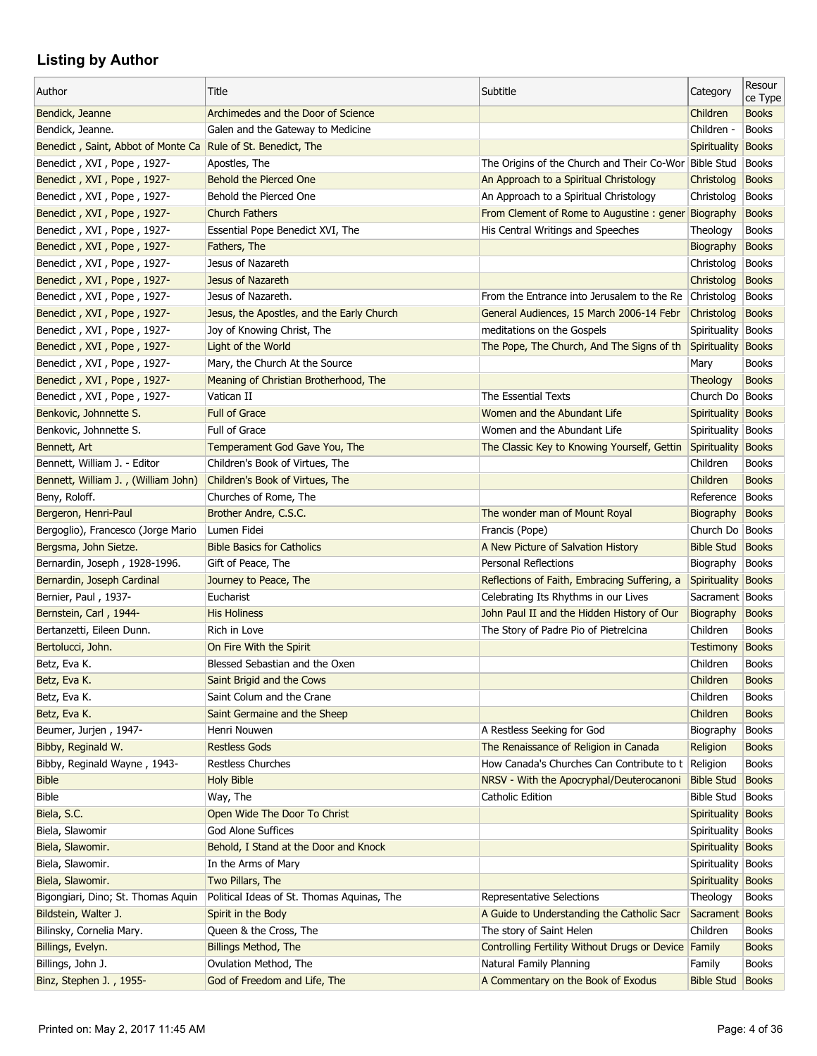## Listing by Author

| Author | Title | Subtitle | Category | Resource Type |
|---|---|---|---|---|
| Bendick, Jeanne | Archimedes and the Door of Science | | Children | Books |
| Bendick, Jeanne. | Galen and the Gateway to Medicine | | Children - | Books |
| Benedict , Saint, Abbot of Monte Ca | Rule of St. Benedict, The | | Spirituality | Books |
| Benedict , XVI , Pope , 1927- | Apostles, The | The Origins of the Church and Their Co-Wor | Bible Stud | Books |
| Benedict , XVI , Pope , 1927- | Behold the Pierced One | An Approach to a Spiritual Christology | Christolog | Books |
| Benedict , XVI , Pope , 1927- | Behold the Pierced One | An Approach to a Spiritual Christology | Christolog | Books |
| Benedict , XVI , Pope , 1927- | Church Fathers | From Clement of Rome to Augustine : gener | Biography | Books |
| Benedict , XVI , Pope , 1927- | Essential Pope Benedict XVI, The | His Central Writings and Speeches | Theology | Books |
| Benedict , XVI , Pope , 1927- | Fathers, The | | Biography | Books |
| Benedict , XVI , Pope , 1927- | Jesus of Nazareth | | Christolog | Books |
| Benedict , XVI , Pope , 1927- | Jesus of Nazareth | | Christolog | Books |
| Benedict , XVI , Pope , 1927- | Jesus of Nazareth. | From the Entrance into Jerusalem to the Re | Christolog | Books |
| Benedict , XVI , Pope , 1927- | Jesus, the Apostles, and the Early Church | General Audiences, 15 March 2006-14 Febr | Christolog | Books |
| Benedict , XVI , Pope , 1927- | Joy of Knowing Christ, The | meditations on the Gospels | Spirituality | Books |
| Benedict , XVI , Pope , 1927- | Light of the World | The Pope, The Church, And The Signs of th | Spirituality | Books |
| Benedict , XVI , Pope , 1927- | Mary, the Church At the Source | | Mary | Books |
| Benedict , XVI , Pope , 1927- | Meaning of Christian Brotherhood, The | | Theology | Books |
| Benedict , XVI , Pope , 1927- | Vatican II | The Essential Texts | Church Do | Books |
| Benkovic, Johnnette S. | Full of Grace | Women and the Abundant Life | Spirituality | Books |
| Benkovic, Johnnette S. | Full of Grace | Women and the Abundant Life | Spirituality | Books |
| Bennett, Art | Temperament God Gave You, The | The Classic Key to Knowing Yourself, Gettin | Spirituality | Books |
| Bennett, William J. - Editor | Children's Book of Virtues, The | | Children | Books |
| Bennett, William J. , (William John) | Children's Book of Virtues, The | | Children | Books |
| Beny, Roloff. | Churches of Rome, The | | Reference | Books |
| Bergeron, Henri-Paul | Brother Andre, C.S.C. | The wonder man of Mount Royal | Biography | Books |
| Bergoglio), Francesco (Jorge Mario | Lumen Fidei | Francis (Pope) | Church Do | Books |
| Bergsma, John Sietze. | Bible Basics for Catholics | A New Picture of Salvation History | Bible Stud | Books |
| Bernardin, Joseph , 1928-1996. | Gift of Peace, The | Personal Reflections | Biography | Books |
| Bernardin, Joseph Cardinal | Journey to Peace, The | Reflections of Faith, Embracing Suffering, a | Spirituality | Books |
| Bernier, Paul , 1937- | Eucharist | Celebrating Its Rhythms in our Lives | Sacrament | Books |
| Bernstein, Carl , 1944- | His Holiness | John Paul II and the Hidden History of Our | Biography | Books |
| Bertanzetti, Eileen Dunn. | Rich in Love | The Story of Padre Pio of Pietrelcina | Children | Books |
| Bertolucci, John. | On Fire With the Spirit | | Testimony | Books |
| Betz, Eva K. | Blessed Sebastian and the Oxen | | Children | Books |
| Betz, Eva K. | Saint Brigid and the Cows | | Children | Books |
| Betz, Eva K. | Saint Colum and the Crane | | Children | Books |
| Betz, Eva K. | Saint Germaine and the Sheep | | Children | Books |
| Beumer, Jurjen , 1947- | Henri Nouwen | A Restless Seeking for God | Biography | Books |
| Bibby, Reginald W. | Restless Gods | The Renaissance of Religion in Canada | Religion | Books |
| Bibby, Reginald Wayne , 1943- | Restless Churches | How Canada's Churches Can Contribute to t | Religion | Books |
| Bible | Holy Bible | NRSV - With the Apocryphal/Deuterocanoni | Bible Stud | Books |
| Bible | Way, The | Catholic Edition | Bible Stud | Books |
| Biela, S.C. | Open Wide The Door To Christ | | Spirituality | Books |
| Biela, Slawomir | God Alone Suffices | | Spirituality | Books |
| Biela, Slawomir. | Behold, I Stand at the Door and Knock | | Spirituality | Books |
| Biela, Slawomir. | In the Arms of Mary | | Spirituality | Books |
| Biela, Slawomir. | Two Pillars, The | | Spirituality | Books |
| Bigongiari, Dino; St. Thomas Aquin | Political Ideas of St. Thomas Aquinas, The | Representative Selections | Theology | Books |
| Bildstein, Walter J. | Spirit in the Body | A Guide to Understanding the Catholic Sacr | Sacrament | Books |
| Bilinsky, Cornelia Mary. | Queen & the Cross, The | The story of Saint Helen | Children | Books |
| Billings, Evelyn. | Billings Method, The | Controlling Fertility Without Drugs or Device | Family | Books |
| Billings, John J. | Ovulation Method, The | Natural Family Planning | Family | Books |
| Binz, Stephen J. , 1955- | God of Freedom and Life, The | A Commentary on the Book of Exodus | Bible Stud | Books |

Printed on: May 2, 2017 11:45 AM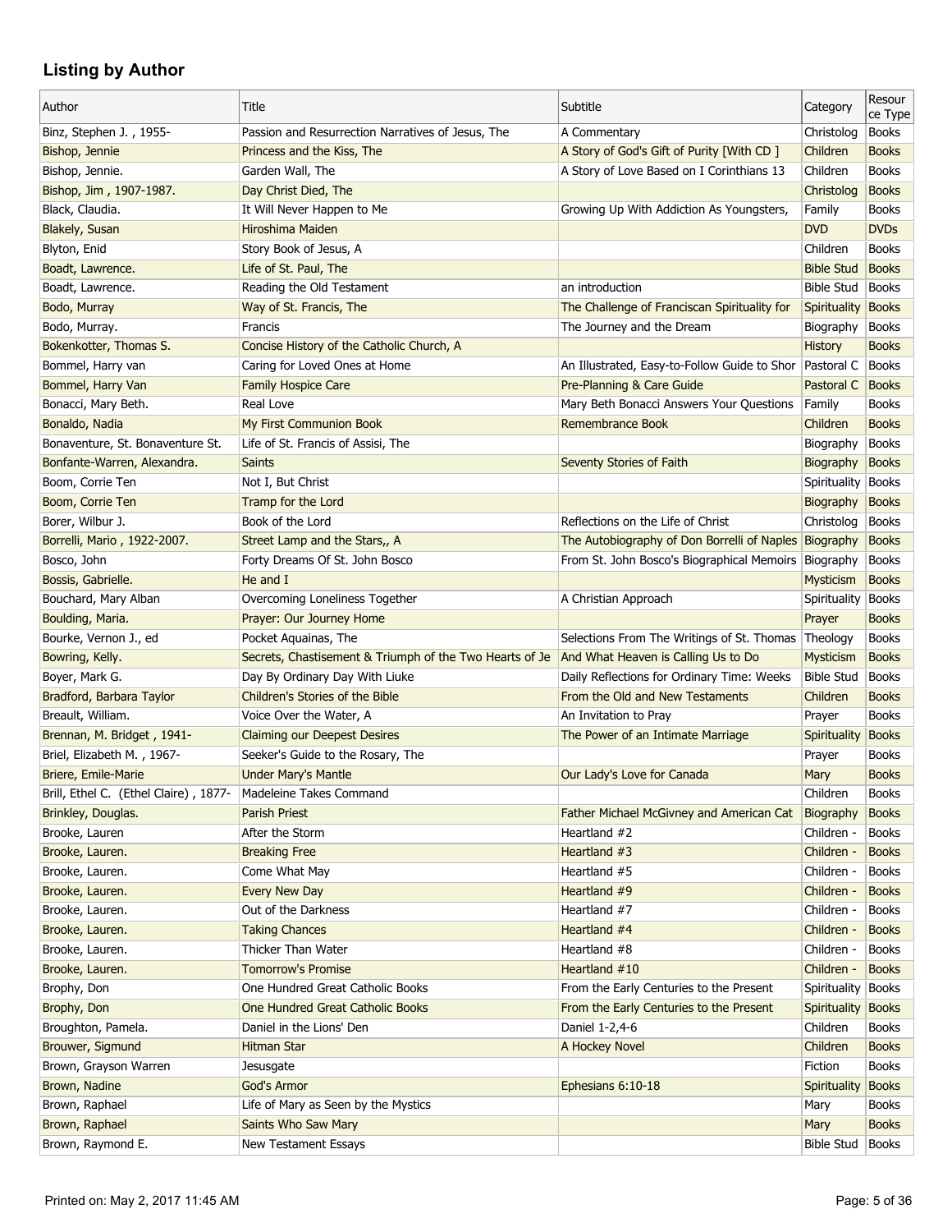## Listing by Author

| Author | Title | Subtitle | Category | Resource Type |
|---|---|---|---|---|
| Binz, Stephen J. , 1955- | Passion and Resurrection Narratives of Jesus, The | A Commentary | Christolog | Books |
| Bishop, Jennie | Princess and the Kiss, The | A Story of God's Gift of Purity [With CD ] | Children | Books |
| Bishop, Jennie. | Garden Wall, The | A Story of Love Based on I Corinthians 13 | Children | Books |
| Bishop, Jim , 1907-1987. | Day Christ Died, The | | Christolog | Books |
| Black, Claudia. | It Will Never Happen to Me | Growing Up With Addiction As Youngsters, | Family | Books |
| Blakely, Susan | Hiroshima Maiden | | DVD | DVDs |
| Blyton, Enid | Story Book of Jesus, A | | Children | Books |
| Boadt, Lawrence. | Life of St. Paul, The | | Bible Stud | Books |
| Boadt, Lawrence. | Reading the Old Testament | an introduction | Bible Stud | Books |
| Bodo, Murray | Way of St. Francis, The | The Challenge of Franciscan Spirituality for | Spirituality | Books |
| Bodo, Murray. | Francis | The Journey and the Dream | Biography | Books |
| Bokenkotter, Thomas S. | Concise History of the Catholic Church, A | | History | Books |
| Bommel, Harry van | Caring for Loved Ones at Home | An Illustrated, Easy-to-Follow Guide to Shor | Pastoral C | Books |
| Bommel, Harry Van | Family Hospice Care | Pre-Planning & Care Guide | Pastoral C | Books |
| Bonacci, Mary Beth. | Real Love | Mary Beth Bonacci Answers Your Questions | Family | Books |
| Bonaldo, Nadia | My First Communion Book | Remembrance Book | Children | Books |
| Bonaventure, St. Bonaventure St. | Life of St. Francis of Assisi, The | | Biography | Books |
| Bonfante-Warren, Alexandra. | Saints | Seventy Stories of Faith | Biography | Books |
| Boom, Corrie Ten | Not I, But Christ | | Spirituality | Books |
| Boom, Corrie Ten | Tramp for the Lord | | Biography | Books |
| Borer, Wilbur J. | Book of the Lord | Reflections on the Life of Christ | Christolog | Books |
| Borrelli, Mario , 1922-2007. | Street Lamp and the Stars,, A | The Autobiography of Don Borrelli of Naples | Biography | Books |
| Bosco, John | Forty Dreams Of St. John Bosco | From St. John Bosco's Biographical Memoirs | Biography | Books |
| Bossis, Gabrielle. | He and I | | Mysticism | Books |
| Bouchard, Mary Alban | Overcoming Loneliness Together | A Christian Approach | Spirituality | Books |
| Boulding, Maria. | Prayer: Our Journey Home | | Prayer | Books |
| Bourke, Vernon J., ed | Pocket Aquainas, The | Selections From The Writings of St. Thomas | Theology | Books |
| Bowring, Kelly. | Secrets, Chastisement & Triumph of the Two Hearts of Je | And What Heaven is Calling Us to Do | Mysticism | Books |
| Boyer, Mark G. | Day By Ordinary Day With Liuke | Daily Reflections for Ordinary Time: Weeks | Bible Stud | Books |
| Bradford, Barbara Taylor | Children's Stories of the Bible | From the Old and New Testaments | Children | Books |
| Breault, William. | Voice Over the Water, A | An Invitation to Pray | Prayer | Books |
| Brennan, M. Bridget , 1941- | Claiming our Deepest Desires | The Power of an Intimate Marriage | Spirituality | Books |
| Briel, Elizabeth M. , 1967- | Seeker's Guide to the Rosary, The | | Prayer | Books |
| Briere, Emile-Marie | Under Mary's Mantle | Our Lady's Love for Canada | Mary | Books |
| Brill, Ethel C. (Ethel Claire) , 1877- | Madeleine Takes Command | | Children | Books |
| Brinkley, Douglas. | Parish Priest | Father Michael McGivney and American Cat | Biography | Books |
| Brooke, Lauren | After the Storm | Heartland #2 | Children - | Books |
| Brooke, Lauren. | Breaking Free | Heartland #3 | Children - | Books |
| Brooke, Lauren. | Come What May | Heartland #5 | Children - | Books |
| Brooke, Lauren. | Every New Day | Heartland #9 | Children - | Books |
| Brooke, Lauren. | Out of the Darkness | Heartland #7 | Children - | Books |
| Brooke, Lauren. | Taking Chances | Heartland #4 | Children - | Books |
| Brooke, Lauren. | Thicker Than Water | Heartland #8 | Children - | Books |
| Brooke, Lauren. | Tomorrow's Promise | Heartland #10 | Children - | Books |
| Brophy, Don | One Hundred Great Catholic Books | From the Early Centuries to the Present | Spirituality | Books |
| Brophy, Don | One Hundred Great Catholic Books | From the Early Centuries to the Present | Spirituality | Books |
| Broughton, Pamela. | Daniel in the Lions' Den | Daniel 1-2,4-6 | Children | Books |
| Brouwer, Sigmund | Hitman Star | A Hockey Novel | Children | Books |
| Brown, Grayson Warren | Jesusgate | | Fiction | Books |
| Brown, Nadine | God's Armor | Ephesians 6:10-18 | Spirituality | Books |
| Brown, Raphael | Life of Mary as Seen by the Mystics | | Mary | Books |
| Brown, Raphael | Saints Who Saw Mary | | Mary | Books |
| Brown, Raymond E. | New Testament Essays | | Bible Stud | Books |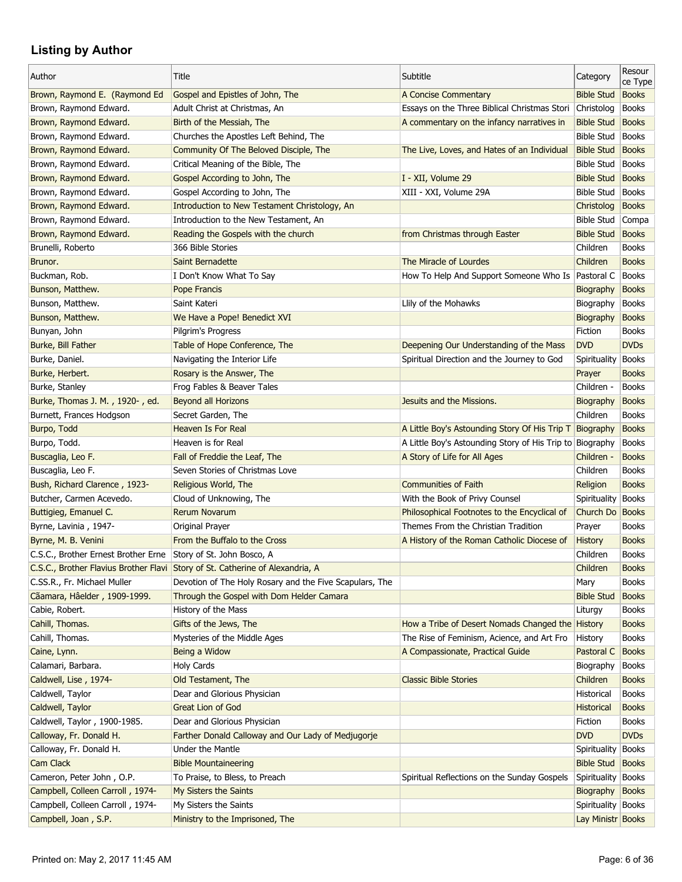## Listing by Author

| Author | Title | Subtitle | Category | Resource Type |
|---|---|---|---|---|
| Brown, Raymond E. (Raymond Ed | Gospel and Epistles of John, The | A Concise Commentary | Bible Stud | Books |
| Brown, Raymond Edward. | Adult Christ at Christmas, An | Essays on the Three Biblical Christmas Stori | Christolog | Books |
| Brown, Raymond Edward. | Birth of the Messiah, The | A commentary on the infancy narratives in | Bible Stud | Books |
| Brown, Raymond Edward. | Churches the Apostles Left Behind, The | | Bible Stud | Books |
| Brown, Raymond Edward. | Community Of The Beloved Disciple, The | The Live, Loves, and Hates of an Individual | Bible Stud | Books |
| Brown, Raymond Edward. | Critical Meaning of the Bible, The | | Bible Stud | Books |
| Brown, Raymond Edward. | Gospel According to John, The | I - XII, Volume 29 | Bible Stud | Books |
| Brown, Raymond Edward. | Gospel According to John, The | XIII - XXI, Volume 29A | Bible Stud | Books |
| Brown, Raymond Edward. | Introduction to New Testament Christology, An | | Christolog | Books |
| Brown, Raymond Edward. | Introduction to the New Testament, An | | Bible Stud | Compa |
| Brown, Raymond Edward. | Reading the Gospels with the church | from Christmas through Easter | Bible Stud | Books |
| Brunelli, Roberto | 366 Bible Stories | | Children | Books |
| Brunor. | Saint Bernadette | The Miracle of Lourdes | Children | Books |
| Buckman, Rob. | I Don't Know What To Say | How To Help And Support Someone Who Is | Pastoral C | Books |
| Bunson, Matthew. | Pope Francis | | Biography | Books |
| Bunson, Matthew. | Saint Kateri | Llily of the Mohawks | Biography | Books |
| Bunson, Matthew. | We Have a Pope! Benedict XVI | | Biography | Books |
| Bunyan, John | Pilgrim's Progress | | Fiction | Books |
| Burke, Bill Father | Table of Hope Conference, The | Deepening Our Understanding of the Mass | DVD | DVDs |
| Burke, Daniel. | Navigating the Interior Life | Spiritual Direction and the Journey to God | Spirituality | Books |
| Burke, Herbert. | Rosary is the Answer, The | | Prayer | Books |
| Burke, Stanley | Frog Fables & Beaver Tales | | Children - | Books |
| Burke, Thomas J. M. , 1920- , ed. | Beyond all Horizons | Jesuits and the Missions. | Biography | Books |
| Burnett, Frances Hodgson | Secret Garden, The | | Children | Books |
| Burpo, Todd | Heaven Is For Real | A Little Boy's Astounding Story Of His Trip T | Biography | Books |
| Burpo, Todd. | Heaven is for Real | A Little Boy's Astounding Story of His Trip to | Biography | Books |
| Buscaglia, Leo F. | Fall of Freddie the Leaf, The | A Story of Life for All Ages | Children - | Books |
| Buscaglia, Leo F. | Seven Stories of Christmas Love | | Children | Books |
| Bush, Richard Clarence , 1923- | Religious World, The | Communities of Faith | Religion | Books |
| Butcher, Carmen Acevedo. | Cloud of Unknowing, The | With the Book of Privy Counsel | Spirituality | Books |
| Buttigieg, Emanuel C. | Rerum Novarum | Philosophical Footnotes to the Encyclical of | Church Do | Books |
| Byrne, Lavinia , 1947- | Original Prayer | Themes From the Christian Tradition | Prayer | Books |
| Byrne, M. B. Venini | From the Buffalo to the Cross | A History of the Roman Catholic Diocese of | History | Books |
| C.S.C., Brother Ernest Brother Erne | Story of St. John Bosco, A | | Children | Books |
| C.S.C., Brother Flavius Brother Flavi | Story of St. Catherine of Alexandria, A | | Children | Books |
| C.SS.R., Fr. Michael Muller | Devotion of The Holy Rosary and the Five Scapulars, The | | Mary | Books |
| Cãamara, Hâelder , 1909-1999. | Through the Gospel with Dom Helder Camara | | Bible Stud | Books |
| Cabie, Robert. | History of the Mass | | Liturgy | Books |
| Cahill, Thomas. | Gifts of the Jews, The | How a Tribe of Desert Nomads Changed the | History | Books |
| Cahill, Thomas. | Mysteries of the Middle Ages | The Rise of Feminism, Acience, and Art Fro | History | Books |
| Caine, Lynn. | Being a Widow | A Compassionate, Practical Guide | Pastoral C | Books |
| Calamari, Barbara. | Holy Cards | | Biography | Books |
| Caldwell, Lise , 1974- | Old Testament, The | Classic Bible Stories | Children | Books |
| Caldwell, Taylor | Dear and Glorious Physician | | Historical | Books |
| Caldwell, Taylor | Great Lion of God | | Historical | Books |
| Caldwell, Taylor , 1900-1985. | Dear and Glorious Physician | | Fiction | Books |
| Calloway, Fr. Donald H. | Farther Donald Calloway and Our Lady of Medjugorje | | DVD | DVDs |
| Calloway, Fr. Donald H. | Under the Mantle | | Spirituality | Books |
| Cam Clack | Bible Mountaineering | | Bible Stud | Books |
| Cameron, Peter John , O.P. | To Praise, to Bless, to Preach | Spiritual Reflections on the Sunday Gospels | Spirituality | Books |
| Campbell, Colleen Carroll , 1974- | My Sisters the Saints | | Biography | Books |
| Campbell, Colleen Carroll , 1974- | My Sisters the Saints | | Spirituality | Books |
| Campbell, Joan , S.P. | Ministry to the Imprisoned, The | | Lay Ministr | Books |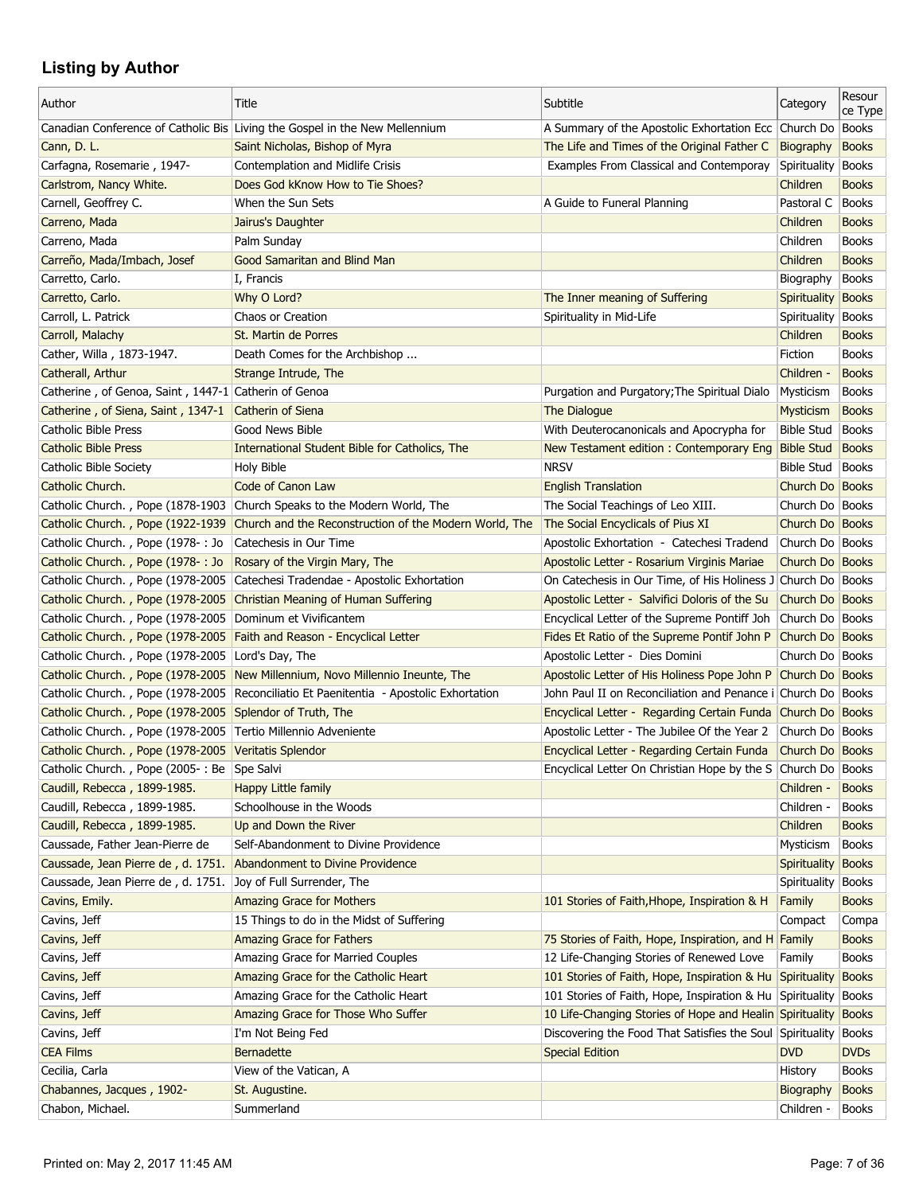## Listing by Author

| Author | Title | Subtitle | Category | Resource Type |
|---|---|---|---|---|
| Canadian Conference of Catholic Bis | Living the Gospel in the New Mellennium | A Summary of the Apostolic Exhortation Ecc | Church Do | Books |
| Cann, D. L. | Saint Nicholas, Bishop of Myra | The Life and Times of the Original Father C | Biography | Books |
| Carfagna, Rosemarie , 1947- | Contemplation and Midlife Crisis | Examples From Classical and Contemporay | Spirituality | Books |
| Carlstrom, Nancy White. | Does God kKnow How to Tie Shoes? | | Children | Books |
| Carnell, Geoffrey C. | When the Sun Sets | A Guide to Funeral Planning | Pastoral C | Books |
| Carreno, Mada | Jairus's Daughter | | Children | Books |
| Carreno, Mada | Palm Sunday | | Children | Books |
| Carreño, Mada/Imbach, Josef | Good Samaritan and Blind Man | | Children | Books |
| Carretto, Carlo. | I, Francis | | Biography | Books |
| Carretto, Carlo. | Why O Lord? | The Inner meaning of Suffering | Spirituality | Books |
| Carroll, L. Patrick | Chaos or Creation | Spirituality in Mid-Life | Spirituality | Books |
| Carroll, Malachy | St. Martin de Porres | | Children | Books |
| Cather, Willa , 1873-1947. | Death Comes for the Archbishop ... | | Fiction | Books |
| Catherall, Arthur | Strange Intrude, The | | Children - | Books |
| Catherine , of Genoa, Saint , 1447-1 | Catherin of Genoa | Purgation and Purgatory;The Spiritual Dialo | Mysticism | Books |
| Catherine , of Siena, Saint , 1347-1 | Catherin of Siena | The Dialogue | Mysticism | Books |
| Catholic Bible Press | Good News Bible | With Deuterocanonicals and Apocrypha for | Bible Stud | Books |
| Catholic Bible Press | International Student Bible for Catholics, The | New Testament edition : Contemporary Eng | Bible Stud | Books |
| Catholic Bible Society | Holy Bible | NRSV | Bible Stud | Books |
| Catholic Church. | Code of Canon Law | English Translation | Church Do | Books |
| Catholic Church. , Pope (1878-1903 | Church Speaks to the Modern World, The | The Social Teachings of Leo XIII. | Church Do | Books |
| Catholic Church. , Pope (1922-1939 | Church and the Reconstruction of the Modern World, The | The Social Encyclicals of Pius XI | Church Do | Books |
| Catholic Church. , Pope (1978- : Jo | Catechesis in Our Time | Apostolic Exhortation - Catechesi Tradend | Church Do | Books |
| Catholic Church. , Pope (1978- : Jo | Rosary of the Virgin Mary, The | Apostolic Letter - Rosarium Virginis Mariae | Church Do | Books |
| Catholic Church. , Pope (1978-2005 | Catechesi Tradendae - Apostolic Exhortation | On Catechesis in Our Time, of His Holiness J | Church Do | Books |
| Catholic Church. , Pope (1978-2005 | Christian Meaning of Human Suffering | Apostolic Letter - Salvifici Doloris of the Su | Church Do | Books |
| Catholic Church. , Pope (1978-2005 | Dominum et Vivificantem | Encyclical Letter of the Supreme Pontiff Joh | Church Do | Books |
| Catholic Church. , Pope (1978-2005 | Faith and Reason - Encyclical Letter | Fides Et Ratio of the Supreme Pontif John P | Church Do | Books |
| Catholic Church. , Pope (1978-2005 | Lord's Day, The | Apostolic Letter - Dies Domini | Church Do | Books |
| Catholic Church. , Pope (1978-2005 | New Millennium, Novo Millennio Ineunte, The | Apostolic Letter of His Holiness Pope John P | Church Do | Books |
| Catholic Church. , Pope (1978-2005 | Reconciliatio Et Paenitentia - Apostolic Exhortation | John Paul II on Reconciliation and Penance i | Church Do | Books |
| Catholic Church. , Pope (1978-2005 | Splendor of Truth, The | Encyclical Letter - Regarding Certain Funda | Church Do | Books |
| Catholic Church. , Pope (1978-2005 | Tertio Millennio Adveniente | Apostolic Letter - The Jubilee Of the Year 2 | Church Do | Books |
| Catholic Church. , Pope (1978-2005 | Veritatis Splendor | Encyclical Letter - Regarding Certain Funda | Church Do | Books |
| Catholic Church. , Pope (2005- : Be | Spe Salvi | Encyclical Letter On Christian Hope by the S | Church Do | Books |
| Caudill, Rebecca , 1899-1985. | Happy Little family | | Children - | Books |
| Caudill, Rebecca , 1899-1985. | Schoolhouse in the Woods | | Children - | Books |
| Caudill, Rebecca , 1899-1985. | Up and Down the River | | Children | Books |
| Caussade, Father Jean-Pierre de | Self-Abandonment to Divine Providence | | Mysticism | Books |
| Caussade, Jean Pierre de , d. 1751. | Abandonment to Divine Providence | | Spirituality | Books |
| Caussade, Jean Pierre de , d. 1751. | Joy of Full Surrender, The | | Spirituality | Books |
| Cavins, Emily. | Amazing Grace for Mothers | 101 Stories of Faith,Hhope, Inspiration & H | Family | Books |
| Cavins, Jeff | 15 Things to do in the Midst of Suffering | | Compact | Compa |
| Cavins, Jeff | Amazing Grace for Fathers | 75 Stories of Faith, Hope, Inspiration, and H | Family | Books |
| Cavins, Jeff | Amazing Grace for Married Couples | 12 Life-Changing Stories of Renewed Love | Family | Books |
| Cavins, Jeff | Amazing Grace for the Catholic Heart | 101 Stories of Faith, Hope, Inspiration & Hu | Spirituality | Books |
| Cavins, Jeff | Amazing Grace for the Catholic Heart | 101 Stories of Faith, Hope, Inspiration & Hu | Spirituality | Books |
| Cavins, Jeff | Amazing Grace for Those Who Suffer | 10 Life-Changing Stories of Hope and Healin | Spirituality | Books |
| Cavins, Jeff | I'm Not Being Fed | Discovering the Food That Satisfies the Soul | Spirituality | Books |
| CEA Films | Bernadette | Special Edition | DVD | DVDs |
| Cecilia, Carla | View of the Vatican, A | | History | Books |
| Chabannes, Jacques , 1902- | St. Augustine. | | Biography | Books |
| Chabon, Michael. | Summerland | | Children - | Books |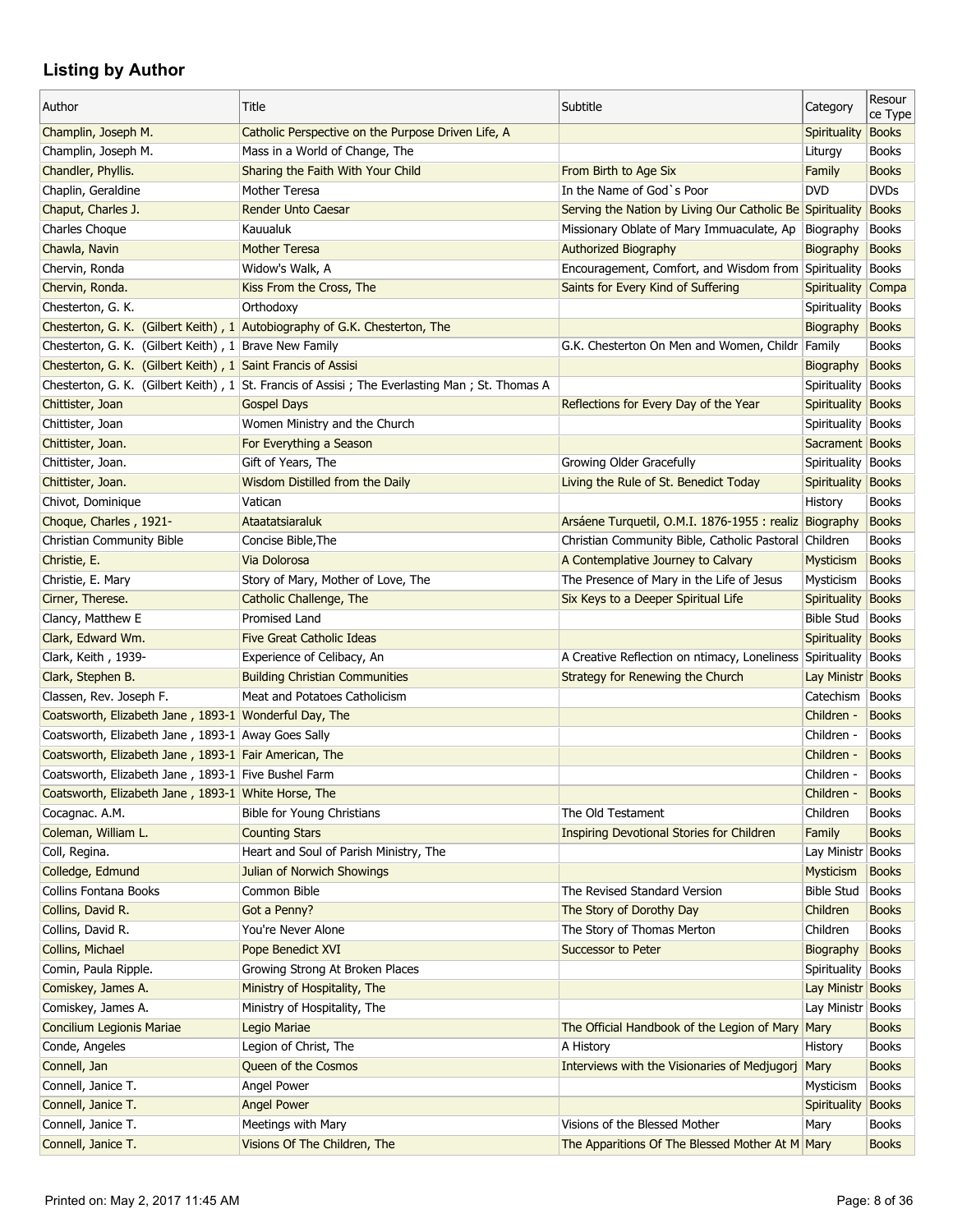## Listing by Author

| Author | Title | Subtitle | Category | Resource Type |
|---|---|---|---|---|
| Champlin, Joseph M. | Catholic Perspective on the Purpose Driven Life, A | | Spirituality | Books |
| Champlin, Joseph M. | Mass in a World of Change, The | | Liturgy | Books |
| Chandler, Phyllis. | Sharing the Faith With Your Child | From Birth to Age Six | Family | Books |
| Chaplin, Geraldine | Mother Teresa | In the Name of God`s Poor | DVD | DVDs |
| Chaput, Charles J. | Render Unto Caesar | Serving the Nation by Living Our Catholic Be | Spirituality | Books |
| Charles Choque | Kauualuk | Missionary Oblate of Mary Immuaculate, Ap | Biography | Books |
| Chawla, Navin | Mother Teresa | Authorized Biography | Biography | Books |
| Chervin, Ronda | Widow's Walk, A | Encouragement, Comfort, and Wisdom from | Spirituality | Books |
| Chervin, Ronda. | Kiss From the Cross, The | Saints for Every Kind of Suffering | Spirituality | Compa |
| Chesterton, G. K. | Orthodoxy | | Spirituality | Books |
| Chesterton, G. K. (Gilbert Keith) , 1 | Autobiography of G.K. Chesterton, The | | Biography | Books |
| Chesterton, G. K. (Gilbert Keith) , 1 | Brave New Family | G.K. Chesterton On Men and Women, Childr | Family | Books |
| Chesterton, G. K. (Gilbert Keith) , 1 | Saint Francis of Assisi | | Biography | Books |
| Chesterton, G. K. (Gilbert Keith) , 1 | St. Francis of Assisi ; The Everlasting Man ; St. Thomas A | | Spirituality | Books |
| Chittister, Joan | Gospel Days | Reflections for Every Day of the Year | Spirituality | Books |
| Chittister, Joan | Women Ministry and the Church | | Spirituality | Books |
| Chittister, Joan. | For Everything a Season | | Sacrament | Books |
| Chittister, Joan. | Gift of Years, The | Growing Older Gracefully | Spirituality | Books |
| Chittister, Joan. | Wisdom Distilled from the Daily | Living the Rule of St. Benedict Today | Spirituality | Books |
| Chivot, Dominique | Vatican | | History | Books |
| Choque, Charles , 1921- | Ataatatsiaraluk | Arsáene Turquetil, O.M.I. 1876-1955 : realiz | Biography | Books |
| Christian Community Bible | Concise Bible,The | Christian Community Bible, Catholic Pastoral | Children | Books |
| Christie, E. | Via Dolorosa | A Contemplative Journey to Calvary | Mysticism | Books |
| Christie, E. Mary | Story of Mary, Mother of Love, The | The Presence of Mary in the Life of Jesus | Mysticism | Books |
| Cirner, Therese. | Catholic Challenge, The | Six Keys to a Deeper Spiritual Life | Spirituality | Books |
| Clancy, Matthew E | Promised Land | | Bible Stud | Books |
| Clark, Edward Wm. | Five Great Catholic Ideas | | Spirituality | Books |
| Clark, Keith , 1939- | Experience of Celibacy, An | A Creative Reflection on ntimacy, Loneliness | Spirituality | Books |
| Clark, Stephen B. | Building Christian Communities | Strategy for Renewing the Church | Lay Ministr | Books |
| Classen, Rev. Joseph F. | Meat and Potatoes Catholicism | | Catechism | Books |
| Coatsworth, Elizabeth Jane , 1893-1 | Wonderful Day, The | | Children - | Books |
| Coatsworth, Elizabeth Jane , 1893-1 | Away Goes Sally | | Children - | Books |
| Coatsworth, Elizabeth Jane , 1893-1 | Fair American, The | | Children - | Books |
| Coatsworth, Elizabeth Jane , 1893-1 | Five Bushel Farm | | Children - | Books |
| Coatsworth, Elizabeth Jane , 1893-1 | White Horse, The | | Children - | Books |
| Cocagnac. A.M. | Bible for Young Christians | The Old Testament | Children | Books |
| Coleman, William L. | Counting Stars | Inspiring Devotional Stories for Children | Family | Books |
| Coll, Regina. | Heart and Soul of Parish Ministry, The | | Lay Ministr | Books |
| Colledge, Edmund | Julian of Norwich Showings | | Mysticism | Books |
| Collins Fontana Books | Common Bible | The Revised Standard Version | Bible Stud | Books |
| Collins, David R. | Got a Penny? | The Story of Dorothy Day | Children | Books |
| Collins, David R. | You're Never Alone | The Story of Thomas Merton | Children | Books |
| Collins, Michael | Pope Benedict XVI | Successor to Peter | Biography | Books |
| Comin, Paula Ripple. | Growing Strong At Broken Places | | Spirituality | Books |
| Comiskey, James A. | Ministry of Hospitality, The | | Lay Ministr | Books |
| Comiskey, James A. | Ministry of Hospitality, The | | Lay Ministr | Books |
| Concilium Legionis Mariae | Legio Mariae | The Official Handbook of the Legion of Mary | Mary | Books |
| Conde, Angeles | Legion of Christ, The | A History | History | Books |
| Connell, Jan | Queen of the Cosmos | Interviews with the Visionaries of Medjugorj | Mary | Books |
| Connell, Janice T. | Angel Power | | Mysticism | Books |
| Connell, Janice T. | Angel Power | | Spirituality | Books |
| Connell, Janice T. | Meetings with Mary | Visions of the Blessed Mother | Mary | Books |
| Connell, Janice T. | Visions Of The Children, The | The Apparitions Of The Blessed Mother At M | Mary | Books |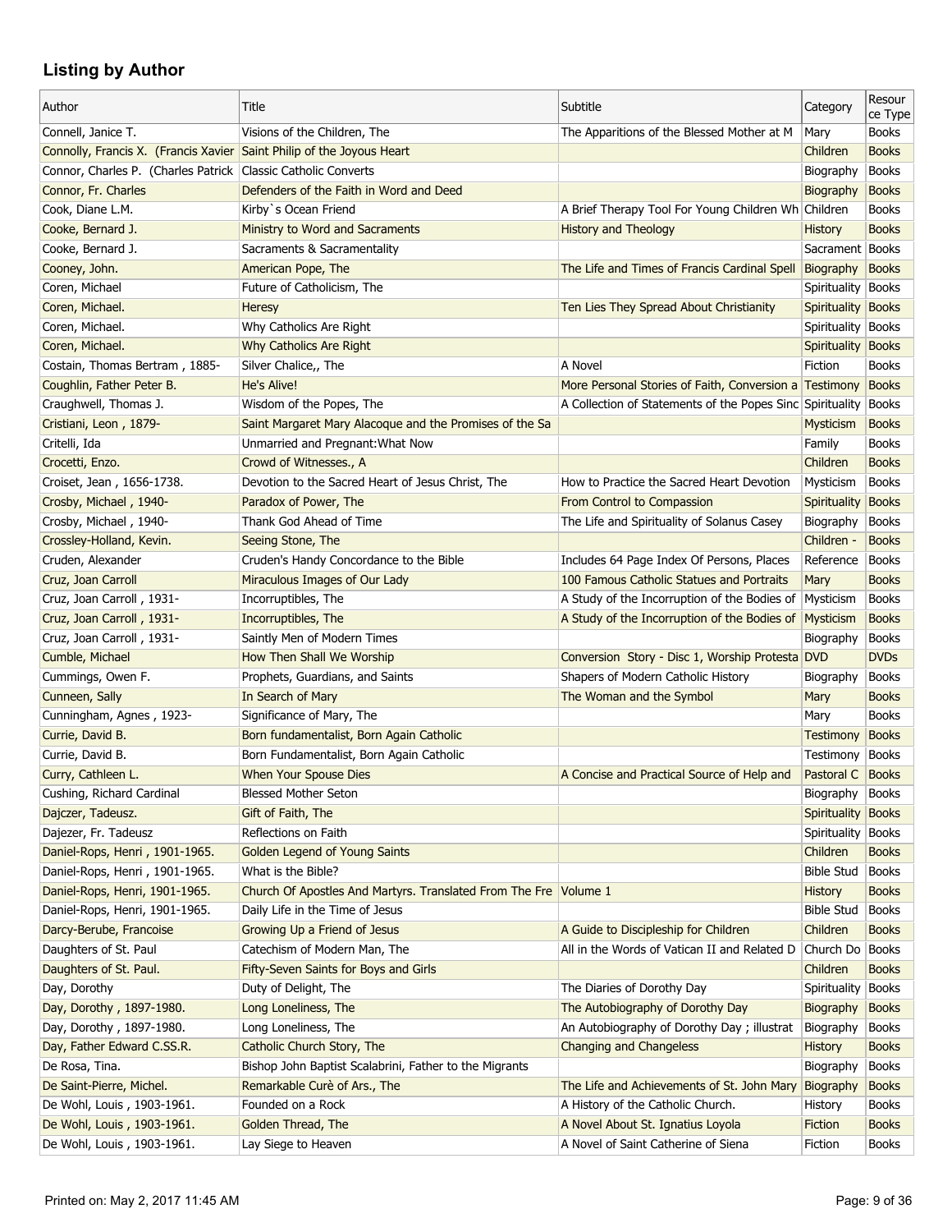## Listing by Author

| Author | Title | Subtitle | Category | Resource Type |
|---|---|---|---|---|
| Connell, Janice T. | Visions of the Children, The | The Apparitions of the Blessed Mother at M | Mary | Books |
| Connolly, Francis X. (Francis Xavier | Saint Philip of the Joyous Heart | | Children | Books |
| Connor, Charles P. (Charles Patrick | Classic Catholic Converts | | Biography | Books |
| Connor, Fr. Charles | Defenders of the Faith in Word and Deed | | Biography | Books |
| Cook, Diane L.M. | Kirby`s Ocean Friend | A Brief Therapy Tool For Young Children Wh | Children | Books |
| Cooke, Bernard J. | Ministry to Word and Sacraments | History and Theology | History | Books |
| Cooke, Bernard J. | Sacraments & Sacramentality | | Sacrament | Books |
| Cooney, John. | American Pope, The | The Life and Times of Francis Cardinal Spell | Biography | Books |
| Coren, Michael | Future of Catholicism, The | | Spirituality | Books |
| Coren, Michael. | Heresy | Ten Lies They Spread About Christianity | Spirituality | Books |
| Coren, Michael. | Why Catholics Are Right | | Spirituality | Books |
| Coren, Michael. | Why Catholics Are Right | | Spirituality | Books |
| Costain, Thomas Bertram , 1885- | Silver Chalice,, The | A Novel | Fiction | Books |
| Coughlin, Father Peter B. | He's Alive! | More Personal Stories of Faith, Conversion a | Testimony | Books |
| Craughwell, Thomas J. | Wisdom of the Popes, The | A Collection of Statements of the Popes Sinc | Spirituality | Books |
| Cristiani, Leon , 1879- | Saint Margaret Mary Alacoque and the Promises of the Sa | | Mysticism | Books |
| Critelli, Ida | Unmarried and Pregnant:What Now | | Family | Books |
| Crocetti, Enzo. | Crowd of Witnesses., A | | Children | Books |
| Croiset, Jean , 1656-1738. | Devotion to the Sacred Heart of Jesus Christ, The | How to Practice the Sacred Heart Devotion | Mysticism | Books |
| Crosby, Michael , 1940- | Paradox of Power, The | From Control to Compassion | Spirituality | Books |
| Crosby, Michael , 1940- | Thank God Ahead of Time | The Life and Spirituality of Solanus Casey | Biography | Books |
| Crossley-Holland, Kevin. | Seeing Stone, The | | Children - | Books |
| Cruden, Alexander | Cruden's Handy Concordance to the Bible | Includes 64 Page Index Of Persons, Places | Reference | Books |
| Cruz, Joan Carroll | Miraculous Images of Our Lady | 100 Famous Catholic Statues and Portraits | Mary | Books |
| Cruz, Joan Carroll , 1931- | Incorruptibles, The | A Study of the Incorruption of the Bodies of | Mysticism | Books |
| Cruz, Joan Carroll , 1931- | Incorruptibles, The | A Study of the Incorruption of the Bodies of | Mysticism | Books |
| Cruz, Joan Carroll , 1931- | Saintly Men of Modern Times | | Biography | Books |
| Cumble, Michael | How Then Shall We Worship | Conversion Story - Disc 1, Worship Protesta | DVD | DVDs |
| Cummings, Owen F. | Prophets, Guardians, and Saints | Shapers of Modern Catholic History | Biography | Books |
| Cunneen, Sally | In Search of Mary | The Woman and the Symbol | Mary | Books |
| Cunningham, Agnes , 1923- | Significance of Mary, The | | Mary | Books |
| Currie, David B. | Born fundamentalist, Born Again Catholic | | Testimony | Books |
| Currie, David B. | Born Fundamentalist, Born Again Catholic | | Testimony | Books |
| Curry, Cathleen L. | When Your Spouse Dies | A Concise and Practical Source of Help and | Pastoral C | Books |
| Cushing, Richard Cardinal | Blessed Mother Seton | | Biography | Books |
| Dajczer, Tadeusz. | Gift of Faith, The | | Spirituality | Books |
| Dajezer, Fr. Tadeusz | Reflections on Faith | | Spirituality | Books |
| Daniel-Rops, Henri , 1901-1965. | Golden Legend of Young Saints | | Children | Books |
| Daniel-Rops, Henri , 1901-1965. | What is the Bible? | | Bible Stud | Books |
| Daniel-Rops, Henri, 1901-1965. | Church Of Apostles And Martyrs. Translated From The Fre | Volume 1 | History | Books |
| Daniel-Rops, Henri, 1901-1965. | Daily Life in the Time of Jesus | | Bible Stud | Books |
| Darcy-Berube, Francoise | Growing Up a Friend of Jesus | A Guide to Discipleship for Children | Children | Books |
| Daughters of St. Paul | Catechism of Modern Man, The | All in the Words of Vatican II and Related D | Church Do | Books |
| Daughters of St. Paul. | Fifty-Seven Saints for Boys and Girls | | Children | Books |
| Day, Dorothy | Duty of Delight, The | The Diaries of Dorothy Day | Spirituality | Books |
| Day, Dorothy , 1897-1980. | Long Loneliness, The | The Autobiography of Dorothy Day | Biography | Books |
| Day, Dorothy , 1897-1980. | Long Loneliness, The | An Autobiography of Dorothy Day ; illustrat | Biography | Books |
| Day, Father Edward C.SS.R. | Catholic Church Story, The | Changing and Changeless | History | Books |
| De Rosa, Tina. | Bishop John Baptist Scalabrini, Father to the Migrants | | Biography | Books |
| De Saint-Pierre, Michel. | Remarkable Curè of Ars., The | The Life and Achievements of St. John Mary | Biography | Books |
| De Wohl, Louis , 1903-1961. | Founded on a Rock | A History of the Catholic Church. | History | Books |
| De Wohl, Louis , 1903-1961. | Golden Thread, The | A Novel About St. Ignatius Loyola | Fiction | Books |
| De Wohl, Louis , 1903-1961. | Lay Siege to Heaven | A Novel of Saint Catherine of Siena | Fiction | Books |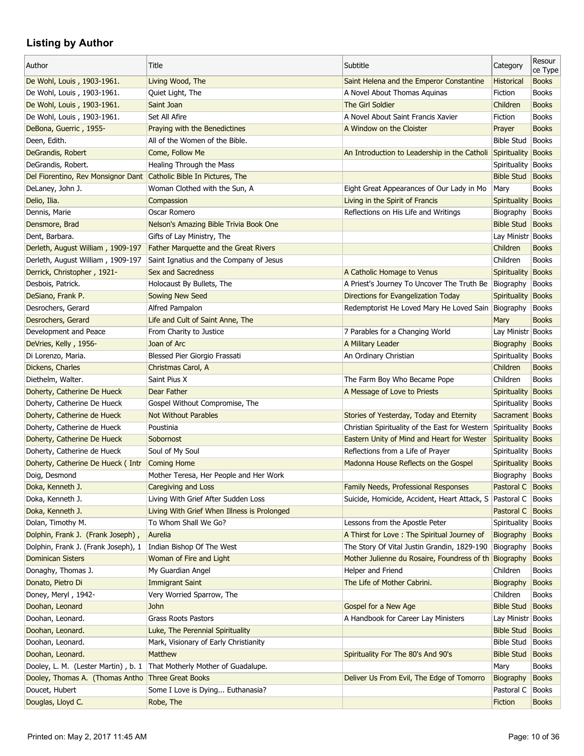## Listing by Author

| Author | Title | Subtitle | Category | Resource Type |
|---|---|---|---|---|
| De Wohl, Louis , 1903-1961. | Living Wood, The | Saint Helena and the Emperor Constantine | Historical | Books |
| De Wohl, Louis , 1903-1961. | Quiet Light, The | A Novel About Thomas Aquinas | Fiction | Books |
| De Wohl, Louis , 1903-1961. | Saint Joan | The Girl Soldier | Children | Books |
| De Wohl, Louis , 1903-1961. | Set All Afire | A Novel About Saint Francis Xavier | Fiction | Books |
| DeBona, Guerric , 1955- | Praying with the Benedictines | A Window on the Cloister | Prayer | Books |
| Deen, Edith. | All of the Women of the Bible. | | Bible Stud | Books |
| DeGrandis, Robert | Come, Follow Me | An Introduction to Leadership in the Catholi | Spirituality | Books |
| DeGrandis, Robert. | Healing Through the Mass | | Spirituality | Books |
| Del Fiorentino, Rev Monsignor Dant | Catholic Bible In Pictures, The | | Bible Stud | Books |
| DeLaney, John J. | Woman Clothed with the Sun, A | Eight Great Appearances of Our Lady in Mo | Mary | Books |
| Delio, Ilia. | Compassion | Living in the Spirit of Francis | Spirituality | Books |
| Dennis, Marie | Oscar Romero | Reflections on His Life and Writings | Biography | Books |
| Densmore, Brad | Nelson's Amazing Bible Trivia Book One | | Bible Stud | Books |
| Dent, Barbara. | Gifts of Lay Ministry, The | | Lay Ministr | Books |
| Derleth, August William , 1909-197 | Father Marquette and the Great Rivers | | Children | Books |
| Derleth, August William , 1909-197 | Saint Ignatius and the Company of Jesus | | Children | Books |
| Derrick, Christopher , 1921- | Sex and Sacredness | A Catholic Homage to Venus | Spirituality | Books |
| Desbois, Patrick. | Holocaust By Bullets, The | A Priest's Journey To Uncover The Truth Be | Biography | Books |
| DeSiano, Frank P. | Sowing New Seed | Directions for Evangelization Today | Spirituality | Books |
| Desrochers, Gerard | Alfred Pampalon | Redemptorist He Loved Mary He Loved Sain | Biography | Books |
| Desrochers, Gerard | Life and Cult of Saint Anne, The | | Mary | Books |
| Development and Peace | From Charity to Justice | 7 Parables for a Changing World | Lay Ministr | Books |
| DeVries, Kelly , 1956- | Joan of Arc | A Military Leader | Biography | Books |
| Di Lorenzo, Maria. | Blessed Pier Giorgio Frassati | An Ordinary Christian | Spirituality | Books |
| Dickens, Charles | Christmas Carol, A | | Children | Books |
| Diethelm, Walter. | Saint Pius X | The Farm Boy Who Became Pope | Children | Books |
| Doherty, Catherine De Hueck | Dear Father | A Message of Love to Priests | Spirituality | Books |
| Doherty, Catherine De Hueck | Gospel Without Compromise, The | | Spirituality | Books |
| Doherty, Catherine de Hueck | Not Without Parables | Stories of Yesterday, Today and Eternity | Sacrament | Books |
| Doherty, Catherine de Hueck | Poustinia | Christian Spirituality of the East for Western | Spirituality | Books |
| Doherty, Catherine De Hueck | Sobornost | Eastern Unity of Mind and Heart for Wester | Spirituality | Books |
| Doherty, Catherine de Hueck | Soul of My Soul | Reflections from a Life of Prayer | Spirituality | Books |
| Doherty, Catherine De Hueck ( Intr | Coming Home | Madonna House Reflects on the Gospel | Spirituality | Books |
| Doig, Desmond | Mother Teresa, Her People and Her Work | | Biography | Books |
| Doka, Kenneth J. | Caregiving and Loss | Family Needs, Professional Responses | Pastoral C | Books |
| Doka, Kenneth J. | Living With Grief After Sudden Loss | Suicide, Homicide, Accident, Heart Attack, S | Pastoral C | Books |
| Doka, Kenneth J. | Living With Grief When Illness is Prolonged | | Pastoral C | Books |
| Dolan, Timothy M. | To Whom Shall We Go? | Lessons from the Apostle Peter | Spirituality | Books |
| Dolphin, Frank J. (Frank Joseph) , | Aurelia | A Thirst for Love : The Spiritual Journey of | Biography | Books |
| Dolphin, Frank J. (Frank Joseph), 1 | Indian Bishop Of The West | The Story Of Vital Justin Grandin, 1829-190 | Biography | Books |
| Dominican Sisters | Woman of Fire and Light | Mother Julienne du Rosaire, Foundress of th | Biography | Books |
| Donaghy, Thomas J. | My Guardian Angel | Helper and Friend | Children | Books |
| Donato, Pietro Di | Immigrant Saint | The Life of Mother Cabrini. | Biography | Books |
| Doney, Meryl , 1942- | Very Worried Sparrow, The | | Children | Books |
| Doohan, Leonard | John | Gospel for a New Age | Bible Stud | Books |
| Doohan, Leonard. | Grass Roots Pastors | A Handbook for Career Lay Ministers | Lay Ministr | Books |
| Doohan, Leonard. | Luke, The Perennial Spirituality | | Bible Stud | Books |
| Doohan, Leonard. | Mark, Visionary of Early Christianity | | Bible Stud | Books |
| Doohan, Leonard. | Matthew | Spirituality For The 80's And 90's | Bible Stud | Books |
| Dooley, L. M. (Lester Martin) , b. 1 | That Motherly Mother of Guadalupe. | | Mary | Books |
| Dooley, Thomas A. (Thomas Antho | Three Great Books | Deliver Us From Evil, The Edge of Tomorro | Biography | Books |
| Doucet, Hubert | Some I Love is Dying... Euthanasia? | | Pastoral C | Books |
| Douglas, Lloyd C. | Robe, The | | Fiction | Books |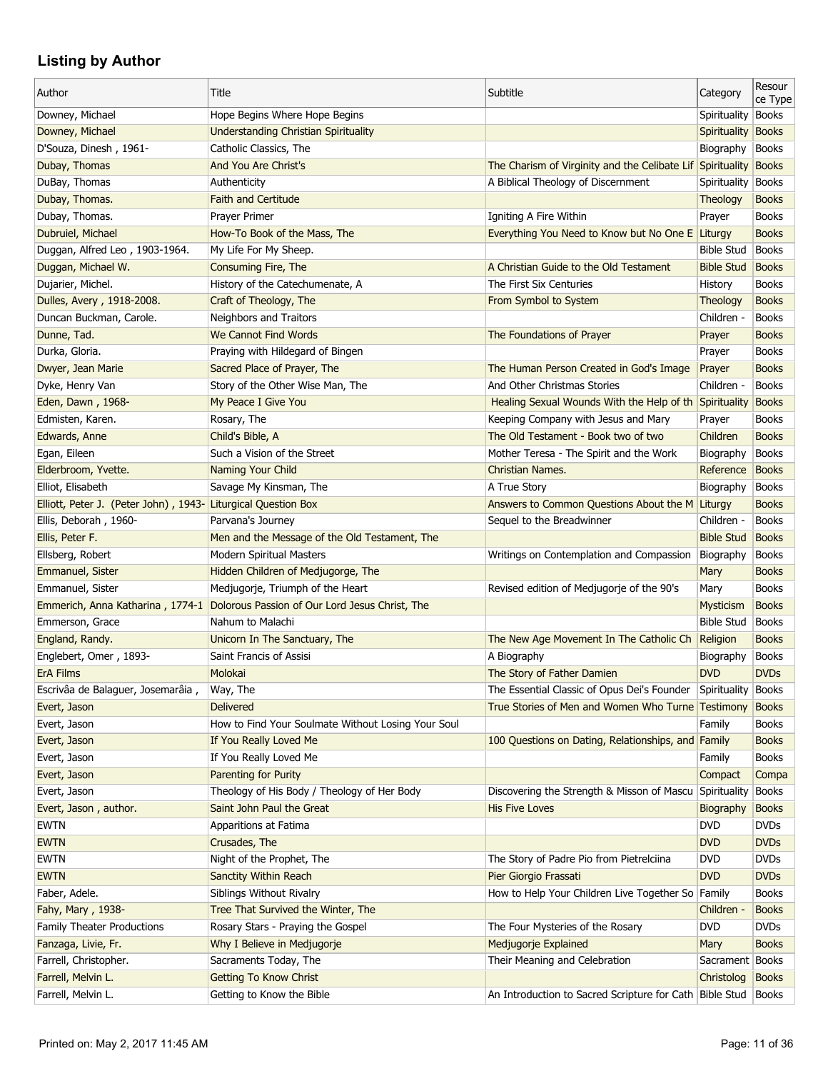## Listing by Author

| Author | Title | Subtitle | Category | Resource Type |
|---|---|---|---|---|
| Downey, Michael | Hope Begins Where Hope Begins | | Spirituality | Books |
| Downey, Michael | Understanding Christian Spirituality | | Spirituality | Books |
| D'Souza, Dinesh , 1961- | Catholic Classics, The | | Biography | Books |
| Dubay, Thomas | And You Are Christ's | The Charism of Virginity and the Celibate Lif | Spirituality | Books |
| DuBay, Thomas | Authenticity | A Biblical Theology of Discernment | Spirituality | Books |
| Dubay, Thomas. | Faith and Certitude | | Theology | Books |
| Dubay, Thomas. | Prayer Primer | Igniting A Fire Within | Prayer | Books |
| Dubruiel, Michael | How-To Book of the Mass, The | Everything You Need to Know but No One E | Liturgy | Books |
| Duggan, Alfred Leo , 1903-1964. | My Life For My Sheep. | | Bible Stud | Books |
| Duggan, Michael W. | Consuming Fire, The | A Christian Guide to the Old Testament | Bible Stud | Books |
| Dujarier, Michel. | History of the Catechumenate, A | The First Six Centuries | History | Books |
| Dulles, Avery , 1918-2008. | Craft of Theology, The | From Symbol to System | Theology | Books |
| Duncan Buckman, Carole. | Neighbors and Traitors | | Children - | Books |
| Dunne, Tad. | We Cannot Find Words | The Foundations of Prayer | Prayer | Books |
| Durka, Gloria. | Praying with Hildegard of Bingen | | Prayer | Books |
| Dwyer, Jean Marie | Sacred Place of Prayer, The | The Human Person Created in God's Image | Prayer | Books |
| Dyke, Henry Van | Story of the Other Wise Man, The | And Other Christmas Stories | Children - | Books |
| Eden, Dawn , 1968- | My Peace I Give You | Healing Sexual Wounds With the Help of th | Spirituality | Books |
| Edmisten, Karen. | Rosary, The | Keeping Company with Jesus and Mary | Prayer | Books |
| Edwards, Anne | Child's Bible, A | The Old Testament - Book two of two | Children | Books |
| Egan, Eileen | Such a Vision of the Street | Mother Teresa - The Spirit and the Work | Biography | Books |
| Elderbroom, Yvette. | Naming Your Child | Christian Names. | Reference | Books |
| Elliot, Elisabeth | Savage My Kinsman, The | A True Story | Biography | Books |
| Elliott, Peter J. (Peter John) , 1943- | Liturgical Question Box | Answers to Common Questions About the M | Liturgy | Books |
| Ellis, Deborah , 1960- | Parvana's Journey | Sequel to the Breadwinner | Children - | Books |
| Ellis, Peter F. | Men and the Message of the Old Testament, The | | Bible Stud | Books |
| Ellsberg, Robert | Modern Spiritual Masters | Writings on Contemplation and Compassion | Biography | Books |
| Emmanuel, Sister | Hidden Children of Medjugorge, The | | Mary | Books |
| Emmanuel, Sister | Medjugorje, Triumph of the Heart | Revised edition of Medjugorje of the 90's | Mary | Books |
| Emmerich, Anna Katharina , 1774-1 | Dolorous Passion of Our Lord Jesus Christ, The | | Mysticism | Books |
| Emmerson, Grace | Nahum to Malachi | | Bible Stud | Books |
| England, Randy. | Unicorn In The Sanctuary, The | The New Age Movement In The Catholic Ch | Religion | Books |
| Englebert, Omer , 1893- | Saint Francis of Assisi | A Biography | Biography | Books |
| ErA Films | Molokai | The Story of Father Damien | DVD | DVDs |
| Escrivâa de Balaguer, Josemarâia , | Way, The | The Essential Classic of Opus Dei's Founder | Spirituality | Books |
| Evert, Jason | Delivered | True Stories of Men and Women Who Turne | Testimony | Books |
| Evert, Jason | How to Find Your Soulmate Without Losing Your Soul | | Family | Books |
| Evert, Jason | If You Really Loved Me | 100 Questions on Dating, Relationships, and | Family | Books |
| Evert, Jason | If You Really Loved Me | | Family | Books |
| Evert, Jason | Parenting for Purity | | Compact | Compa |
| Evert, Jason | Theology of His Body / Theology of Her Body | Discovering the Strength & Misson of Mascu | Spirituality | Books |
| Evert, Jason , author. | Saint John Paul the Great | His Five Loves | Biography | Books |
| EWTN | Apparitions at Fatima | | DVD | DVDs |
| EWTN | Crusades, The | | DVD | DVDs |
| EWTN | Night of the Prophet, The | The Story of Padre Pio from Pietrelciina | DVD | DVDs |
| EWTN | Sanctity Within Reach | Pier Giorgio Frassati | DVD | DVDs |
| Faber, Adele. | Siblings Without Rivalry | How to Help Your Children Live Together So | Family | Books |
| Fahy, Mary , 1938- | Tree That Survived the Winter, The | | Children - | Books |
| Family Theater Productions | Rosary Stars - Praying the Gospel | The Four Mysteries of the Rosary | DVD | DVDs |
| Fanzaga, Livie, Fr. | Why I Believe in Medjugorje | Medjugorje Explained | Mary | Books |
| Farrell, Christopher. | Sacraments Today, The | Their Meaning and Celebration | Sacrament | Books |
| Farrell, Melvin L. | Getting To Know Christ | | Christolog | Books |
| Farrell, Melvin L. | Getting to Know the Bible | An Introduction to Sacred Scripture for Cath | Bible Stud | Books |

Printed on: May 2, 2017 11:45 AM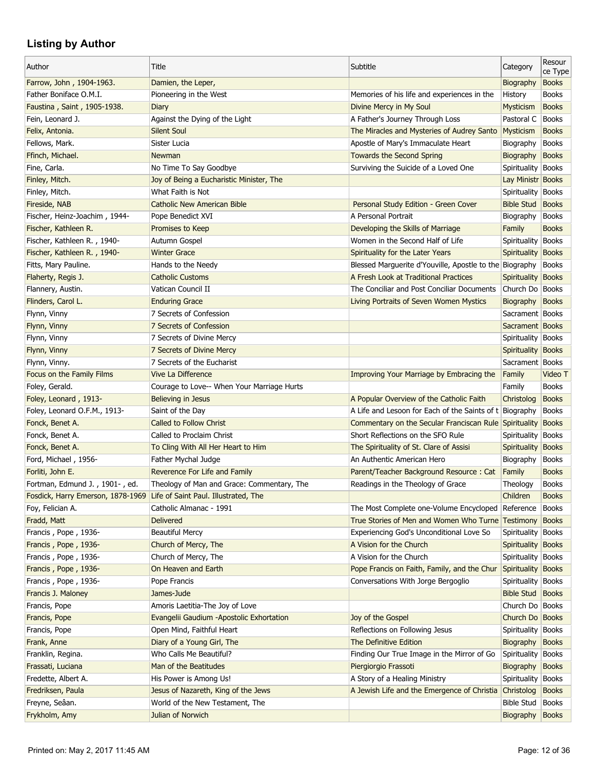## Listing by Author

| Author | Title | Subtitle | Category | Resource Type |
|---|---|---|---|---|
| Farrow, John , 1904-1963. | Damien, the Leper, | | Biography | Books |
| Father Boniface O.M.I. | Pioneering in the West | Memories of his life and experiences in the | History | Books |
| Faustina , Saint , 1905-1938. | Diary | Divine Mercy in My Soul | Mysticism | Books |
| Fein, Leonard J. | Against the Dying of the Light | A Father's Journey Through Loss | Pastoral C | Books |
| Felix, Antonia. | Silent Soul | The Miracles and Mysteries of Audrey Santo | Mysticism | Books |
| Fellows, Mark. | Sister Lucia | Apostle of Mary's Immaculate Heart | Biography | Books |
| Ffinch, Michael. | Newman | Towards the Second Spring | Biography | Books |
| Fine, Carla. | No Time To Say Goodbye | Surviving the Suicide of a Loved One | Spirituality | Books |
| Finley, Mitch. | Joy of Being a Eucharistic Minister, The | | Lay Ministr | Books |
| Finley, Mitch. | What Faith is Not | | Spirituality | Books |
| Fireside, NAB | Catholic New American Bible | Personal Study Edition - Green Cover | Bible Stud | Books |
| Fischer, Heinz-Joachim , 1944- | Pope Benedict XVI | A Personal Portrait | Biography | Books |
| Fischer, Kathleen R. | Promises to Keep | Developing the Skills of Marriage | Family | Books |
| Fischer, Kathleen R. , 1940- | Autumn Gospel | Women in the Second Half of Life | Spirituality | Books |
| Fischer, Kathleen R. , 1940- | Winter Grace | Spirituality for the Later Years | Spirituality | Books |
| Fitts, Mary Pauline. | Hands to the Needy | Blessed Marguerite d'Youville, Apostle to the | Biography | Books |
| Flaherty, Regis J. | Catholic Customs | A Fresh Look at Traditional Practices | Spirituality | Books |
| Flannery, Austin. | Vatican Council II | The Conciliar and Post Conciliar Documents | Church Do | Books |
| Flinders, Carol L. | Enduring Grace | Living Portraits of Seven Women Mystics | Biography | Books |
| Flynn, Vinny | 7 Secrets of Confession | | Sacrament | Books |
| Flynn, Vinny | 7 Secrets of Confession | | Sacrament | Books |
| Flynn, Vinny | 7 Secrets of Divine Mercy | | Spirituality | Books |
| Flynn, Vinny | 7 Secrets of Divine Mercy | | Spirituality | Books |
| Flynn, Vinny. | 7 Secrets of the Eucharist | | Sacrament | Books |
| Focus on the Family Films | Vive La Difference | Improving Your Marriage by Embracing the | Family | Video T |
| Foley, Gerald. | Courage to Love-- When Your Marriage Hurts | | Family | Books |
| Foley, Leonard , 1913- | Believing in Jesus | A Popular Overview of the Catholic Faith | Christolog | Books |
| Foley, Leonard O.F.M., 1913- | Saint of the Day | A Life and Lesoon for Each of the Saints of t | Biography | Books |
| Fonck, Benet A. | Called to Follow Christ | Commentary on the Secular Franciscan Rule | Spirituality | Books |
| Fonck, Benet A. | Called to Proclaim Christ | Short Reflections on the SFO Rule | Spirituality | Books |
| Fonck, Benet A. | To Cling With All Her Heart to Him | The Spirituality of St. Clare of Assisi | Spirituality | Books |
| Ford, Michael , 1956- | Father Mychal Judge | An Authentic American Hero | Biography | Books |
| Forliti, John E. | Reverence For Life and Family | Parent/Teacher Background Resource : Cat | Family | Books |
| Fortman, Edmund J. , 1901- , ed. | Theology of Man and Grace: Commentary, The | Readings in the Theology of Grace | Theology | Books |
| Fosdick, Harry Emerson, 1878-1969 | Life of Saint Paul. Illustrated, The | | Children | Books |
| Foy, Felician A. | Catholic Almanac - 1991 | The Most Complete one-Volume Encycloped | Reference | Books |
| Fradd, Matt | Delivered | True Stories of Men and Women Who Turne | Testimony | Books |
| Francis , Pope , 1936- | Beautiful Mercy | Experiencing God's Unconditional Love So | Spirituality | Books |
| Francis , Pope , 1936- | Church of Mercy, The | A Vision for the Church | Spirituality | Books |
| Francis , Pope , 1936- | Church of Mercy, The | A Vision for the Church | Spirituality | Books |
| Francis , Pope , 1936- | On Heaven and Earth | Pope Francis on Faith, Family, and the Chur | Spirituality | Books |
| Francis , Pope , 1936- | Pope Francis | Conversations With Jorge Bergoglio | Spirituality | Books |
| Francis J. Maloney | James-Jude | | Bible Stud | Books |
| Francis, Pope | Amoris Laetitia-The Joy of Love | | Church Do | Books |
| Francis, Pope | Evangelii Gaudium -Apostolic Exhortation | Joy of the Gospel | Church Do | Books |
| Francis, Pope | Open Mind, Faithful Heart | Reflections on Following Jesus | Spirituality | Books |
| Frank, Anne | Diary of a Young Girl, The | The Definitive Edition | Biography | Books |
| Franklin, Regina. | Who Calls Me Beautiful? | Finding Our True Image in the Mirror of Go | Spirituality | Books |
| Frassati, Luciana | Man of the Beatitudes | Piergiorgio Frassoti | Biography | Books |
| Fredette, Albert A. | His Power is Among Us! | A Story of a Healing Ministry | Spirituality | Books |
| Fredriksen, Paula | Jesus of Nazareth, King of the Jews | A Jewish Life and the Emergence of Christia | Christolog | Books |
| Freyne, Seâan. | World of the New Testament, The | | Bible Stud | Books |
| Frykholm, Amy | Julian of Norwich | | Biography | Books |

Printed on: May 2, 2017 11:45 AM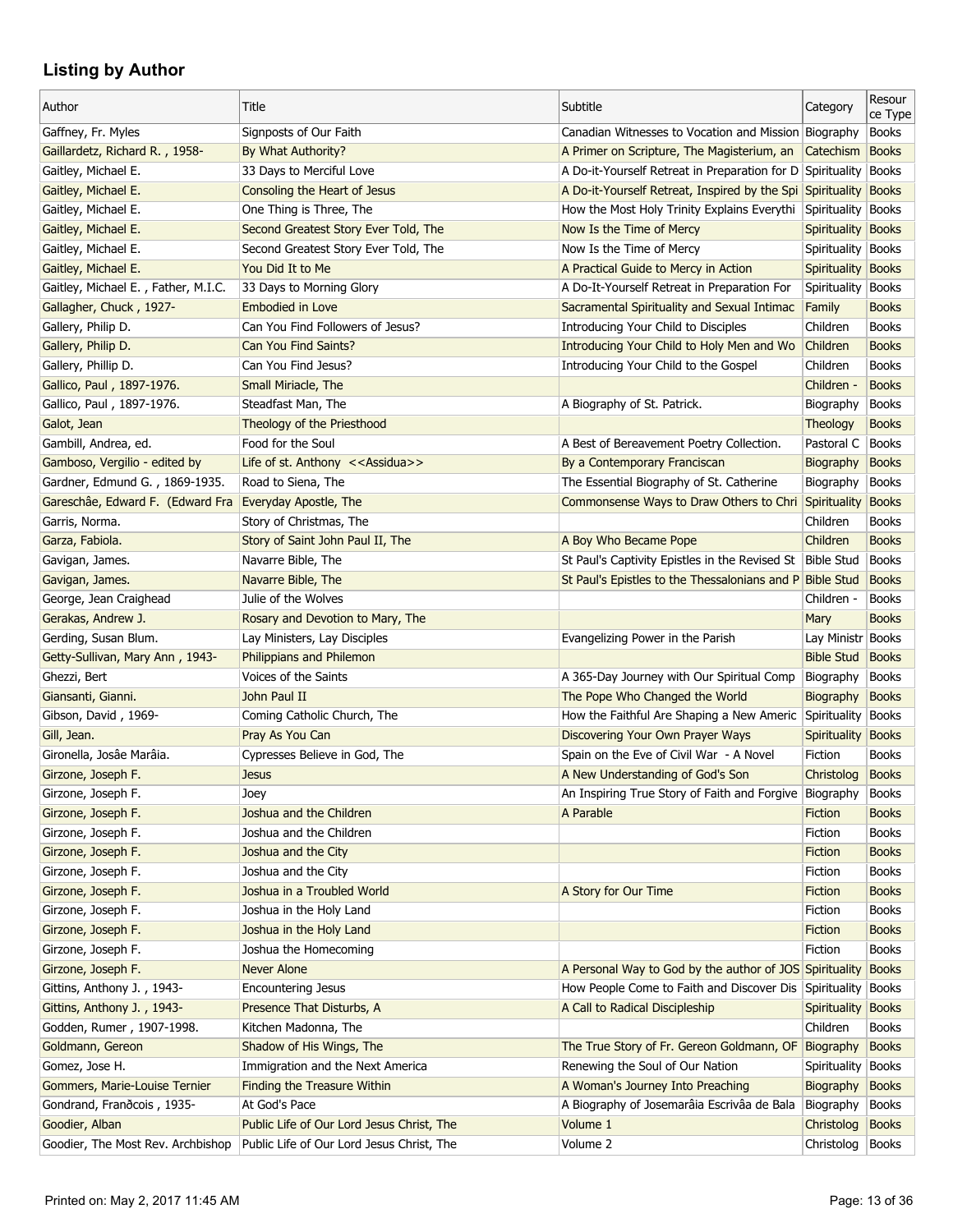## Listing by Author

| Author | Title | Subtitle | Category | Resource Type |
|---|---|---|---|---|
| Gaffney, Fr. Myles | Signposts of Our Faith | Canadian Witnesses to Vocation and Mission | Biography | Books |
| Gaillardetz, Richard R. , 1958- | By What Authority? | A Primer on Scripture, The Magisterium, an | Catechism | Books |
| Gaitley, Michael E. | 33 Days to Merciful Love | A Do-it-Yourself Retreat in Preparation for D | Spirituality | Books |
| Gaitley, Michael E. | Consoling the Heart of Jesus | A Do-it-Yourself Retreat, Inspired by the Spi | Spirituality | Books |
| Gaitley, Michael E. | One Thing is Three, The | How the Most Holy Trinity Explains Everythi | Spirituality | Books |
| Gaitley, Michael E. | Second Greatest Story Ever Told, The | Now Is the Time of Mercy | Spirituality | Books |
| Gaitley, Michael E. | Second Greatest Story Ever Told, The | Now Is the Time of Mercy | Spirituality | Books |
| Gaitley, Michael E. | You Did It to Me | A Practical Guide to Mercy in Action | Spirituality | Books |
| Gaitley, Michael E. , Father, M.I.C. | 33 Days to Morning Glory | A Do-It-Yourself Retreat in Preparation For | Spirituality | Books |
| Gallagher, Chuck , 1927- | Embodied in Love | Sacramental Spirituality and Sexual Intimac | Family | Books |
| Gallery, Philip D. | Can You Find Followers of Jesus? | Introducing Your Child to Disciples | Children | Books |
| Gallery, Philip D. | Can You Find Saints? | Introducing Your Child to Holy Men and Wo | Children | Books |
| Gallery, Phillip D. | Can You Find Jesus? | Introducing Your Child to the Gospel | Children | Books |
| Gallico, Paul , 1897-1976. | Small Miriacle, The | | Children - | Books |
| Gallico, Paul , 1897-1976. | Steadfast Man, The | A Biography of St. Patrick. | Biography | Books |
| Galot, Jean | Theology of the Priesthood | | Theology | Books |
| Gambill, Andrea, ed. | Food for the Soul | A Best of Bereavement Poetry Collection. | Pastoral C | Books |
| Gamboso, Vergilio - edited by | Life of st. Anthony <<Assidua>> | By a Contemporary Franciscan | Biography | Books |
| Gardner, Edmund G. , 1869-1935. | Road to Siena, The | The Essential Biography of St. Catherine | Biography | Books |
| Gareschâe, Edward F. (Edward Fra | Everyday Apostle, The | Commonsense Ways to Draw Others to Chri | Spirituality | Books |
| Garris, Norma. | Story of Christmas, The | | Children | Books |
| Garza, Fabiola. | Story of Saint John Paul II, The | A Boy Who Became Pope | Children | Books |
| Gavigan, James. | Navarre Bible, The | St Paul's Captivity Epistles in the Revised St | Bible Stud | Books |
| Gavigan, James. | Navarre Bible, The | St Paul's Epistles to the Thessalonians and P | Bible Stud | Books |
| George, Jean Craighead | Julie of the Wolves | | Children - | Books |
| Gerakas, Andrew J. | Rosary and Devotion to Mary, The | | Mary | Books |
| Gerding, Susan Blum. | Lay Ministers, Lay Disciples | Evangelizing Power in the Parish | Lay Ministr | Books |
| Getty-Sullivan, Mary Ann , 1943- | Philippians and Philemon | | Bible Stud | Books |
| Ghezzi, Bert | Voices of the Saints | A 365-Day Journey with Our Spiritual Comp | Biography | Books |
| Giansanti, Gianni. | John Paul II | The Pope Who Changed the World | Biography | Books |
| Gibson, David , 1969- | Coming Catholic Church, The | How the Faithful Are Shaping a New Americ | Spirituality | Books |
| Gill, Jean. | Pray As You Can | Discovering Your Own Prayer Ways | Spirituality | Books |
| Gironella, Josâe Marâia. | Cypresses Believe in God, The | Spain on the Eve of Civil War - A Novel | Fiction | Books |
| Girzone, Joseph F. | Jesus | A New Understanding of God's Son | Christolog | Books |
| Girzone, Joseph F. | Joey | An Inspiring True Story of Faith and Forgive | Biography | Books |
| Girzone, Joseph F. | Joshua and the Children | A Parable | Fiction | Books |
| Girzone, Joseph F. | Joshua and the Children | | Fiction | Books |
| Girzone, Joseph F. | Joshua and the City | | Fiction | Books |
| Girzone, Joseph F. | Joshua and the City | | Fiction | Books |
| Girzone, Joseph F. | Joshua in a Troubled World | A Story for Our Time | Fiction | Books |
| Girzone, Joseph F. | Joshua in the Holy Land | | Fiction | Books |
| Girzone, Joseph F. | Joshua in the Holy Land | | Fiction | Books |
| Girzone, Joseph F. | Joshua the Homecoming | | Fiction | Books |
| Girzone, Joseph F. | Never Alone | A Personal Way to God by the author of JOS | Spirituality | Books |
| Gittins, Anthony J. , 1943- | Encountering Jesus | How People Come to Faith and Discover Dis | Spirituality | Books |
| Gittins, Anthony J. , 1943- | Presence That Disturbs, A | A Call to Radical Discipleship | Spirituality | Books |
| Godden, Rumer , 1907-1998. | Kitchen Madonna, The | | Children | Books |
| Goldmann, Gereon | Shadow of His Wings, The | The True Story of Fr. Gereon Goldmann, OF | Biography | Books |
| Gomez, Jose H. | Immigration and the Next America | Renewing the Soul of Our Nation | Spirituality | Books |
| Gommers, Marie-Louise Ternier | Finding the Treasure Within | A Woman's Journey Into Preaching | Biography | Books |
| Gondrand, Franðcois , 1935- | At God's Pace | A Biography of Josemarâia Escrivâa de Bala | Biography | Books |
| Goodier, Alban | Public Life of Our Lord Jesus Christ, The | Volume 1 | Christolog | Books |
| Goodier, The Most Rev. Archbishop | Public Life of Our Lord Jesus Christ, The | Volume 2 | Christolog | Books |

Printed on: May 2, 2017 11:45 AM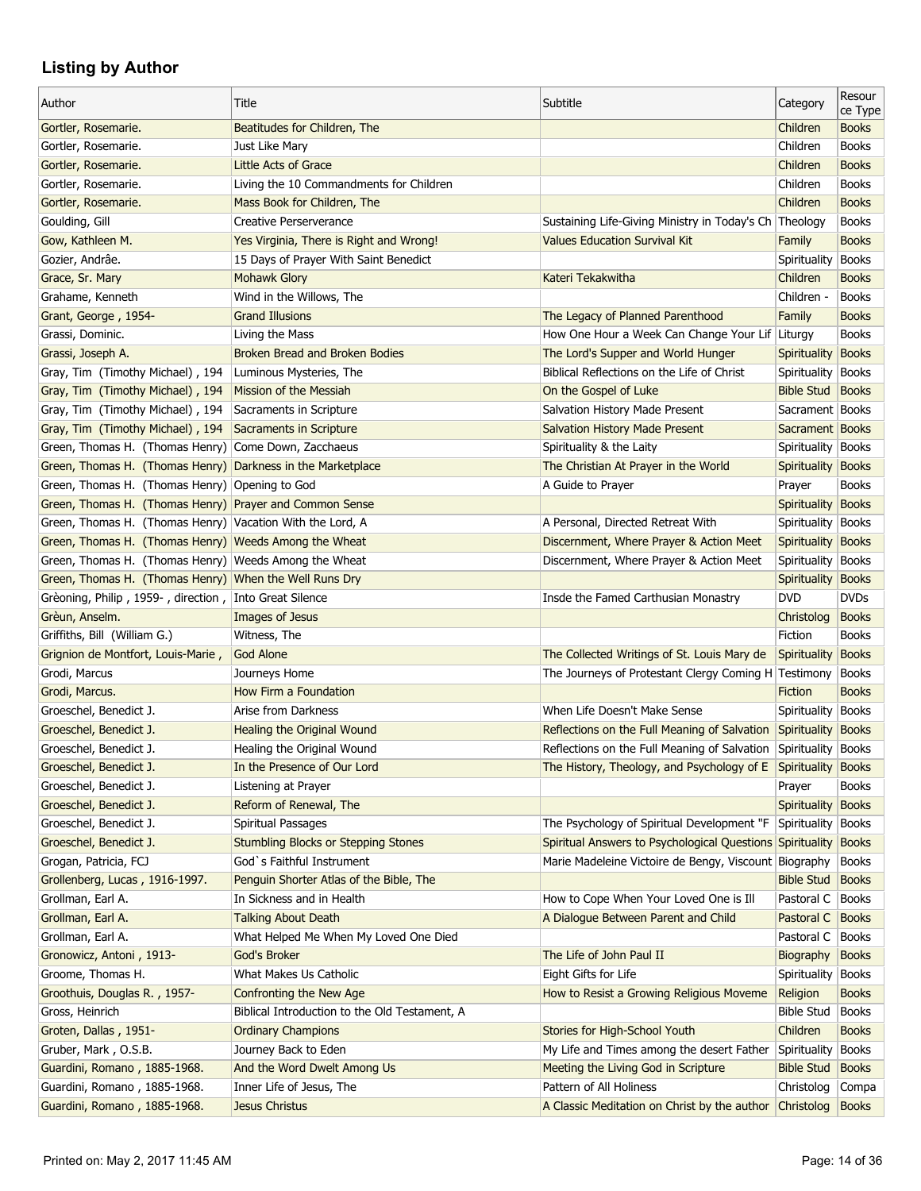## Listing by Author

| Author | Title | Subtitle | Category | Resource Type |
|---|---|---|---|---|
| Gortler, Rosemarie. | Beatitudes for Children, The | | Children | Books |
| Gortler, Rosemarie. | Just Like Mary | | Children | Books |
| Gortler, Rosemarie. | Little Acts of Grace | | Children | Books |
| Gortler, Rosemarie. | Living the 10 Commandments for Children | | Children | Books |
| Gortler, Rosemarie. | Mass Book for Children, The | | Children | Books |
| Goulding, Gill | Creative Perserverance | Sustaining Life-Giving Ministry in Today's Ch | Theology | Books |
| Gow, Kathleen M. | Yes Virginia, There is Right and Wrong! | Values Education Survival Kit | Family | Books |
| Gozier, Andrâe. | 15 Days of Prayer With Saint Benedict | | Spirituality | Books |
| Grace, Sr. Mary | Mohawk Glory | Kateri Tekakwitha | Children | Books |
| Grahame, Kenneth | Wind in the Willows, The | | Children - | Books |
| Grant, George , 1954- | Grand Illusions | The Legacy of Planned Parenthood | Family | Books |
| Grassi, Dominic. | Living the Mass | How One Hour a Week Can Change Your Lif | Liturgy | Books |
| Grassi, Joseph A. | Broken Bread and Broken Bodies | The Lord's Supper and World Hunger | Spirituality | Books |
| Gray, Tim (Timothy Michael) , 194 | Luminous Mysteries, The | Biblical Reflections on the Life of Christ | Spirituality | Books |
| Gray, Tim (Timothy Michael) , 194 | Mission of the Messiah | On the Gospel of Luke | Bible Stud | Books |
| Gray, Tim (Timothy Michael) , 194 | Sacraments in Scripture | Salvation History Made Present | Sacrament | Books |
| Gray, Tim (Timothy Michael) , 194 | Sacraments in Scripture | Salvation History Made Present | Sacrament | Books |
| Green, Thomas H. (Thomas Henry) | Come Down, Zacchaeus | Spirituality & the Laity | Spirituality | Books |
| Green, Thomas H. (Thomas Henry) | Darkness in the Marketplace | The Christian At Prayer in the World | Spirituality | Books |
| Green, Thomas H. (Thomas Henry) | Opening to God | A Guide to Prayer | Prayer | Books |
| Green, Thomas H. (Thomas Henry) | Prayer and Common Sense | | Spirituality | Books |
| Green, Thomas H. (Thomas Henry) | Vacation With the Lord, A | A Personal, Directed Retreat With | Spirituality | Books |
| Green, Thomas H. (Thomas Henry) | Weeds Among the Wheat | Discernment, Where Prayer & Action Meet | Spirituality | Books |
| Green, Thomas H. (Thomas Henry) | Weeds Among the Wheat | Discernment, Where Prayer & Action Meet | Spirituality | Books |
| Green, Thomas H. (Thomas Henry) | When the Well Runs Dry | | Spirituality | Books |
| Grèoning, Philip , 1959- , direction , | Into Great Silence | Insde the Famed Carthusian Monastry | DVD | DVDs |
| Grèun, Anselm. | Images of Jesus | | Christolog | Books |
| Griffiths, Bill (William G.) | Witness, The | | Fiction | Books |
| Grignion de Montfort, Louis-Marie , | God Alone | The Collected Writings of St. Louis Mary de | Spirituality | Books |
| Grodi, Marcus | Journeys Home | The Journeys of Protestant Clergy Coming H | Testimony | Books |
| Grodi, Marcus. | How Firm a Foundation | | Fiction | Books |
| Groeschel, Benedict J. | Arise from Darkness | When Life Doesn't Make Sense | Spirituality | Books |
| Groeschel, Benedict J. | Healing the Original Wound | Reflections on the Full Meaning of Salvation | Spirituality | Books |
| Groeschel, Benedict J. | Healing the Original Wound | Reflections on the Full Meaning of Salvation | Spirituality | Books |
| Groeschel, Benedict J. | In the Presence of Our Lord | The History, Theology, and Psychology of E | Spirituality | Books |
| Groeschel, Benedict J. | Listening at Prayer | | Prayer | Books |
| Groeschel, Benedict J. | Reform of Renewal, The | | Spirituality | Books |
| Groeschel, Benedict J. | Spiritual Passages | The Psychology of Spiritual Development "F | Spirituality | Books |
| Groeschel, Benedict J. | Stumbling Blocks or Stepping Stones | Spiritual Answers to Psychological Questions | Spirituality | Books |
| Grogan, Patricia, FCJ | God`s Faithful Instrument | Marie Madeleine Victoire de Bengy, Viscount | Biography | Books |
| Grollenberg, Lucas , 1916-1997. | Penguin Shorter Atlas of the Bible, The | | Bible Stud | Books |
| Grollman, Earl A. | In Sickness and in Health | How to Cope When Your Loved One is Ill | Pastoral C | Books |
| Grollman, Earl A. | Talking About Death | A Dialogue Between Parent and Child | Pastoral C | Books |
| Grollman, Earl A. | What Helped Me When My Loved One Died | | Pastoral C | Books |
| Gronowicz, Antoni , 1913- | God's Broker | The Life of John Paul II | Biography | Books |
| Groome, Thomas H. | What Makes Us Catholic | Eight Gifts for Life | Spirituality | Books |
| Groothuis, Douglas R. , 1957- | Confronting the New Age | How to Resist a Growing Religious Moveme | Religion | Books |
| Gross, Heinrich | Biblical Introduction to the Old Testament, A | | Bible Stud | Books |
| Groten, Dallas , 1951- | Ordinary Champions | Stories for High-School Youth | Children | Books |
| Gruber, Mark , O.S.B. | Journey Back to Eden | My Life and Times among the desert Father | Spirituality | Books |
| Guardini, Romano , 1885-1968. | And the Word Dwelt Among Us | Meeting the Living God in Scripture | Bible Stud | Books |
| Guardini, Romano , 1885-1968. | Inner Life of Jesus, The | Pattern of All Holiness | Christolog | Compa |
| Guardini, Romano , 1885-1968. | Jesus Christus | A Classic Meditation on Christ by the author | Christolog | Books |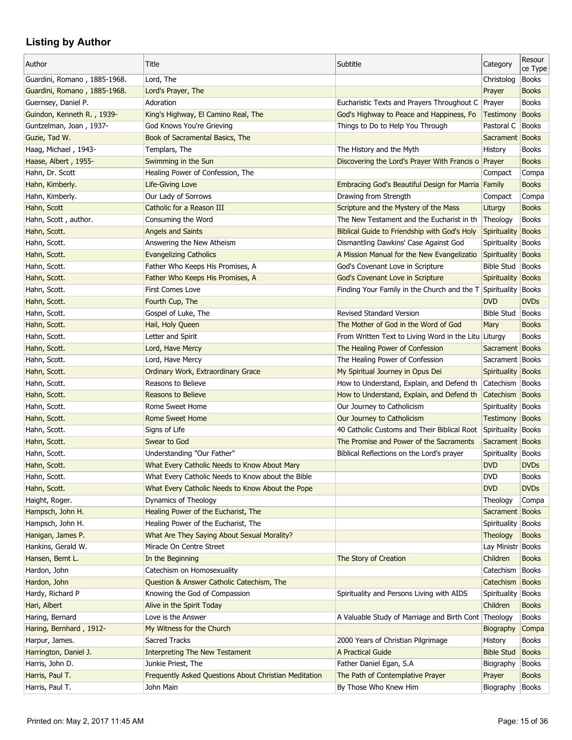## Listing by Author

| Author | Title | Subtitle | Category | Resource Type |
| --- | --- | --- | --- | --- |
| Guardini, Romano , 1885-1968. | Lord, The | | Christolog | Books |
| Guardini, Romano , 1885-1968. | Lord's Prayer, The | | Prayer | Books |
| Guernsey, Daniel P. | Adoration | Eucharistic Texts and Prayers Throughout C | Prayer | Books |
| Guindon, Kenneth R. , 1939- | King's Highway, El Camino Real, The | God's Highway to Peace and Happiness, Fo | Testimony | Books |
| Guntzelman, Joan , 1937- | God Knows You're Grieving | Things to Do to Help You Through | Pastoral C | Books |
| Guzie, Tad W. | Book of Sacramental Basics, The | | Sacrament | Books |
| Haag, Michael , 1943- | Templars, The | The History and the Myth | History | Books |
| Haase, Albert , 1955- | Swimming in the Sun | Discovering the Lord's Prayer With Francis o | Prayer | Books |
| Hahn, Dr. Scott | Healing Power of Confession, The | | Compact | Compa |
| Hahn, Kimberly. | Life-Giving Love | Embracing God's Beautiful Design for Marria | Family | Books |
| Hahn, Kimberly. | Our Lady of Sorrows | Drawing from Strength | Compact | Compa |
| Hahn, Scott | Catholic for a Reason III | Scripture and the Mystery of the Mass | Liturgy | Books |
| Hahn, Scott , author. | Consuming the Word | The New Testament and the Eucharist in th | Theology | Books |
| Hahn, Scott. | Angels and Saints | Biblical Guide to Friendship with God's Holy | Spirituality | Books |
| Hahn, Scott. | Answering the New Atheism | Dismantling Dawkins' Case Against God | Spirituality | Books |
| Hahn, Scott. | Evangelizing Catholics | A Mission Manual for the New Evangelizatio | Spirituality | Books |
| Hahn, Scott. | Father Who Keeps His Promises, A | God's Covenant Love in Scripture | Bible Stud | Books |
| Hahn, Scott. | Father Who Keeps His Promises, A | God's Covenant Love in Scripture | Spirituality | Books |
| Hahn, Scott. | First Comes Love | Finding Your Family in the Church and the T | Spirituality | Books |
| Hahn, Scott. | Fourth Cup, The | | DVD | DVDs |
| Hahn, Scott. | Gospel of Luke, The | Revised Standard Version | Bible Stud | Books |
| Hahn, Scott. | Hail, Holy Queen | The Mother of God in the Word of God | Mary | Books |
| Hahn, Scott. | Letter and Spirit | From Written Text to Living Word in the Litu | Liturgy | Books |
| Hahn, Scott. | Lord, Have Mercy | The Healing Power of Confession | Sacrament | Books |
| Hahn, Scott. | Lord, Have Mercy | The Healing Power of Confession | Sacrament | Books |
| Hahn, Scott. | Ordinary Work, Extraordinary Grace | My Spiritual Journey in Opus Dei | Spirituality | Books |
| Hahn, Scott. | Reasons to Believe | How to Understand, Explain, and Defend th | Catechism | Books |
| Hahn, Scott. | Reasons to Believe | How to Understand, Explain, and Defend th | Catechism | Books |
| Hahn, Scott. | Rome Sweet Home | Our Journey to Catholicism | Spirituality | Books |
| Hahn, Scott. | Rome Sweet Home | Our Journey to Catholicism | Testimony | Books |
| Hahn, Scott. | Signs of Life | 40 Catholic Customs and Their Biblical Root | Spirituality | Books |
| Hahn, Scott. | Swear to God | The Promise and Power of the Sacraments | Sacrament | Books |
| Hahn, Scott. | Understanding "Our Father" | Biblical Reflections on the Lord's prayer | Spirituality | Books |
| Hahn, Scott. | What Every Catholic Needs to Know About Mary | | DVD | DVDs |
| Hahn, Scott. | What Every Catholic Needs to Know about the Bible | | DVD | Books |
| Hahn, Scott. | What Every Catholic Needs to Know About the Pope | | DVD | DVDs |
| Haight, Roger. | Dynamics of Theology | | Theology | Compa |
| Hampsch, John H. | Healing Power of the Eucharist, The | | Sacrament | Books |
| Hampsch, John H. | Healing Power of the Eucharist, The | | Spirituality | Books |
| Hanigan, James P. | What Are They Saying About Sexual Morality? | | Theology | Books |
| Hankins, Gerald W. | Miracle On Centre Street | | Lay Ministr | Books |
| Hansen, Bemt L. | In the Beginning | The Story of Creation | Children | Books |
| Hardon, John | Catechism on Homosexuality | | Catechism | Books |
| Hardon, John | Question & Answer Catholic Catechism, The | | Catechism | Books |
| Hardy, Richard P | Knowing the God of Compassion | Spirituality and Persons Living with AIDS | Spirituality | Books |
| Hari, Albert | Alive in the Spirit Today | | Children | Books |
| Haring, Bernard | Love is the Answer | A Valuable Study of Marriage and Birth Cont | Theology | Books |
| Haring, Bernhard , 1912- | My Witness for the Church | | Biography | Compa |
| Harpur, James. | Sacred Tracks | 2000 Years of Christian Pilgrimage | History | Books |
| Harrington, Daniel J. | Interpreting The New Testament | A Practical Guide | Bible Stud | Books |
| Harris, John D. | Junkie Priest, The | Father Daniel Egan, S.A | Biography | Books |
| Harris, Paul T. | Frequently Asked Questions About Christian Meditation | The Path of Contemplative Prayer | Prayer | Books |
| Harris, Paul T. | John Main | By Those Who Knew Him | Biography | Books |

Printed on: May 2, 2017 11:45 AM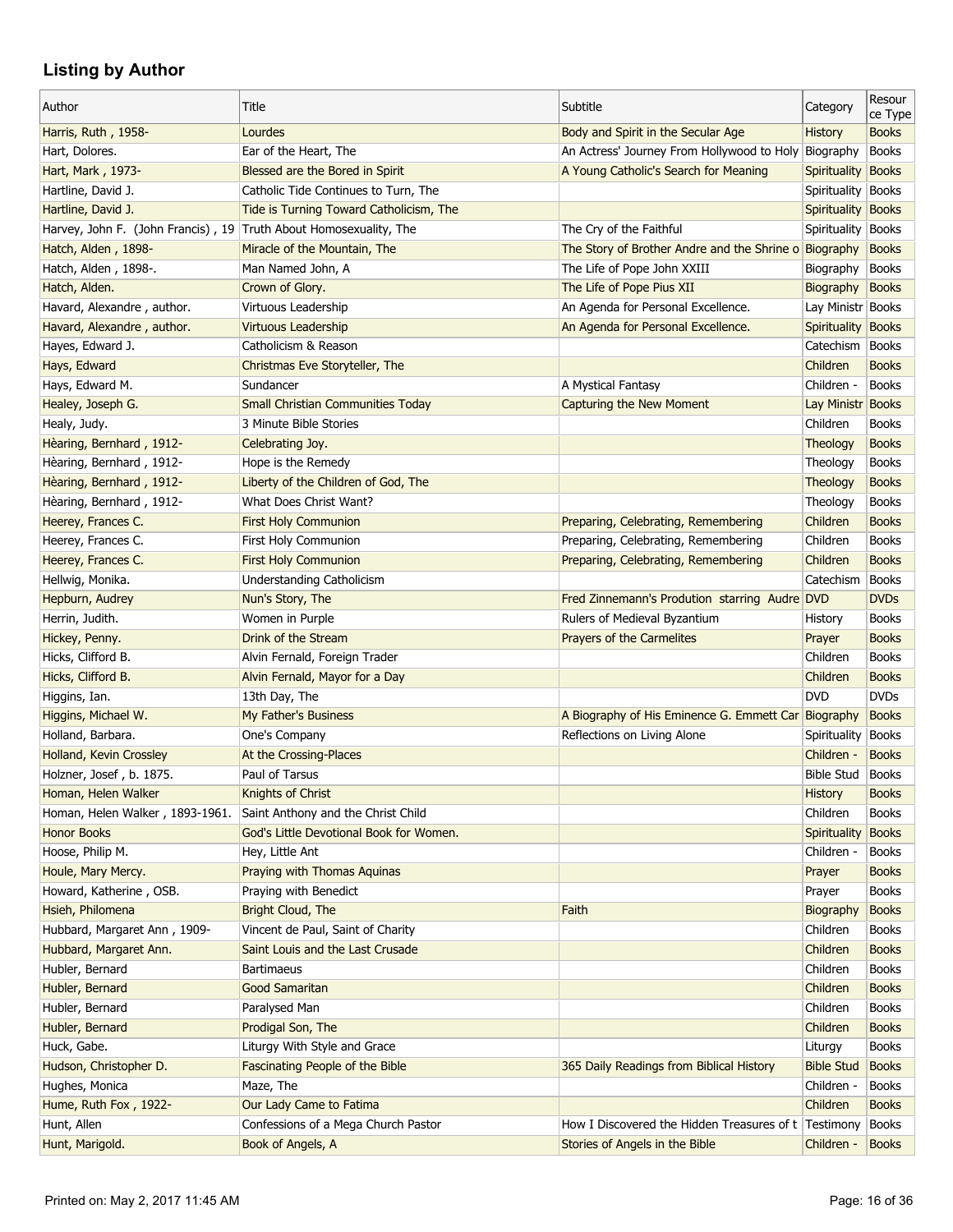## Listing by Author

| Author | Title | Subtitle | Category | Resource Type |
|---|---|---|---|---|
| Harris, Ruth , 1958- | Lourdes | Body and Spirit in the Secular Age | History | Books |
| Hart, Dolores. | Ear of the Heart, The | An Actress' Journey From Hollywood to Holy | Biography | Books |
| Hart, Mark , 1973- | Blessed are the Bored in Spirit | A Young Catholic's Search for Meaning | Spirituality | Books |
| Hartline, David J. | Catholic Tide Continues to Turn, The | | Spirituality | Books |
| Hartline, David J. | Tide is Turning Toward Catholicism, The | | Spirituality | Books |
| Harvey, John F. (John Francis) , 19 | Truth About Homosexuality, The | The Cry of the Faithful | Spirituality | Books |
| Hatch, Alden , 1898- | Miracle of the Mountain, The | The Story of Brother Andre and the Shrine o | Biography | Books |
| Hatch, Alden , 1898-. | Man Named John, A | The Life of Pope John XXIII | Biography | Books |
| Hatch, Alden. | Crown of Glory. | The Life of Pope Pius XII | Biography | Books |
| Havard, Alexandre , author. | Virtuous Leadership | An Agenda for Personal Excellence. | Lay Ministr | Books |
| Havard, Alexandre , author. | Virtuous Leadership | An Agenda for Personal Excellence. | Spirituality | Books |
| Hayes, Edward J. | Catholicism & Reason | | Catechism | Books |
| Hays, Edward | Christmas Eve Storyteller, The | | Children | Books |
| Hays, Edward M. | Sundancer | A Mystical Fantasy | Children - | Books |
| Healey, Joseph G. | Small Christian Communities Today | Capturing the New Moment | Lay Ministr | Books |
| Healy, Judy. | 3 Minute Bible Stories | | Children | Books |
| Hèaring, Bernhard , 1912- | Celebrating Joy. | | Theology | Books |
| Hèaring, Bernhard , 1912- | Hope is the Remedy | | Theology | Books |
| Hèaring, Bernhard , 1912- | Liberty of the Children of God, The | | Theology | Books |
| Hèaring, Bernhard , 1912- | What Does Christ Want? | | Theology | Books |
| Heerey, Frances C. | First Holy Communion | Preparing, Celebrating, Remembering | Children | Books |
| Heerey, Frances C. | First Holy Communion | Preparing, Celebrating, Remembering | Children | Books |
| Heerey, Frances C. | First Holy Communion | Preparing, Celebrating, Remembering | Children | Books |
| Hellwig, Monika. | Understanding Catholicism | | Catechism | Books |
| Hepburn, Audrey | Nun's Story, The | Fred Zinnemann's Prodution starring Audre | DVD | DVDs |
| Herrin, Judith. | Women in Purple | Rulers of Medieval Byzantium | History | Books |
| Hickey, Penny. | Drink of the Stream | Prayers of the Carmelites | Prayer | Books |
| Hicks, Clifford B. | Alvin Fernald, Foreign Trader | | Children | Books |
| Hicks, Clifford B. | Alvin Fernald, Mayor for a Day | | Children | Books |
| Higgins, Ian. | 13th Day, The | | DVD | DVDs |
| Higgins, Michael W. | My Father's Business | A Biography of His Eminence G. Emmett Car | Biography | Books |
| Holland, Barbara. | One's Company | Reflections on Living Alone | Spirituality | Books |
| Holland, Kevin Crossley | At the Crossing-Places | | Children - | Books |
| Holzner, Josef , b. 1875. | Paul of Tarsus | | Bible Stud | Books |
| Homan, Helen Walker | Knights of Christ | | History | Books |
| Homan, Helen Walker , 1893-1961. | Saint Anthony and the Christ Child | | Children | Books |
| Honor Books | God's Little Devotional Book for Women. | | Spirituality | Books |
| Hoose, Philip M. | Hey, Little Ant | | Children - | Books |
| Houle, Mary Mercy. | Praying with Thomas Aquinas | | Prayer | Books |
| Howard, Katherine , OSB. | Praying with Benedict | | Prayer | Books |
| Hsieh, Philomena | Bright Cloud, The | Faith | Biography | Books |
| Hubbard, Margaret Ann , 1909- | Vincent de Paul, Saint of Charity | | Children | Books |
| Hubbard, Margaret Ann. | Saint Louis and the Last Crusade | | Children | Books |
| Hubler, Bernard | Bartimaeus | | Children | Books |
| Hubler, Bernard | Good Samaritan | | Children | Books |
| Hubler, Bernard | Paralysed Man | | Children | Books |
| Hubler, Bernard | Prodigal Son, The | | Children | Books |
| Huck, Gabe. | Liturgy With Style and Grace | | Liturgy | Books |
| Hudson, Christopher D. | Fascinating People of the Bible | 365 Daily Readings from Biblical History | Bible Stud | Books |
| Hughes, Monica | Maze, The | | Children - | Books |
| Hume, Ruth Fox , 1922- | Our Lady Came to Fatima | | Children | Books |
| Hunt, Allen | Confessions of a Mega Church Pastor | How I Discovered the Hidden Treasures of t | Testimony | Books |
| Hunt, Marigold. | Book of Angels, A | Stories of Angels in the Bible | Children - | Books |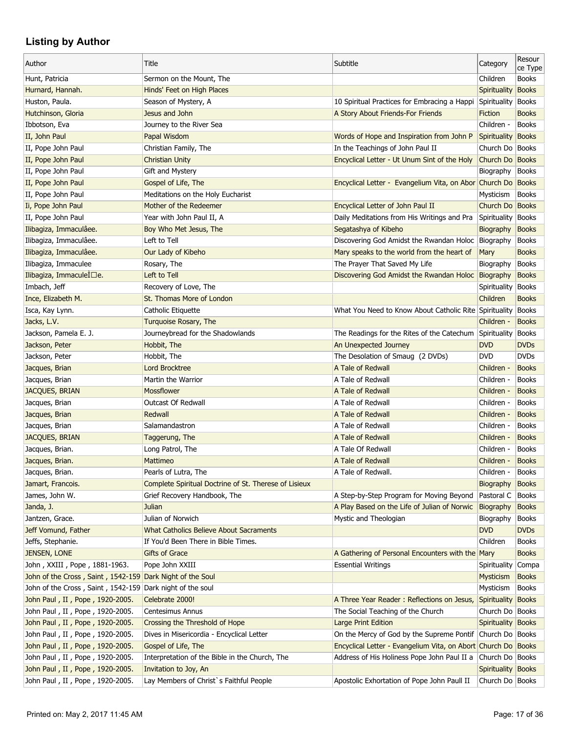## Listing by Author

| Author | Title | Subtitle | Category | Resource Type |
|---|---|---|---|---|
| Hunt, Patricia | Sermon on the Mount, The | | Children | Books |
| Hurnard, Hannah. | Hinds' Feet on High Places | | Spirituality | Books |
| Huston, Paula. | Season of Mystery, A | 10 Spiritual Practices for Embracing a Happi | Spirituality | Books |
| Hutchinson, Gloria | Jesus and John | A Story About Friends-For Friends | Fiction | Books |
| Ibbotson, Eva | Journey to the River Sea | | Children - | Books |
| II, John Paul | Papal Wisdom | Words of Hope and Inspiration from John P | Spirituality | Books |
| II, Pope John Paul | Christian Family, The | In the Teachings of John Paul II | Church Do | Books |
| II, Pope John Paul | Christian Unity | Encyclical Letter - Ut Unum Sint of the Holy | Church Do | Books |
| II, Pope John Paul | Gift and Mystery | | Biography | Books |
| II, Pope John Paul | Gospel of Life, The | Encyclical Letter - Evangelium Vita, on Abor | Church Do | Books |
| II, Pope John Paul | Meditations on the Holy Eucharist | | Mysticism | Books |
| Ii, Pope John Paul | Mother of the Redeemer | Encyclical Letter of John Paul II | Church Do | Books |
| II, Pope John Paul | Year with John Paul II, A | Daily Meditations from His Writings and Pra | Spirituality | Books |
| Ilibagiza, Immaculâee. | Boy Who Met Jesus, The | Segatashya of Kibeho | Biography | Books |
| Ilibagiza, Immaculâee. | Left to Tell | Discovering God Amidst the Rwandan Holoc | Biography | Books |
| Ilibagiza, Immaculâee. | Our Lady of Kibeho | Mary speaks to the world from the heart of | Mary | Books |
| Ilibagiza, Immaculee | Rosary, The | The Prayer That Saved My Life | Biography | Books |
| Ilibagiza, ImmaculeÌ☐e. | Left to Tell | Discovering God Amidst the Rwandan Holoc | Biography | Books |
| Imbach, Jeff | Recovery of Love, The | | Spirituality | Books |
| Ince, Elizabeth M. | St. Thomas More of London | | Children | Books |
| Isca, Kay Lynn. | Catholic Etiquette | What You Need to Know About Catholic Rite | Spirituality | Books |
| Jacks, L.V. | Turquoise Rosary, The | | Children - | Books |
| Jackson, Pamela E. J. | Journeybread for the Shadowlands | The Readings for the Rites of the Catechum | Spirituality | Books |
| Jackson, Peter | Hobbit, The | An Unexpected Journey | DVD | DVDs |
| Jackson, Peter | Hobbit, The | The Desolation of Smaug (2 DVDs) | DVD | DVDs |
| Jacques, Brian | Lord Brocktree | A Tale of Redwall | Children - | Books |
| Jacques, Brian | Martin the Warrior | A Tale of Redwall | Children - | Books |
| JACQUES, BRIAN | Mossflower | A Tale of Redwall | Children - | Books |
| Jacques, Brian | Outcast Of Redwall | A Tale of Redwall | Children - | Books |
| Jacques, Brian | Redwall | A Tale of Redwall | Children - | Books |
| Jacques, Brian | Salamandastron | A Tale of Redwall | Children - | Books |
| JACQUES, BRIAN | Taggerung, The | A Tale of Redwall | Children - | Books |
| Jacques, Brian. | Long Patrol, The | A Tale Of Redwall | Children - | Books |
| Jacques, Brian. | Mattimeo | A Tale of Redwall | Children - | Books |
| Jacques, Brian. | Pearls of Lutra, The | A Tale of Redwall. | Children - | Books |
| Jamart, Francois. | Complete Spiritual Doctrine of St. Therese of Lisieux | | Biography | Books |
| James, John W. | Grief Recovery Handbook, The | A Step-by-Step Program for Moving Beyond | Pastoral C | Books |
| Janda, J. | Julian | A Play Based on the Life of Julian of Norwic | Biography | Books |
| Jantzen, Grace. | Julian of Norwich | Mystic and Theologian | Biography | Books |
| Jeff Vomund, Father | What Catholics Believe About Sacraments | | DVD | DVDs |
| Jeffs, Stephanie. | If You'd Been There in Bible Times. | | Children | Books |
| JENSEN, LONE | Gifts of Grace | A Gathering of Personal Encounters with the | Mary | Books |
| John , XXIII , Pope , 1881-1963. | Pope John XXIII | Essential Writings | Spirituality | Compa |
| John of the Cross , Saint , 1542-159 | Dark Night of the Soul | | Mysticism | Books |
| John of the Cross , Saint , 1542-159 | Dark night of the soul | | Mysticism | Books |
| John Paul , II , Pope , 1920-2005. | Celebrate 2000! | A Three Year Reader : Reflections on Jesus, | Spirituality | Books |
| John Paul , II , Pope , 1920-2005. | Centesimus Annus | The Social Teaching of the Church | Church Do | Books |
| John Paul , II , Pope , 1920-2005. | Crossing the Threshold of Hope | Large Print Edition | Spirituality | Books |
| John Paul , II , Pope , 1920-2005. | Dives in Misericordia - Encyclical Letter | On the Mercy of God by the Supreme Pontif | Church Do | Books |
| John Paul , II , Pope , 1920-2005. | Gospel of Life, The | Encyclical Letter - Evangelium Vita, on Abort | Church Do | Books |
| John Paul , II , Pope , 1920-2005. | Interpretation of the Bible in the Church, The | Address of His Holiness Pope John Paul II a | Church Do | Books |
| John Paul , II , Pope , 1920-2005. | Invitation to Joy, An | | Spirituality | Books |
| John Paul , II , Pope , 1920-2005. | Lay Members of Christ`s Faithful People | Apostolic Exhortation of Pope John Paull II | Church Do | Books |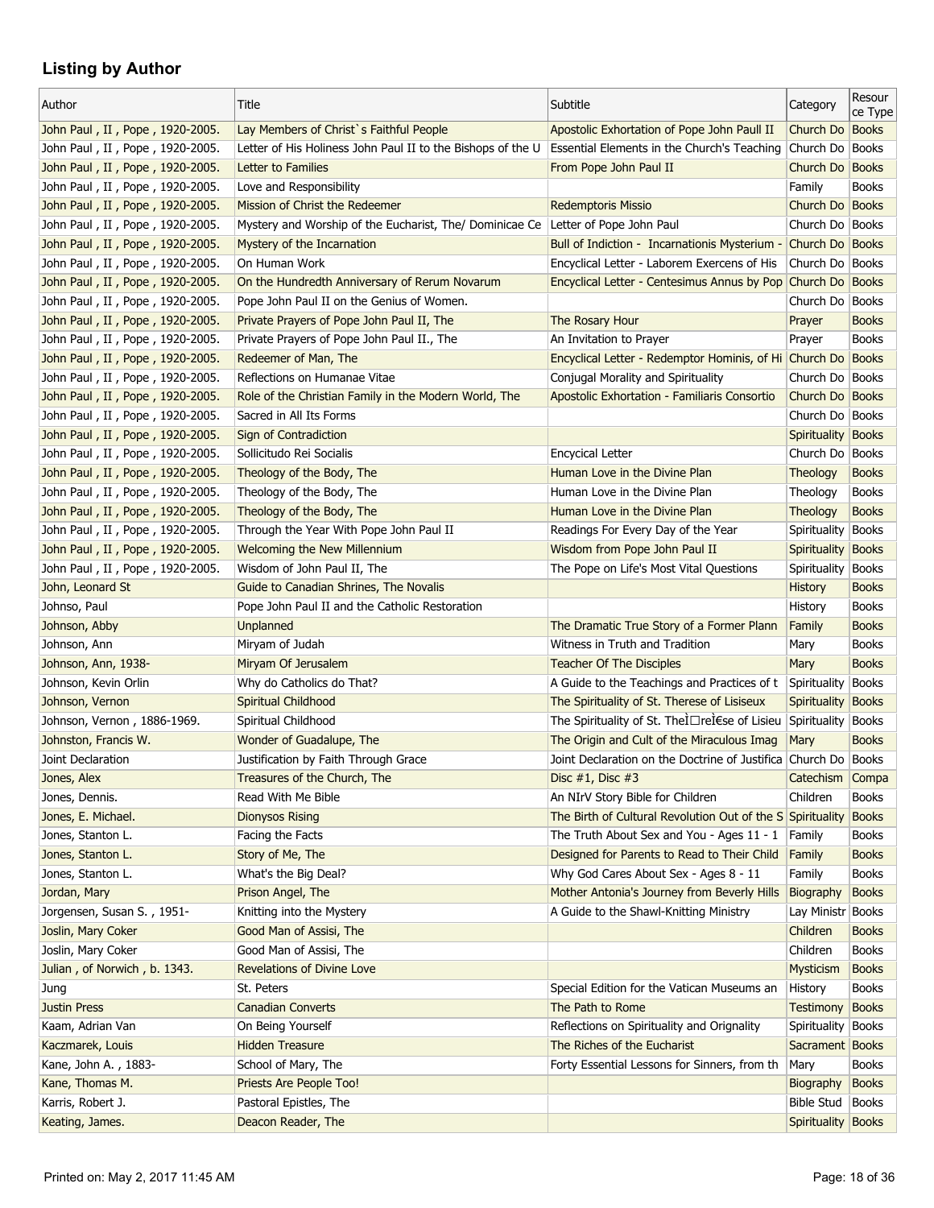## Listing by Author

| Author | Title | Subtitle | Category | Resource Type |
|---|---|---|---|---|
| John Paul , II , Pope , 1920-2005. | Lay Members of Christ`s Faithful People | Apostolic Exhortation of Pope John Paull II | Church Do | Books |
| John Paul , II , Pope , 1920-2005. | Letter of His Holiness John Paul II to the Bishops of the U | Essential Elements in the Church's Teaching | Church Do | Books |
| John Paul , II , Pope , 1920-2005. | Letter to Families | From Pope John Paul II | Church Do | Books |
| John Paul , II , Pope , 1920-2005. | Love and Responsibility | | Family | Books |
| John Paul , II , Pope , 1920-2005. | Mission of Christ the Redeemer | Redemptoris Missio | Church Do | Books |
| John Paul , II , Pope , 1920-2005. | Mystery and Worship of the Eucharist, The/ Dominicae Ce | Letter of Pope John Paul | Church Do | Books |
| John Paul , II , Pope , 1920-2005. | Mystery of the Incarnation | Bull of Indiction - Incarnationis Mysterium - | Church Do | Books |
| John Paul , II , Pope , 1920-2005. | On Human Work | Encyclical Letter - Laborem Exercens of His | Church Do | Books |
| John Paul , II , Pope , 1920-2005. | On the Hundredth Anniversary of Rerum Novarum | Encyclical Letter - Centesimus Annus by Pop | Church Do | Books |
| John Paul , II , Pope , 1920-2005. | Pope John Paul II on the Genius of Women. | | Church Do | Books |
| John Paul , II , Pope , 1920-2005. | Private Prayers of Pope John Paul II, The | The Rosary Hour | Prayer | Books |
| John Paul , II , Pope , 1920-2005. | Private Prayers of Pope John Paul II., The | An Invitation to Prayer | Prayer | Books |
| John Paul , II , Pope , 1920-2005. | Redeemer of Man, The | Encyclical Letter - Redemptor Hominis, of Hi | Church Do | Books |
| John Paul , II , Pope , 1920-2005. | Reflections on Humanae Vitae | Conjugal Morality and Spirituality | Church Do | Books |
| John Paul , II , Pope , 1920-2005. | Role of the Christian Family in the Modern World, The | Apostolic Exhortation - Familiaris Consortio | Church Do | Books |
| John Paul , II , Pope , 1920-2005. | Sacred in All Its Forms | | Church Do | Books |
| John Paul , II , Pope , 1920-2005. | Sign of Contradiction | | Spirituality | Books |
| John Paul , II , Pope , 1920-2005. | Sollicitudo Rei Socialis | Encycical Letter | Church Do | Books |
| John Paul , II , Pope , 1920-2005. | Theology of the Body, The | Human Love in the Divine Plan | Theology | Books |
| John Paul , II , Pope , 1920-2005. | Theology of the Body, The | Human Love in the Divine Plan | Theology | Books |
| John Paul , II , Pope , 1920-2005. | Theology of the Body, The | Human Love in the Divine Plan | Theology | Books |
| John Paul , II , Pope , 1920-2005. | Through the Year With Pope John Paul II | Readings For Every Day of the Year | Spirituality | Books |
| John Paul , II , Pope , 1920-2005. | Welcoming the New Millennium | Wisdom from Pope John Paul II | Spirituality | Books |
| John Paul , II , Pope , 1920-2005. | Wisdom of John Paul II, The | The Pope on Life's Most Vital Questions | Spirituality | Books |
| John, Leonard St | Guide to Canadian Shrines, The Novalis | | History | Books |
| Johnso, Paul | Pope John Paul II and the Catholic Restoration | | History | Books |
| Johnson, Abby | Unplanned | The Dramatic True Story of a Former Plann | Family | Books |
| Johnson, Ann | Miryam of Judah | Witness in Truth and Tradition | Mary | Books |
| Johnson, Ann, 1938- | Miryam Of Jerusalem | Teacher Of The Disciples | Mary | Books |
| Johnson, Kevin Orlin | Why do Catholics do That? | A Guide to the Teachings and Practices of t | Spirituality | Books |
| Johnson, Vernon | Spiritual Childhood | The Spirituality of St. Therese of Lisiseux | Spirituality | Books |
| Johnson, Vernon , 1886-1969. | Spiritual Childhood | The Spirituality of St. TheÌ□reÌ€se of Lisieu | Spirituality | Books |
| Johnston, Francis W. | Wonder of Guadalupe, The | The Origin and Cult of the Miraculous Imag | Mary | Books |
| Joint Declaration | Justification by Faith Through Grace | Joint Declaration on the Doctrine of Justifica | Church Do | Books |
| Jones, Alex | Treasures of the Church, The | Disc #1, Disc #3 | Catechism | Compa |
| Jones, Dennis. | Read With Me Bible | An NIrV Story Bible for Children | Children | Books |
| Jones, E. Michael. | Dionysos Rising | The Birth of Cultural Revolution Out of the S | Spirituality | Books |
| Jones, Stanton L. | Facing the Facts | The Truth About Sex and You - Ages 11 - 1 | Family | Books |
| Jones, Stanton L. | Story of Me, The | Designed for Parents to Read to Their Child | Family | Books |
| Jones, Stanton L. | What's the Big Deal? | Why God Cares About Sex - Ages 8 - 11 | Family | Books |
| Jordan, Mary | Prison Angel, The | Mother Antonia's Journey from Beverly Hills | Biography | Books |
| Jorgensen, Susan S. , 1951- | Knitting into the Mystery | A Guide to the Shawl-Knitting Ministry | Lay Ministr | Books |
| Joslin, Mary Coker | Good Man of Assisi, The | | Children | Books |
| Joslin, Mary Coker | Good Man of Assisi, The | | Children | Books |
| Julian , of Norwich , b. 1343. | Revelations of Divine Love | | Mysticism | Books |
| Jung | St. Peters | Special Edition for the Vatican Museums an | History | Books |
| Justin Press | Canadian Converts | The Path to Rome | Testimony | Books |
| Kaam, Adrian Van | On Being Yourself | Reflections on Spirituality and Orignality | Spirituality | Books |
| Kaczmarek, Louis | Hidden Treasure | The Riches of the Eucharist | Sacrament | Books |
| Kane, John A. , 1883- | School of Mary, The | Forty Essential Lessons for Sinners, from th | Mary | Books |
| Kane, Thomas M. | Priests Are People Too! | | Biography | Books |
| Karris, Robert J. | Pastoral Epistles, The | | Bible Stud | Books |
| Keating, James. | Deacon Reader, The | | Spirituality | Books |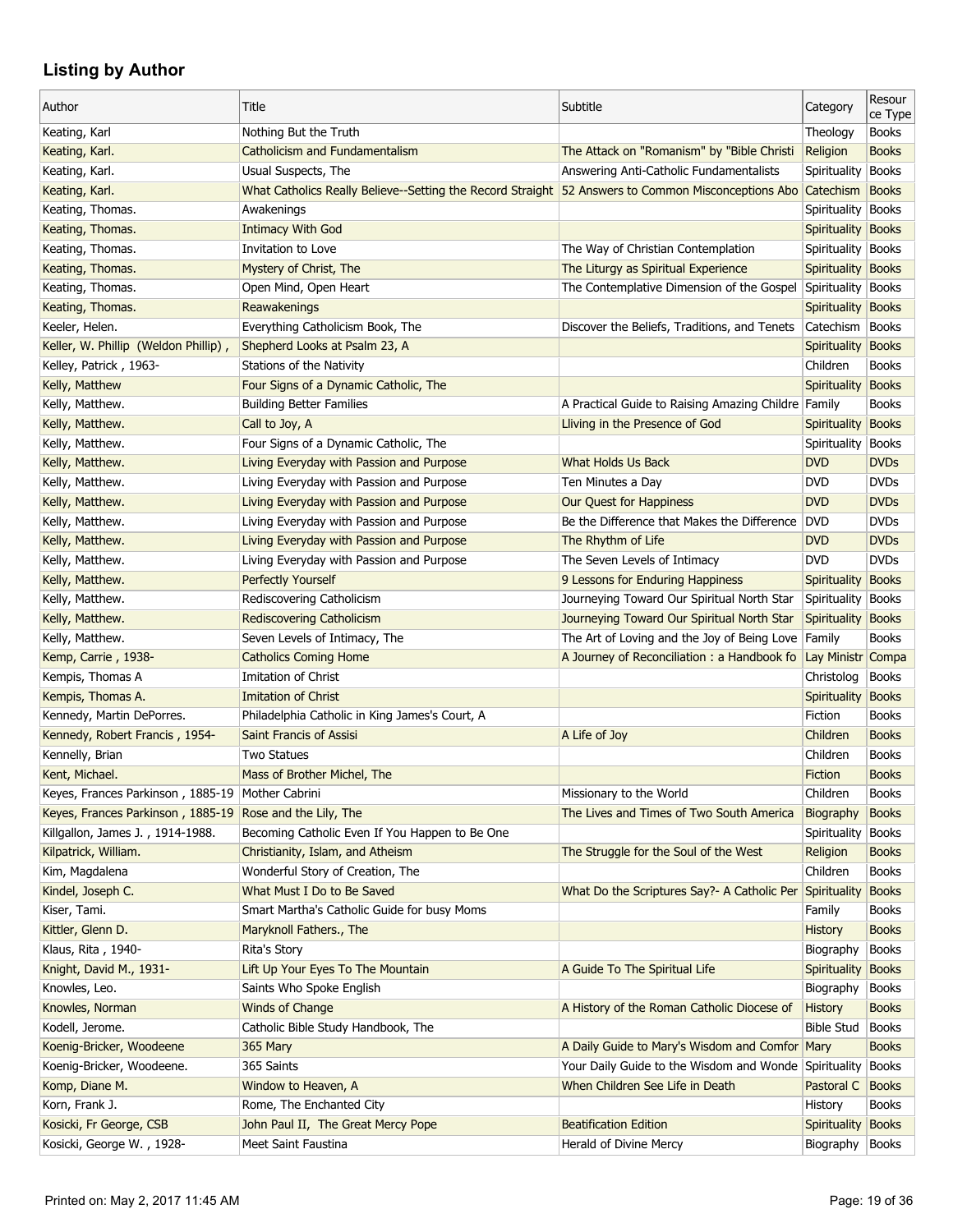## Listing by Author

| Author | Title | Subtitle | Category | Resource Type |
|---|---|---|---|---|
| Keating, Karl | Nothing But the Truth | | Theology | Books |
| Keating, Karl. | Catholicism and Fundamentalism | The Attack on "Romanism" by "Bible Christi | Religion | Books |
| Keating, Karl. | Usual Suspects, The | Answering Anti-Catholic Fundamentalists | Spirituality | Books |
| Keating, Karl. | What Catholics Really Believe--Setting the Record Straight | 52 Answers to Common Misconceptions Abo | Catechism | Books |
| Keating, Thomas. | Awakenings | | Spirituality | Books |
| Keating, Thomas. | Intimacy With God | | Spirituality | Books |
| Keating, Thomas. | Invitation to Love | The Way of Christian Contemplation | Spirituality | Books |
| Keating, Thomas. | Mystery of Christ, The | The Liturgy as Spiritual Experience | Spirituality | Books |
| Keating, Thomas. | Open Mind, Open Heart | The Contemplative Dimension of the Gospel | Spirituality | Books |
| Keating, Thomas. | Reawakenings | | Spirituality | Books |
| Keeler, Helen. | Everything Catholicism Book, The | Discover the Beliefs, Traditions, and Tenets | Catechism | Books |
| Keller, W. Phillip (Weldon Phillip) , | Shepherd Looks at Psalm 23, A | | Spirituality | Books |
| Kelley, Patrick , 1963- | Stations of the Nativity | | Children | Books |
| Kelly, Matthew | Four Signs of a Dynamic Catholic, The | | Spirituality | Books |
| Kelly, Matthew. | Building Better Families | A Practical Guide to Raising Amazing Childre | Family | Books |
| Kelly, Matthew. | Call to Joy, A | Lliving in the Presence of God | Spirituality | Books |
| Kelly, Matthew. | Four Signs of a Dynamic Catholic, The | | Spirituality | Books |
| Kelly, Matthew. | Living Everyday with Passion and Purpose | What Holds Us Back | DVD | DVDs |
| Kelly, Matthew. | Living Everyday with Passion and Purpose | Ten Minutes a Day | DVD | DVDs |
| Kelly, Matthew. | Living Everyday with Passion and Purpose | Our Quest for Happiness | DVD | DVDs |
| Kelly, Matthew. | Living Everyday with Passion and Purpose | Be the Difference that Makes the Difference | DVD | DVDs |
| Kelly, Matthew. | Living Everyday with Passion and Purpose | The Rhythm of Life | DVD | DVDs |
| Kelly, Matthew. | Living Everyday with Passion and Purpose | The Seven Levels of Intimacy | DVD | DVDs |
| Kelly, Matthew. | Perfectly Yourself | 9 Lessons for Enduring Happiness | Spirituality | Books |
| Kelly, Matthew. | Rediscovering Catholicism | Journeying Toward Our Spiritual North Star | Spirituality | Books |
| Kelly, Matthew. | Rediscovering Catholicism | Journeying Toward Our Spiritual North Star | Spirituality | Books |
| Kelly, Matthew. | Seven Levels of Intimacy, The | The Art of Loving and the Joy of Being Love | Family | Books |
| Kemp, Carrie , 1938- | Catholics Coming Home | A Journey of Reconciliation : a Handbook fo | Lay Ministr | Compa |
| Kempis, Thomas A | Imitation of Christ | | Christolog | Books |
| Kempis, Thomas A. | Imitation of Christ | | Spirituality | Books |
| Kennedy, Martin DePorres. | Philadelphia Catholic in King James's Court, A | | Fiction | Books |
| Kennedy, Robert Francis , 1954- | Saint Francis of Assisi | A Life of Joy | Children | Books |
| Kennelly, Brian | Two Statues | | Children | Books |
| Kent, Michael. | Mass of Brother Michel, The | | Fiction | Books |
| Keyes, Frances Parkinson , 1885-19 | Mother Cabrini | Missionary to the World | Children | Books |
| Keyes, Frances Parkinson , 1885-19 | Rose and the Lily, The | The Lives and Times of Two South America | Biography | Books |
| Killgallon, James J. , 1914-1988. | Becoming Catholic Even If You Happen to Be One | | Spirituality | Books |
| Kilpatrick, William. | Christianity, Islam, and Atheism | The Struggle for the Soul of the West | Religion | Books |
| Kim, Magdalena | Wonderful Story of Creation, The | | Children | Books |
| Kindel, Joseph C. | What Must I Do to Be Saved | What Do the Scriptures Say?- A Catholic Per | Spirituality | Books |
| Kiser, Tami. | Smart Martha's Catholic Guide for busy Moms | | Family | Books |
| Kittler, Glenn D. | Maryknoll Fathers., The | | History | Books |
| Klaus, Rita , 1940- | Rita's Story | | Biography | Books |
| Knight, David M., 1931- | Lift Up Your Eyes To The Mountain | A Guide To The Spiritual Life | Spirituality | Books |
| Knowles, Leo. | Saints Who Spoke English | | Biography | Books |
| Knowles, Norman | Winds of Change | A History of the Roman Catholic Diocese of | History | Books |
| Kodell, Jerome. | Catholic Bible Study Handbook, The | | Bible Stud | Books |
| Koenig-Bricker, Woodeene | 365 Mary | A Daily Guide to Mary's Wisdom and Comfor | Mary | Books |
| Koenig-Bricker, Woodeene. | 365 Saints | Your Daily Guide to the Wisdom and Wonde | Spirituality | Books |
| Komp, Diane M. | Window to Heaven, A | When Children See Life in Death | Pastoral C | Books |
| Korn, Frank J. | Rome, The Enchanted City | | History | Books |
| Kosicki, Fr George, CSB | John Paul II, The Great Mercy Pope | Beatification Edition | Spirituality | Books |
| Kosicki, George W. , 1928- | Meet Saint Faustina | Herald of Divine Mercy | Biography | Books |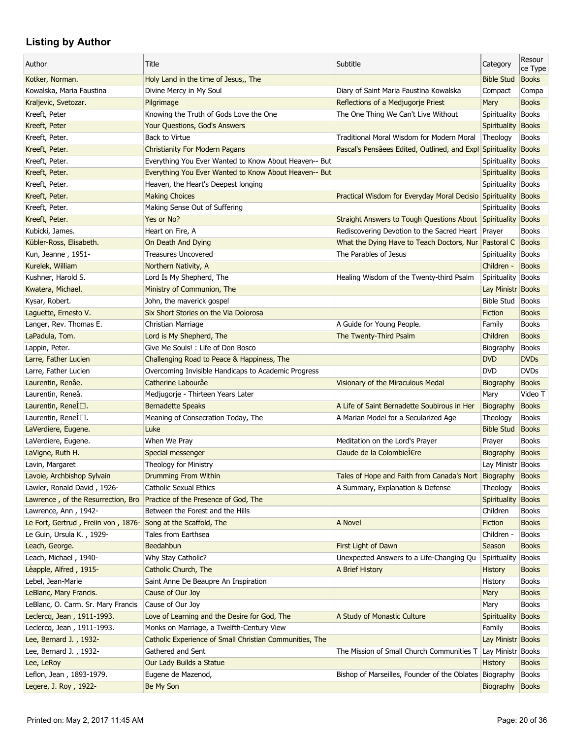## Listing by Author

| Author | Title | Subtitle | Category | Resource Type |
|---|---|---|---|---|
| Kotker, Norman. | Holy Land in the time of Jesus,, The | | Bible Stud | Books |
| Kowalska, Maria Faustina | Divine Mercy in My Soul | Diary of Saint Maria Faustina Kowalska | Compact | Compa |
| Kraljevic, Svetozar. | Pilgrimage | Reflections of a Medjugorje Priest | Mary | Books |
| Kreeft, Peter | Knowing the Truth of Gods Love the One | The One Thing We Can't Live Without | Spirituality | Books |
| Kreeft, Peter | Your Questions, God's Answers | | Spirituality | Books |
| Kreeft, Peter. | Back to Virtue | Traditional Moral Wisdom for Modern Moral | Theology | Books |
| Kreeft, Peter. | Christianity For Modern Pagans | Pascal's Pensâees Edited, Outlined, and Expl | Spirituality | Books |
| Kreeft, Peter. | Everything You Ever Wanted to Know About Heaven-- But | | Spirituality | Books |
| Kreeft, Peter. | Everything You Ever Wanted to Know About Heaven-- But | | Spirituality | Books |
| Kreeft, Peter. | Heaven, the Heart's Deepest longing | | Spirituality | Books |
| Kreeft, Peter. | Making Choices | Practical Wisdom for Everyday Moral Decisio | Spirituality | Books |
| Kreeft, Peter. | Making Sense Out of Suffering | | Spirituality | Books |
| Kreeft, Peter. | Yes or No? | Straight Answers to Tough Questions About | Spirituality | Books |
| Kubicki, James. | Heart on Fire, A | Rediscovering Devotion to the Sacred Heart | Prayer | Books |
| Kübler-Ross, Elisabeth. | On Death And Dying | What the Dying Have to Teach Doctors, Nur | Pastoral C | Books |
| Kun, Jeanne , 1951- | Treasures Uncovered | The Parables of Jesus | Spirituality | Books |
| Kurelek, William | Northern Nativity, A | | Children - | Books |
| Kushner, Harold S. | Lord Is My Shepherd, The | Healing Wisdom of the Twenty-third Psalm | Spirituality | Books |
| Kwatera, Michael. | Ministry of Communion, The | | Lay Ministr | Books |
| Kysar, Robert. | John, the maverick gospel | | Bible Stud | Books |
| Laguette, Ernesto V. | Six Short Stories on the Via Dolorosa | | Fiction | Books |
| Langer, Rev. Thomas E. | Christian Marriage | A Guide for Young People. | Family | Books |
| LaPadula, Tom. | Lord is My Shepherd, The | The Twenty-Third Psalm | Children | Books |
| Lappin, Peter. | Give Me Souls! : Life of Don Bosco | | Biography | Books |
| Larre, Father Lucien | Challenging Road to Peace & Happiness, The | | DVD | DVDs |
| Larre, Father Lucien | Overcoming Invisible Handicaps to Academic Progress | | DVD | DVDs |
| Laurentin, Renâe. | Catherine Labourâe | Visionary of the Miraculous Medal | Biography | Books |
| Laurentin, Reneâ. | Medjugorje - Thirteen Years Later | | Mary | Video T |
| Laurentin, ReneÌ□. | Bernadette Speaks | A Life of Saint Bernadette Soubirous in Her | Biography | Books |
| Laurentin, ReneÌ□. | Meaning of Consecration Today, The | A Marian Model for a Secularized Age | Theology | Books |
| LaVerdiere, Eugene. | Luke | | Bible Stud | Books |
| LaVerdiere, Eugene. | When We Pray | Meditation on the Lord's Prayer | Prayer | Books |
| LaVigne, Ruth H. | Special messenger | Claude de la ColombieÌ€re | Biography | Books |
| Lavin, Margaret | Theology for Ministry | | Lay Ministr | Books |
| Lavoie, Archbishop Sylvain | Drumming From Within | Tales of Hope and Faith from Canada's Nort | Biography | Books |
| Lawler, Ronald David , 1926- | Catholic Sexual Ethics | A Summary, Explanation & Defense | Theology | Books |
| Lawrence , of the Resurrection, Bro | Practice of the Presence of God, The | | Spirituality | Books |
| Lawrence, Ann , 1942- | Between the Forest and the Hills | | Children | Books |
| Le Fort, Gertrud , Freiin von , 1876- | Song at the Scaffold, The | A Novel | Fiction | Books |
| Le Guin, Ursula K. , 1929- | Tales from Earthsea | | Children - | Books |
| Leach, George. | Beedahbun | First Light of Dawn | Season | Books |
| Leach, Michael , 1940- | Why Stay Catholic? | Unexpected Answers to a Life-Changing Qu | Spirituality | Books |
| Lèapple, Alfred , 1915- | Catholic Church, The | A Brief History | History | Books |
| Lebel, Jean-Marie | Saint Anne De Beaupre An Inspiration | | History | Books |
| LeBlanc, Mary Francis. | Cause of Our Joy | | Mary | Books |
| LeBlanc, O. Carm. Sr. Mary Francis | Cause of Our Joy | | Mary | Books |
| Leclercq, Jean , 1911-1993. | Love of Learning and the Desire for God, The | A Study of Monastic Culture | Spirituality | Books |
| Leclercq, Jean , 1911-1993. | Monks on Marriage, a Twelfth-Century View | | Family | Books |
| Lee, Bernard J. , 1932- | Catholic Experience of Small Christian Communities, The | | Lay Ministr | Books |
| Lee, Bernard J. , 1932- | Gathered and Sent | The Mission of Small Church Communities T | Lay Ministr | Books |
| Lee, LeRoy | Our Lady Builds a Statue | | History | Books |
| Leflon, Jean , 1893-1979. | Eugene de Mazenod, | Bishop of Marseilles, Founder of the Oblates | Biography | Books |
| Legere, J. Roy , 1922- | Be My Son | | Biography | Books |

Printed on: May 2, 2017 11:45 AM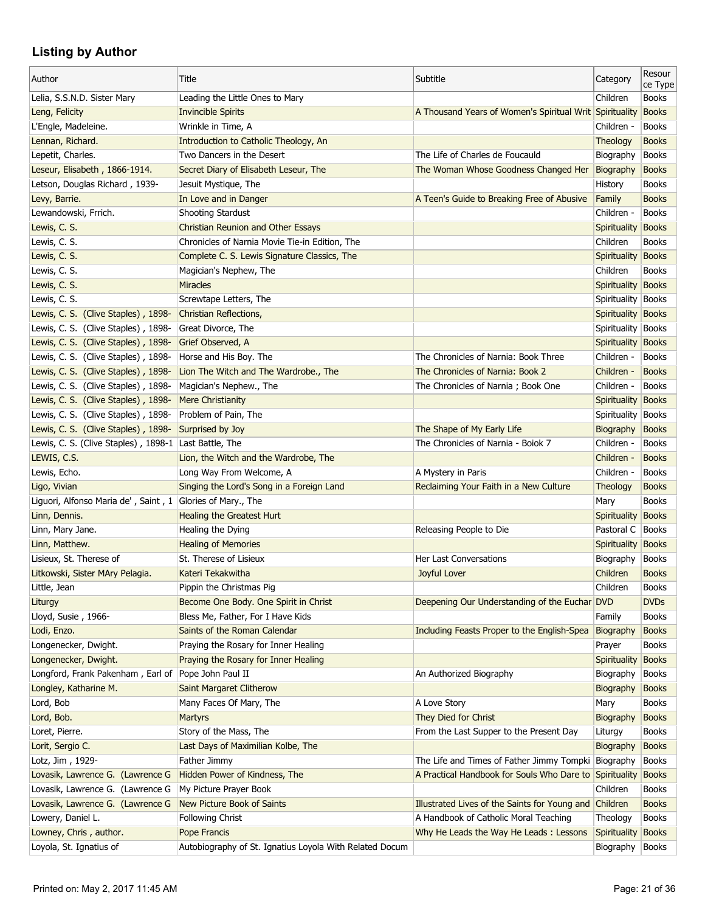## Listing by Author

| Author | Title | Subtitle | Category | Resource Type |
|---|---|---|---|---|
| Lelia, S.S.N.D. Sister Mary | Leading the Little Ones to Mary | | Children | Books |
| Leng, Felicity | Invincible Spirits | A Thousand Years of Women's Spiritual Writ | Spirituality | Books |
| L'Engle, Madeleine. | Wrinkle in Time, A | | Children - | Books |
| Lennan, Richard. | Introduction to Catholic Theology, An | | Theology | Books |
| Lepetit, Charles. | Two Dancers in the Desert | The Life of Charles de Foucauld | Biography | Books |
| Leseur, Elisabeth , 1866-1914. | Secret Diary of Elisabeth Leseur, The | The Woman Whose Goodness Changed Her | Biography | Books |
| Letson, Douglas Richard , 1939- | Jesuit Mystique, The | | History | Books |
| Levy, Barrie. | In Love and in Danger | A Teen's Guide to Breaking Free of Abusive | Family | Books |
| Lewandowski, Frrich. | Shooting Stardust | | Children - | Books |
| Lewis, C. S. | Christian Reunion and Other Essays | | Spirituality | Books |
| Lewis, C. S. | Chronicles of Narnia Movie Tie-in Edition, The | | Children | Books |
| Lewis, C. S. | Complete C. S. Lewis Signature Classics, The | | Spirituality | Books |
| Lewis, C. S. | Magician's Nephew, The | | Children | Books |
| Lewis, C. S. | Miracles | | Spirituality | Books |
| Lewis, C. S. | Screwtape Letters, The | | Spirituality | Books |
| Lewis, C. S. (Clive Staples) , 1898- | Christian Reflections, | | Spirituality | Books |
| Lewis, C. S. (Clive Staples) , 1898- | Great Divorce, The | | Spirituality | Books |
| Lewis, C. S. (Clive Staples) , 1898- | Grief Observed, A | | Spirituality | Books |
| Lewis, C. S. (Clive Staples) , 1898- | Horse and His Boy. The | The Chronicles of Narnia: Book Three | Children - | Books |
| Lewis, C. S. (Clive Staples) , 1898- | Lion The Witch and The Wardrobe., The | The Chronicles of Narnia: Book 2 | Children - | Books |
| Lewis, C. S. (Clive Staples) , 1898- | Magician's Nephew., The | The Chronicles of Narnia ; Book One | Children - | Books |
| Lewis, C. S. (Clive Staples) , 1898- | Mere Christianity | | Spirituality | Books |
| Lewis, C. S. (Clive Staples) , 1898- | Problem of Pain, The | | Spirituality | Books |
| Lewis, C. S. (Clive Staples) , 1898- | Surprised by Joy | The Shape of My Early Life | Biography | Books |
| Lewis, C. S. (Clive Staples) , 1898-1 | Last Battle, The | The Chronicles of Narnia - Boiok 7 | Children - | Books |
| LEWIS, C.S. | Lion, the Witch and the Wardrobe, The | | Children - | Books |
| Lewis, Echo. | Long Way From Welcome, A | A Mystery in Paris | Children - | Books |
| Ligo, Vivian | Singing the Lord's Song in a Foreign Land | Reclaiming Your Faith in a New Culture | Theology | Books |
| Liguori, Alfonso Maria de' , Saint , 1 | Glories of Mary., The | | Mary | Books |
| Linn, Dennis. | Healing the Greatest Hurt | | Spirituality | Books |
| Linn, Mary Jane. | Healing the Dying | Releasing People to Die | Pastoral C | Books |
| Linn, Matthew. | Healing of Memories | | Spirituality | Books |
| Lisieux, St. Therese of | St. Therese of Lisieux | Her Last Conversations | Biography | Books |
| Litkowski, Sister MAry Pelagia. | Kateri Tekakwitha | Joyful Lover | Children | Books |
| Little, Jean | Pippin the Christmas Pig | | Children | Books |
| Liturgy | Become One Body. One Spirit in Christ | Deepening Our Understanding of the Euchar | DVD | DVDs |
| Lloyd, Susie , 1966- | Bless Me, Father, For I Have Kids | | Family | Books |
| Lodi, Enzo. | Saints of the Roman Calendar | Including Feasts Proper to the English-Spea | Biography | Books |
| Longenecker, Dwight. | Praying the Rosary for Inner Healing | | Prayer | Books |
| Longenecker, Dwight. | Praying the Rosary for Inner Healing | | Spirituality | Books |
| Longford, Frank Pakenham , Earl of | Pope John Paul II | An Authorized Biography | Biography | Books |
| Longley, Katharine M. | Saint Margaret Clitherow | | Biography | Books |
| Lord, Bob | Many Faces Of Mary, The | A Love Story | Mary | Books |
| Lord, Bob. | Martyrs | They Died for Christ | Biography | Books |
| Loret, Pierre. | Story of the Mass, The | From the Last Supper to the Present Day | Liturgy | Books |
| Lorit, Sergio C. | Last Days of Maximilian Kolbe, The | | Biography | Books |
| Lotz, Jim , 1929- | Father Jimmy | The Life and Times of Father Jimmy Tompki | Biography | Books |
| Lovasik, Lawrence G. (Lawrence G | Hidden Power of Kindness, The | A Practical Handbook for Souls Who Dare to | Spirituality | Books |
| Lovasik, Lawrence G. (Lawrence G | My Picture Prayer Book | | Children | Books |
| Lovasik, Lawrence G. (Lawrence G | New Picture Book of Saints | Illustrated Lives of the Saints for Young and | Children | Books |
| Lowery, Daniel L. | Following Christ | A Handbook of Catholic Moral Teaching | Theology | Books |
| Lowney, Chris , author. | Pope Francis | Why He Leads the Way He Leads : Lessons | Spirituality | Books |
| Loyola, St. Ignatius of | Autobiography of St. Ignatius Loyola With Related Docum | | Biography | Books |

Printed on: May 2, 2017 11:45 AM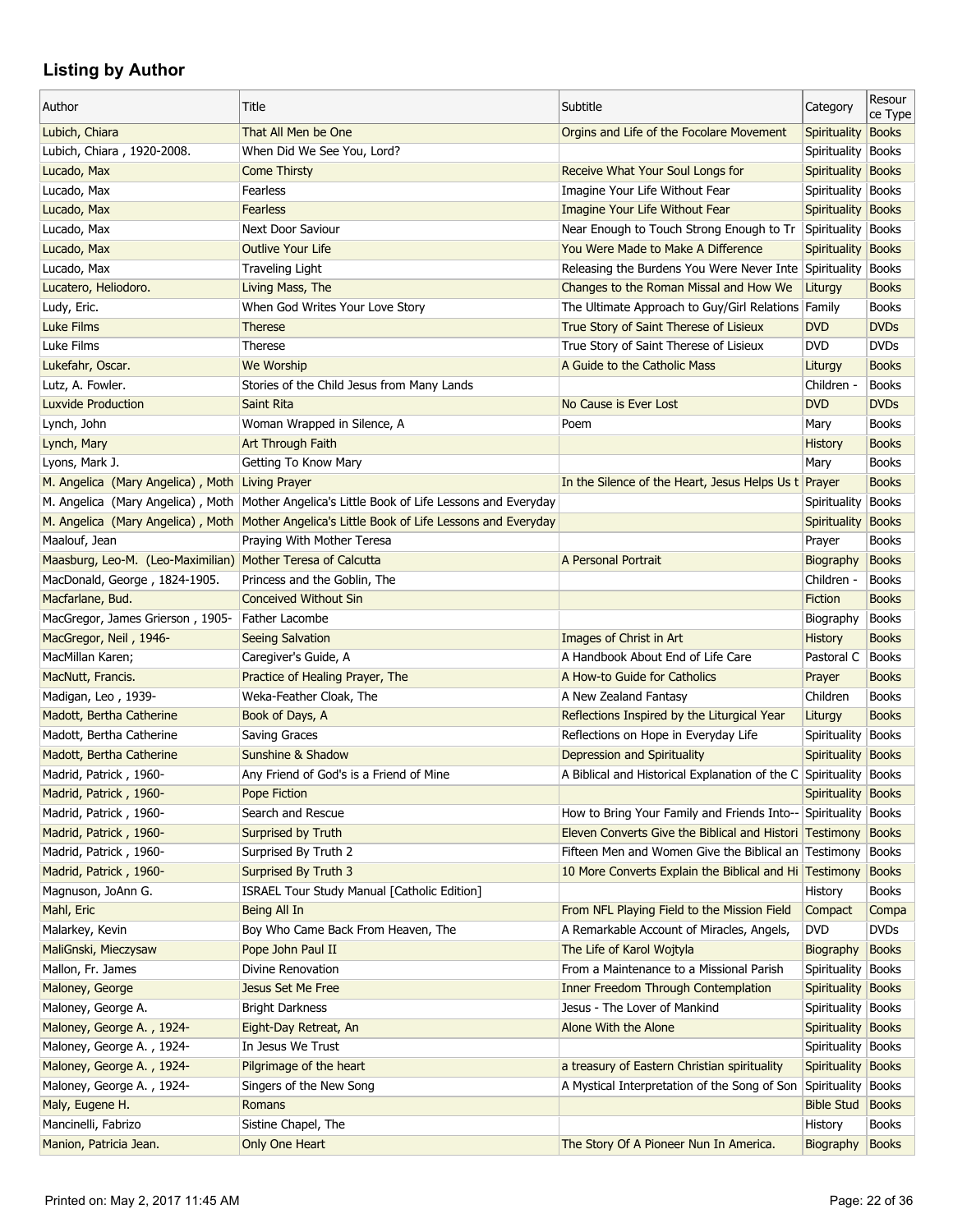## Listing by Author

| Author | Title | Subtitle | Category | Resource Type |
| --- | --- | --- | --- | --- |
| Lubich, Chiara | That All Men be One | Orgins and Life of the Focolare Movement | Spirituality | Books |
| Lubich, Chiara , 1920-2008. | When Did We See You, Lord? | | Spirituality | Books |
| Lucado, Max | Come Thirsty | Receive What Your Soul Longs for | Spirituality | Books |
| Lucado, Max | Fearless | Imagine Your Life Without Fear | Spirituality | Books |
| Lucado, Max | Fearless | Imagine Your Life Without Fear | Spirituality | Books |
| Lucado, Max | Next Door Saviour | Near Enough to Touch Strong Enough to Tr | Spirituality | Books |
| Lucado, Max | Outlive Your Life | You Were Made to Make A Difference | Spirituality | Books |
| Lucado, Max | Traveling Light | Releasing the Burdens You Were Never Inte | Spirituality | Books |
| Lucatero, Heliodoro. | Living Mass, The | Changes to the Roman Missal and How We | Liturgy | Books |
| Ludy, Eric. | When God Writes Your Love Story | The Ultimate Approach to Guy/Girl Relations | Family | Books |
| Luke Films | Therese | True Story of Saint Therese of Lisieux | DVD | DVDs |
| Luke Films | Therese | True Story of Saint Therese of Lisieux | DVD | DVDs |
| Lukefahr, Oscar. | We Worship | A Guide to the Catholic Mass | Liturgy | Books |
| Lutz, A. Fowler. | Stories of the Child Jesus from Many Lands | | Children - | Books |
| Luxvide Production | Saint Rita | No Cause is Ever Lost | DVD | DVDs |
| Lynch, John | Woman Wrapped in Silence, A | Poem | Mary | Books |
| Lynch, Mary | Art Through Faith | | History | Books |
| Lyons, Mark J. | Getting To Know Mary | | Mary | Books |
| M. Angelica (Mary Angelica) , Moth | Living Prayer | In the Silence of the Heart, Jesus Helps Us t | Prayer | Books |
| M. Angelica (Mary Angelica) , Moth | Mother Angelica's Little Book of Life Lessons and Everyday | | Spirituality | Books |
| M. Angelica (Mary Angelica) , Moth | Mother Angelica's Little Book of Life Lessons and Everyday | | Spirituality | Books |
| Maalouf, Jean | Praying With Mother Teresa | | Prayer | Books |
| Maasburg, Leo-M. (Leo-Maximilian) | Mother Teresa of Calcutta | A Personal Portrait | Biography | Books |
| MacDonald, George , 1824-1905. | Princess and the Goblin, The | | Children - | Books |
| Macfarlane, Bud. | Conceived Without Sin | | Fiction | Books |
| MacGregor, James Grierson , 1905- | Father Lacombe | | Biography | Books |
| MacGregor, Neil , 1946- | Seeing Salvation | Images of Christ in Art | History | Books |
| MacMillan Karen; | Caregiver's Guide, A | A Handbook About End of Life Care | Pastoral C | Books |
| MacNutt, Francis. | Practice of Healing Prayer, The | A How-to Guide for Catholics | Prayer | Books |
| Madigan, Leo , 1939- | Weka-Feather Cloak, The | A New Zealand Fantasy | Children | Books |
| Madott, Bertha Catherine | Book of Days, A | Reflections Inspired by the Liturgical Year | Liturgy | Books |
| Madott, Bertha Catherine | Saving Graces | Reflections on Hope in Everyday Life | Spirituality | Books |
| Madott, Bertha Catherine | Sunshine & Shadow | Depression and Spirituality | Spirituality | Books |
| Madrid, Patrick , 1960- | Any Friend of God's is a Friend of Mine | A Biblical and Historical Explanation of the C | Spirituality | Books |
| Madrid, Patrick , 1960- | Pope Fiction | | Spirituality | Books |
| Madrid, Patrick , 1960- | Search and Rescue | How to Bring Your Family and Friends Into-- | Spirituality | Books |
| Madrid, Patrick , 1960- | Surprised by Truth | Eleven Converts Give the Biblical and Histori | Testimony | Books |
| Madrid, Patrick , 1960- | Surprised By Truth 2 | Fifteen Men and Women Give the Biblical an | Testimony | Books |
| Madrid, Patrick , 1960- | Surprised By Truth 3 | 10 More Converts Explain the Biblical and Hi | Testimony | Books |
| Magnuson, JoAnn G. | ISRAEL Tour Study Manual [Catholic Edition] | | History | Books |
| Mahl, Eric | Being All In | From NFL Playing Field to the Mission Field | Compact | Compa |
| Malarkey, Kevin | Boy Who Came Back From Heaven, The | A Remarkable Account of Miracles, Angels, | DVD | DVDs |
| MaliGnski, Mieczysaw | Pope John Paul II | The Life of Karol Wojtyla | Biography | Books |
| Mallon, Fr. James | Divine Renovation | From a Maintenance to a Missional Parish | Spirituality | Books |
| Maloney, George | Jesus Set Me Free | Inner Freedom Through Contemplation | Spirituality | Books |
| Maloney, George A. | Bright Darkness | Jesus - The Lover of Mankind | Spirituality | Books |
| Maloney, George A. , 1924- | Eight-Day Retreat, An | Alone With the Alone | Spirituality | Books |
| Maloney, George A. , 1924- | In Jesus We Trust | | Spirituality | Books |
| Maloney, George A. , 1924- | Pilgrimage of the heart | a treasury of Eastern Christian spirituality | Spirituality | Books |
| Maloney, George A. , 1924- | Singers of the New Song | A Mystical Interpretation of the Song of Son | Spirituality | Books |
| Maly, Eugene H. | Romans | | Bible Stud | Books |
| Mancinelli, Fabrizo | Sistine Chapel, The | | History | Books |
| Manion, Patricia Jean. | Only One Heart | The Story Of A Pioneer Nun In America. | Biography | Books |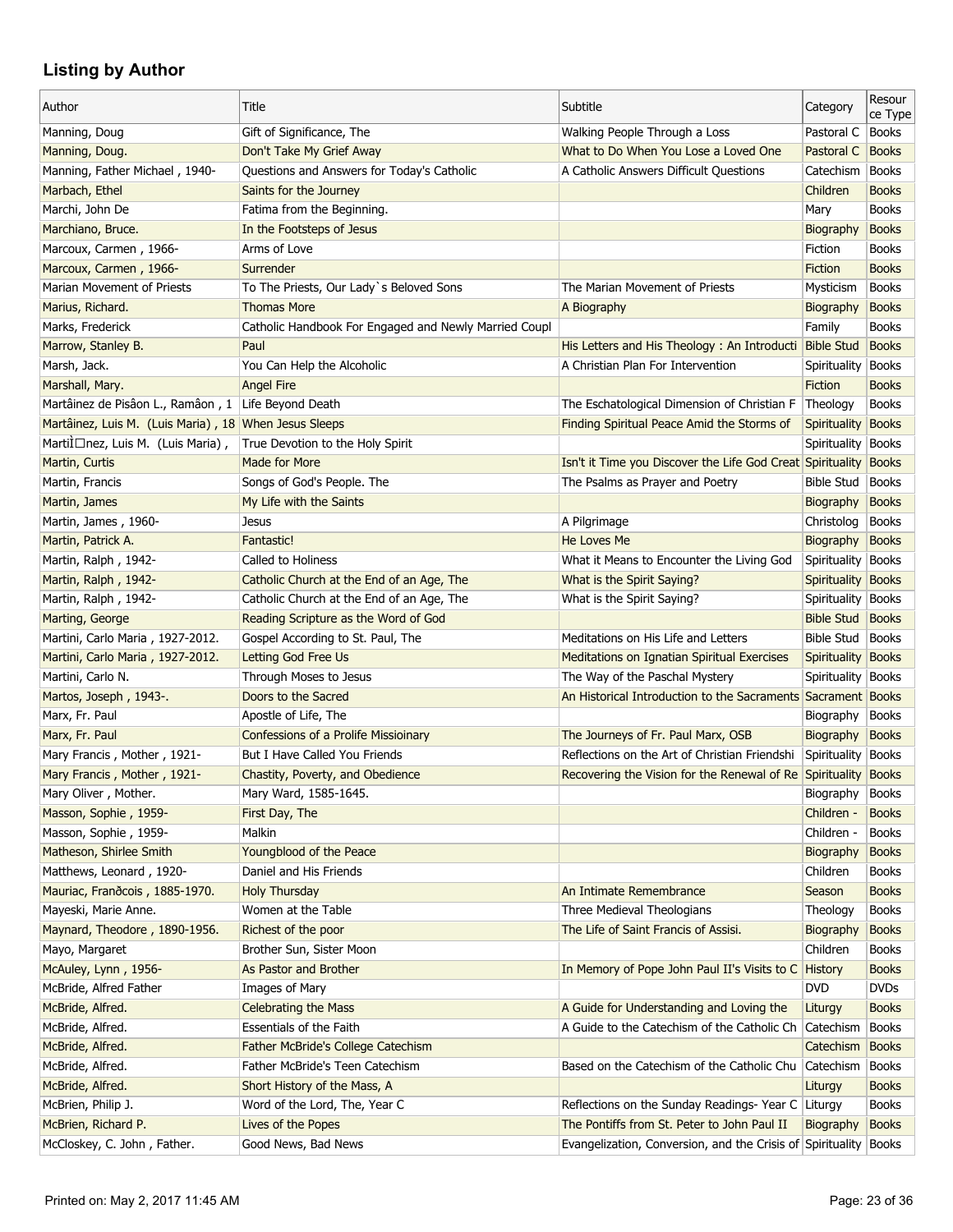## Listing by Author

| Author | Title | Subtitle | Category | Resource Type |
|---|---|---|---|---|
| Manning, Doug | Gift of Significance, The | Walking People Through a Loss | Pastoral C | Books |
| Manning, Doug. | Don't Take My Grief Away | What to Do When You Lose a Loved One | Pastoral C | Books |
| Manning, Father Michael , 1940- | Questions and Answers for Today's Catholic | A Catholic Answers Difficult Questions | Catechism | Books |
| Marbach, Ethel | Saints for the Journey | | Children | Books |
| Marchi, John De | Fatima from the Beginning. | | Mary | Books |
| Marchiano, Bruce. | In the Footsteps of Jesus | | Biography | Books |
| Marcoux, Carmen , 1966- | Arms of Love | | Fiction | Books |
| Marcoux, Carmen , 1966- | Surrender | | Fiction | Books |
| Marian Movement of Priests | To The Priests, Our Lady`s Beloved Sons | The Marian Movement of Priests | Mysticism | Books |
| Marius, Richard. | Thomas More | A Biography | Biography | Books |
| Marks, Frederick | Catholic Handbook For Engaged and Newly Married Coupl | | Family | Books |
| Marrow, Stanley B. | Paul | His Letters and His Theology : An Introducti | Bible Stud | Books |
| Marsh, Jack. | You Can Help the Alcoholic | A Christian Plan For Intervention | Spirituality | Books |
| Marshall, Mary. | Angel Fire | | Fiction | Books |
| Martâinez de Pisâon L., Ramâon , 1 | Life Beyond Death | The Eschatological Dimension of Christian F | Theology | Books |
| Martâinez, Luis M. (Luis Maria) , 18 | When Jesus Sleeps | Finding Spiritual Peace Amid the Storms of | Spirituality | Books |
| MartiÌ□nez, Luis M. (Luis Maria) , | True Devotion to the Holy Spirit | | Spirituality | Books |
| Martin, Curtis | Made for More | Isn't it Time you Discover the Life God Creat | Spirituality | Books |
| Martin, Francis | Songs of God's People. The | The Psalms as Prayer and Poetry | Bible Stud | Books |
| Martin, James | My Life with the Saints | | Biography | Books |
| Martin, James , 1960- | Jesus | A Pilgrimage | Christolog | Books |
| Martin, Patrick A. | Fantastic! | He Loves Me | Biography | Books |
| Martin, Ralph , 1942- | Called to Holiness | What it Means to Encounter the Living God | Spirituality | Books |
| Martin, Ralph , 1942- | Catholic Church at the End of an Age, The | What is the Spirit Saying? | Spirituality | Books |
| Martin, Ralph , 1942- | Catholic Church at the End of an Age, The | What is the Spirit Saying? | Spirituality | Books |
| Marting, George | Reading Scripture as the Word of God | | Bible Stud | Books |
| Martini, Carlo Maria , 1927-2012. | Gospel According to St. Paul, The | Meditations on His Life and Letters | Bible Stud | Books |
| Martini, Carlo Maria , 1927-2012. | Letting God Free Us | Meditations on Ignatian Spiritual Exercises | Spirituality | Books |
| Martini, Carlo N. | Through Moses to Jesus | The Way of the Paschal Mystery | Spirituality | Books |
| Martos, Joseph , 1943-. | Doors to the Sacred | An Historical Introduction to the Sacraments | Sacrament | Books |
| Marx, Fr. Paul | Apostle of Life, The | | Biography | Books |
| Marx, Fr. Paul | Confessions of a Prolife Missioinary | The Journeys of Fr. Paul Marx, OSB | Biography | Books |
| Mary Francis , Mother , 1921- | But I Have Called You Friends | Reflections on the Art of Christian Friendshi | Spirituality | Books |
| Mary Francis , Mother , 1921- | Chastity, Poverty, and Obedience | Recovering the Vision for the Renewal of Re | Spirituality | Books |
| Mary Oliver , Mother. | Mary Ward, 1585-1645. | | Biography | Books |
| Masson, Sophie , 1959- | First Day, The | | Children - | Books |
| Masson, Sophie , 1959- | Malkin | | Children - | Books |
| Matheson, Shirlee Smith | Youngblood of the Peace | | Biography | Books |
| Matthews, Leonard , 1920- | Daniel and His Friends | | Children | Books |
| Mauriac, Franðcois , 1885-1970. | Holy Thursday | An Intimate Remembrance | Season | Books |
| Mayeski, Marie Anne. | Women at the Table | Three Medieval Theologians | Theology | Books |
| Maynard, Theodore , 1890-1956. | Richest of the poor | The Life of Saint Francis of Assisi. | Biography | Books |
| Mayo, Margaret | Brother Sun, Sister Moon | | Children | Books |
| McAuley, Lynn , 1956- | As Pastor and Brother | In Memory of Pope John Paul II's Visits to C | History | Books |
| McBride, Alfred Father | Images of Mary | | DVD | DVDs |
| McBride, Alfred. | Celebrating the Mass | A Guide for Understanding and Loving the | Liturgy | Books |
| McBride, Alfred. | Essentials of the Faith | A Guide to the Catechism of the Catholic Ch | Catechism | Books |
| McBride, Alfred. | Father McBride's College Catechism | | Catechism | Books |
| McBride, Alfred. | Father McBride's Teen Catechism | Based on the Catechism of the Catholic Chu | Catechism | Books |
| McBride, Alfred. | Short History of the Mass, A | | Liturgy | Books |
| McBrien, Philip J. | Word of the Lord, The, Year C | Reflections on the Sunday Readings- Year C | Liturgy | Books |
| McBrien, Richard P. | Lives of the Popes | The Pontiffs from St. Peter to John Paul II | Biography | Books |
| McCloskey, C. John , Father. | Good News, Bad News | Evangelization, Conversion, and the Crisis of | Spirituality | Books |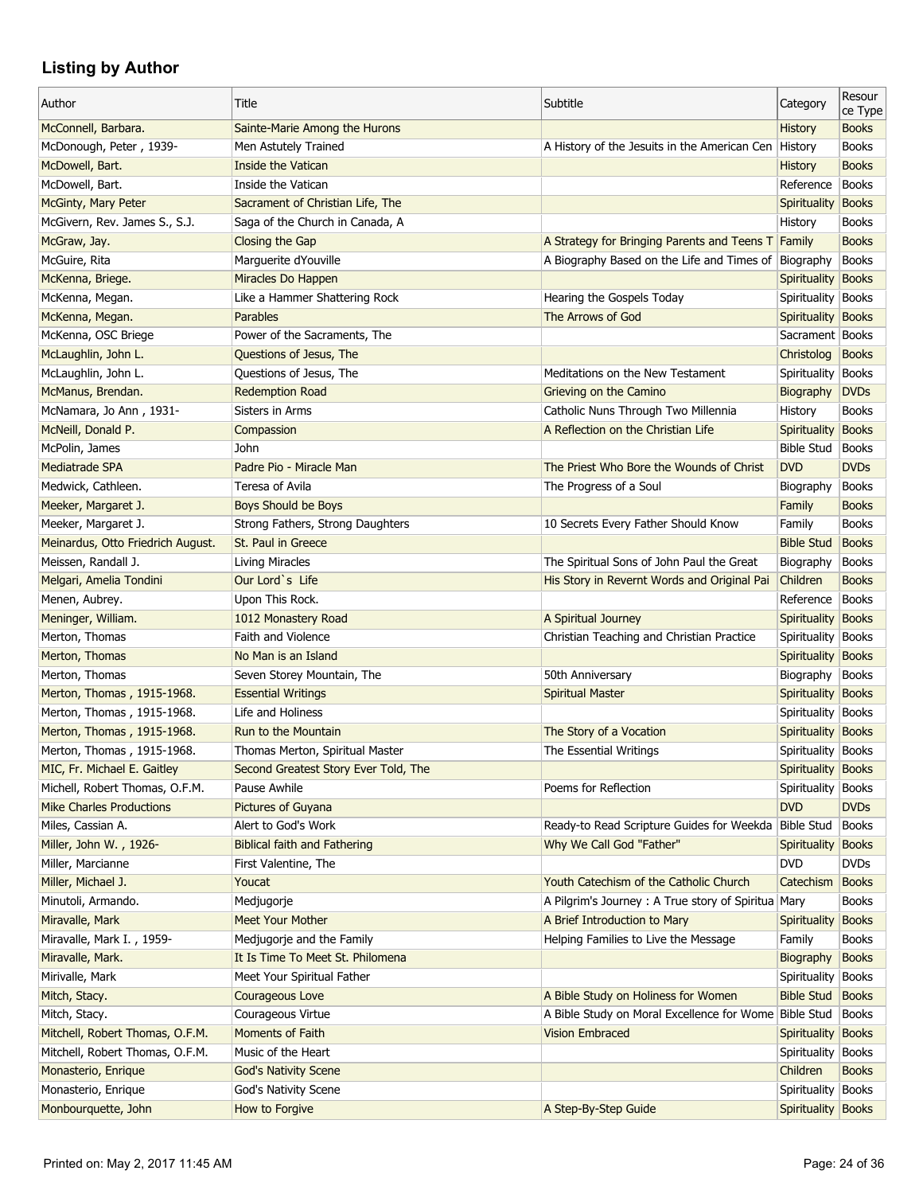## Listing by Author

| Author | Title | Subtitle | Category | Resource Type |
|---|---|---|---|---|
| McConnell, Barbara. | Sainte-Marie Among the Hurons | | History | Books |
| McDonough, Peter , 1939- | Men Astutely Trained | A History of the Jesuits in the American Cen | History | Books |
| McDowell, Bart. | Inside the Vatican | | History | Books |
| McDowell, Bart. | Inside the Vatican | | Reference | Books |
| McGinty, Mary Peter | Sacrament of Christian Life, The | | Spirituality | Books |
| McGivern, Rev. James S., S.J. | Saga of the Church in Canada, A | | History | Books |
| McGraw, Jay. | Closing the Gap | A Strategy for Bringing Parents and Teens T | Family | Books |
| McGuire, Rita | Marguerite dYouville | A Biography Based on the Life and Times of | Biography | Books |
| McKenna, Briege. | Miracles Do Happen | | Spirituality | Books |
| McKenna, Megan. | Like a Hammer Shattering Rock | Hearing the Gospels Today | Spirituality | Books |
| McKenna, Megan. | Parables | The Arrows of God | Spirituality | Books |
| McKenna, OSC Briege | Power of the Sacraments, The | | Sacrament | Books |
| McLaughlin, John L. | Questions of Jesus, The | | Christolog | Books |
| McLaughlin, John L. | Questions of Jesus, The | Meditations on the New Testament | Spirituality | Books |
| McManus, Brendan. | Redemption Road | Grieving on the Camino | Biography | DVDs |
| McNamara, Jo Ann , 1931- | Sisters in Arms | Catholic Nuns Through Two Millennia | History | Books |
| McNeill, Donald P. | Compassion | A Reflection on the Christian Life | Spirituality | Books |
| McPolin, James | John | | Bible Stud | Books |
| Mediatrade SPA | Padre Pio - Miracle Man | The Priest Who Bore the Wounds of Christ | DVD | DVDs |
| Medwick, Cathleen. | Teresa of Avila | The Progress of a Soul | Biography | Books |
| Meeker, Margaret J. | Boys Should be Boys | | Family | Books |
| Meeker, Margaret J. | Strong Fathers, Strong Daughters | 10 Secrets Every Father Should Know | Family | Books |
| Meinardus, Otto Friedrich August. | St. Paul in Greece | | Bible Stud | Books |
| Meissen, Randall J. | Living Miracles | The Spiritual Sons of John Paul the Great | Biography | Books |
| Melgari, Amelia Tondini | Our Lord`s Life | His Story in Revernt Words and Original Pai | Children | Books |
| Menen, Aubrey. | Upon This Rock. | | Reference | Books |
| Meninger, William. | 1012 Monastery Road | A Spiritual Journey | Spirituality | Books |
| Merton, Thomas | Faith and Violence | Christian Teaching and Christian Practice | Spirituality | Books |
| Merton, Thomas | No Man is an Island | | Spirituality | Books |
| Merton, Thomas | Seven Storey Mountain, The | 50th Anniversary | Biography | Books |
| Merton, Thomas , 1915-1968. | Essential Writings | Spiritual Master | Spirituality | Books |
| Merton, Thomas , 1915-1968. | Life and Holiness | | Spirituality | Books |
| Merton, Thomas , 1915-1968. | Run to the Mountain | The Story of a Vocation | Spirituality | Books |
| Merton, Thomas , 1915-1968. | Thomas Merton, Spiritual Master | The Essential Writings | Spirituality | Books |
| MIC, Fr. Michael E. Gaitley | Second Greatest Story Ever Told, The | | Spirituality | Books |
| Michell, Robert Thomas, O.F.M. | Pause Awhile | Poems for Reflection | Spirituality | Books |
| Mike Charles Productions | Pictures of Guyana | | DVD | DVDs |
| Miles, Cassian A. | Alert to God's Work | Ready-to Read Scripture Guides for Weekda | Bible Stud | Books |
| Miller, John W. , 1926- | Biblical faith and Fathering | Why We Call God "Father" | Spirituality | Books |
| Miller, Marcianne | First Valentine, The | | DVD | DVDs |
| Miller, Michael J. | Youcat | Youth Catechism of the Catholic Church | Catechism | Books |
| Minutoli, Armando. | Medjugorje | A Pilgrim's Journey : A True story of Spiritua | Mary | Books |
| Miravalle, Mark | Meet Your Mother | A Brief Introduction to Mary | Spirituality | Books |
| Miravalle, Mark I. , 1959- | Medjugorje and the Family | Helping Families to Live the Message | Family | Books |
| Miravalle, Mark. | It Is Time To Meet St. Philomena | | Biography | Books |
| Mirivalle, Mark | Meet Your Spiritual Father | | Spirituality | Books |
| Mitch, Stacy. | Courageous Love | A Bible Study on Holiness for Women | Bible Stud | Books |
| Mitch, Stacy. | Courageous Virtue | A Bible Study on Moral Excellence for Wome | Bible Stud | Books |
| Mitchell, Robert Thomas, O.F.M. | Moments of Faith | Vision Embraced | Spirituality | Books |
| Mitchell, Robert Thomas, O.F.M. | Music of the Heart | | Spirituality | Books |
| Monasterio, Enrique | God's Nativity Scene | | Children | Books |
| Monasterio, Enrique | God's Nativity Scene | | Spirituality | Books |
| Monbourquette, John | How to Forgive | A Step-By-Step Guide | Spirituality | Books |

Printed on: May 2, 2017 11:45 AM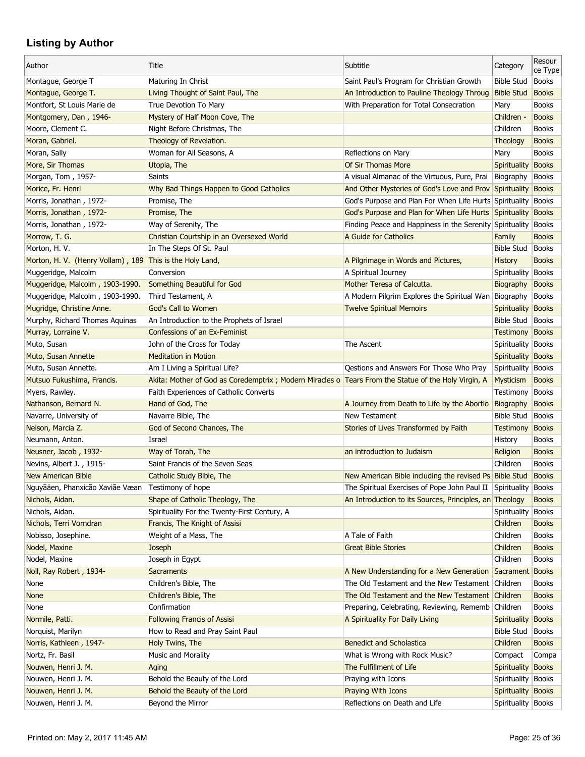## Listing by Author

| Author | Title | Subtitle | Category | Resource Type |
|---|---|---|---|---|
| Montague, George T | Maturing In Christ | Saint Paul's Program for Christian Growth | Bible Stud | Books |
| Montague, George T. | Living Thought of Saint Paul, The | An Introduction to Pauline Theology Throug | Bible Stud | Books |
| Montfort, St Louis Marie de | True Devotion To Mary | With Preparation for Total Consecration | Mary | Books |
| Montgomery, Dan , 1946- | Mystery of Half Moon Cove, The | | Children - | Books |
| Moore, Clement C. | Night Before Christmas, The | | Children | Books |
| Moran, Gabriel. | Theology of Revelation. | | Theology | Books |
| Moran, Sally | Woman for All Seasons, A | Reflections on Mary | Mary | Books |
| More, Sir Thomas | Utopia, The | Of Sir Thomas More | Spirituality | Books |
| Morgan, Tom , 1957- | Saints | A visual Almanac of the Virtuous, Pure, Prai | Biography | Books |
| Morice, Fr. Henri | Why Bad Things Happen to Good Catholics | And Other Mysteries of God's Love and Prov | Spirituality | Books |
| Morris, Jonathan , 1972- | Promise, The | God's Purpose and Plan For When Life Hurts | Spirituality | Books |
| Morris, Jonathan , 1972- | Promise, The | God's Purpose and Plan for When Life Hurts | Spirituality | Books |
| Morris, Jonathan , 1972- | Way of Serenity, The | Finding Peace and Happiness in the Serenity | Spirituality | Books |
| Morrow, T. G. | Christian Courtship in an Oversexed World | A Guide for Catholics | Family | Books |
| Morton, H. V. | In The Steps Of St. Paul | | Bible Stud | Books |
| Morton, H. V. (Henry Vollam) , 189 | This is the Holy Land, | A Pilgrimage in Words and Pictures, | History | Books |
| Muggeridge, Malcolm | Conversion | A Spiritual Journey | Spirituality | Books |
| Muggeridge, Malcolm , 1903-1990. | Something Beautiful for God | Mother Teresa of Calcutta. | Biography | Books |
| Muggeridge, Malcolm , 1903-1990. | Third Testament, A | A Modern Pilgrim Explores the Spiritual Wan | Biography | Books |
| Mugridge, Christine Anne. | God's Call to Women | Twelve Spiritual Memoirs | Spirituality | Books |
| Murphy, Richard Thomas Aquinas | An Introduction to the Prophets of Israel | | Bible Stud | Books |
| Murray, Lorraine V. | Confessions of an Ex-Feminist | | Testimony | Books |
| Muto, Susan | John of the Cross for Today | The Ascent | Spirituality | Books |
| Muto, Susan Annette | Meditation in Motion | | Spirituality | Books |
| Muto, Susan Annette. | Am I Living a Spiritual Life? | Qestions and Answers For Those Who Pray | Spirituality | Books |
| Mutsuo Fukushima, Francis. | Akita: Mother of God as Coredemptrix ; Modern Miracles o | Tears From the Statue of the Holy Virgin, A | Mysticism | Books |
| Myers, Rawley. | Faith Experiences of Catholic Converts | | Testimony | Books |
| Nathanson, Bernard N. | Hand of God, The | A Journey from Death to Life by the Abortio | Biography | Books |
| Navarre, University of | Navarre Bible, The | New Testament | Bible Stud | Books |
| Nelson, Marcia Z. | God of Second Chances, The | Stories of Lives Transformed by Faith | Testimony | Books |
| Neumann, Anton. | Israel | | History | Books |
| Neusner, Jacob , 1932- | Way of Torah, The | an introduction to Judaism | Religion | Books |
| Nevins, Albert J. , 1915- | Saint Francis of the Seven Seas | | Children | Books |
| New American Bible | Catholic Study Bible, The | New American Bible including the revised Ps | Bible Stud | Books |
| Nguyãäen, Phanxicão Xaviãe Væan | Testimony of hope | The Spiritual Exercises of Pope John Paul II | Spirituality | Books |
| Nichols, Aidan. | Shape of Catholic Theology, The | An Introduction to its Sources, Principles, an | Theology | Books |
| Nichols, Aidan. | Spirituality For the Twenty-First Century, A | | Spirituality | Books |
| Nichols, Terri Vorndran | Francis, The Knight of Assisi | | Children | Books |
| Nobisso, Josephine. | Weight of a Mass, The | A Tale of Faith | Children | Books |
| Nodel, Maxine | Joseph | Great Bible Stories | Children | Books |
| Nodel, Maxine | Joseph in Egypt | | Children | Books |
| Noll, Ray Robert , 1934- | Sacraments | A New Understanding for a New Generation | Sacrament | Books |
| None | Children's Bible, The | The Old Testament and the New Testament | Children | Books |
| None | Children's Bible, The | The Old Testament and the New Testament | Children | Books |
| None | Confirmation | Preparing, Celebrating, Reviewing, Rememb | Children | Books |
| Normile, Patti. | Following Francis of Assisi | A Spirituality For Daily Living | Spirituality | Books |
| Norquist, Marilyn | How to Read and Pray Saint Paul | | Bible Stud | Books |
| Norris, Kathleen , 1947- | Holy Twins, The | Benedict and Scholastica | Children | Books |
| Nortz, Fr. Basil | Music and Morality | What is Wrong with Rock Music? | Compact | Compa |
| Nouwen, Henri J. M. | Aging | The Fulfillment of Life | Spirituality | Books |
| Nouwen, Henri J. M. | Behold the Beauty of the Lord | Praying with Icons | Spirituality | Books |
| Nouwen, Henri J. M. | Behold the Beauty of the Lord | Praying With Icons | Spirituality | Books |
| Nouwen, Henri J. M. | Beyond the Mirror | Reflections on Death and Life | Spirituality | Books |

Printed on: May 2, 2017 11:45 AM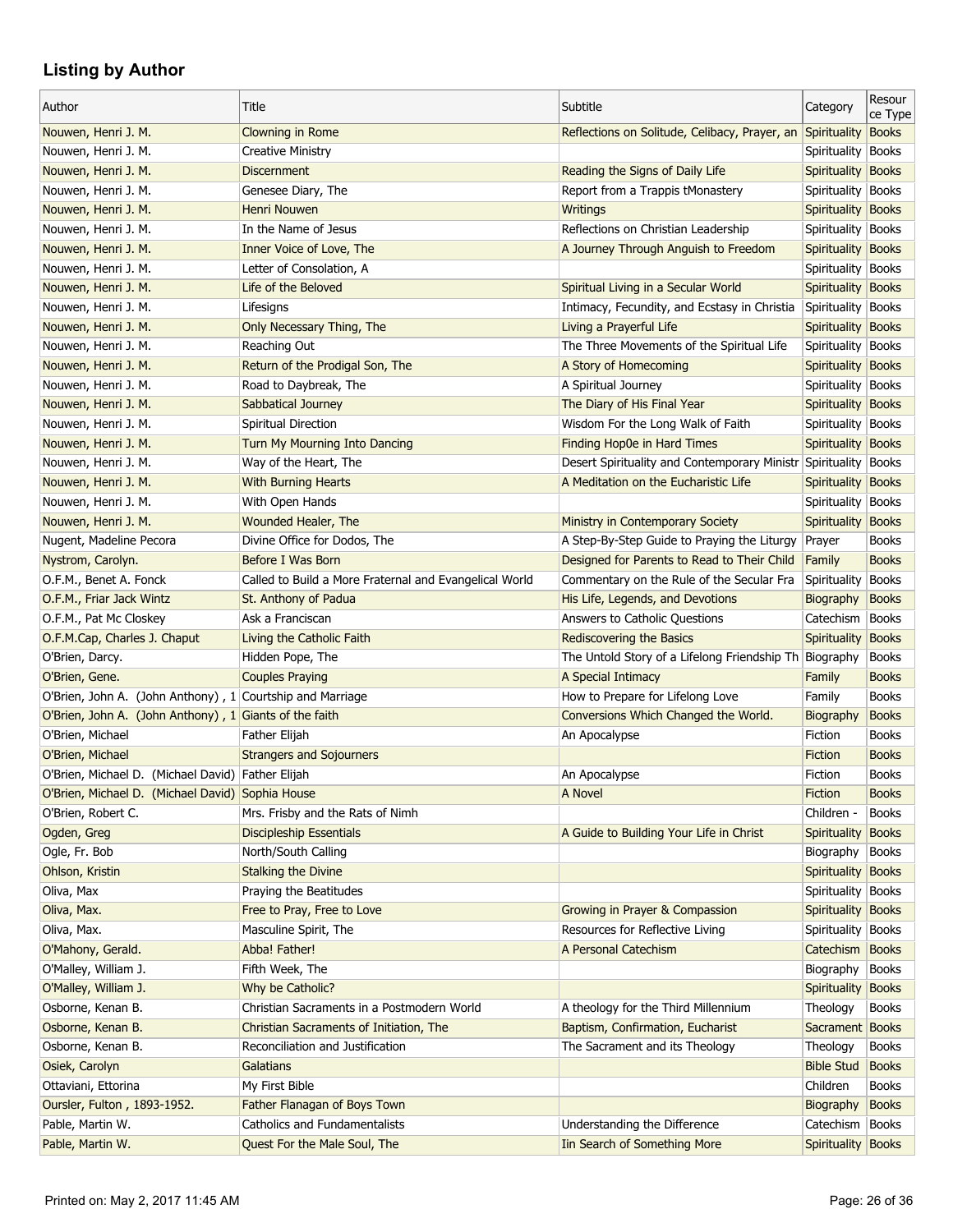## Listing by Author

| Author | Title | Subtitle | Category | Resource Type |
|---|---|---|---|---|
| Nouwen, Henri J. M. | Clowning in Rome | Reflections on Solitude, Celibacy, Prayer, an | Spirituality | Books |
| Nouwen, Henri J. M. | Creative Ministry | | Spirituality | Books |
| Nouwen, Henri J. M. | Discernment | Reading the Signs of Daily Life | Spirituality | Books |
| Nouwen, Henri J. M. | Genesee Diary, The | Report from a Trappis tMonastery | Spirituality | Books |
| Nouwen, Henri J. M. | Henri Nouwen | Writings | Spirituality | Books |
| Nouwen, Henri J. M. | In the Name of Jesus | Reflections on Christian Leadership | Spirituality | Books |
| Nouwen, Henri J. M. | Inner Voice of Love, The | A Journey Through Anguish to Freedom | Spirituality | Books |
| Nouwen, Henri J. M. | Letter of Consolation, A | | Spirituality | Books |
| Nouwen, Henri J. M. | Life of the Beloved | Spiritual Living in a Secular World | Spirituality | Books |
| Nouwen, Henri J. M. | Lifesigns | Intimacy, Fecundity, and Ecstasy in Christia | Spirituality | Books |
| Nouwen, Henri J. M. | Only Necessary Thing, The | Living a Prayerful Life | Spirituality | Books |
| Nouwen, Henri J. M. | Reaching Out | The Three Movements of the Spiritual Life | Spirituality | Books |
| Nouwen, Henri J. M. | Return of the Prodigal Son, The | A Story of Homecoming | Spirituality | Books |
| Nouwen, Henri J. M. | Road to Daybreak, The | A Spiritual Journey | Spirituality | Books |
| Nouwen, Henri J. M. | Sabbatical Journey | The Diary of His Final Year | Spirituality | Books |
| Nouwen, Henri J. M. | Spiritual Direction | Wisdom For the Long Walk of Faith | Spirituality | Books |
| Nouwen, Henri J. M. | Turn My Mourning Into Dancing | Finding Hop0e in Hard Times | Spirituality | Books |
| Nouwen, Henri J. M. | Way of the Heart, The | Desert Spirituality and Contemporary Ministr | Spirituality | Books |
| Nouwen, Henri J. M. | With Burning Hearts | A Meditation on the Eucharistic Life | Spirituality | Books |
| Nouwen, Henri J. M. | With Open Hands | | Spirituality | Books |
| Nouwen, Henri J. M. | Wounded Healer, The | Ministry in Contemporary Society | Spirituality | Books |
| Nugent, Madeline Pecora | Divine Office for Dodos, The | A Step-By-Step Guide to Praying the Liturgy | Prayer | Books |
| Nystrom, Carolyn. | Before I Was Born | Designed for Parents to Read to Their Child | Family | Books |
| O.F.M., Benet A. Fonck | Called to Build a More Fraternal and Evangelical World | Commentary on the Rule of the Secular Fra | Spirituality | Books |
| O.F.M., Friar Jack Wintz | St. Anthony of Padua | His Life, Legends, and Devotions | Biography | Books |
| O.F.M., Pat Mc Closkey | Ask a Franciscan | Answers to Catholic Questions | Catechism | Books |
| O.F.M.Cap, Charles J. Chaput | Living the Catholic Faith | Rediscovering the Basics | Spirituality | Books |
| O'Brien, Darcy. | Hidden Pope, The | The Untold Story of a Lifelong Friendship Th | Biography | Books |
| O'Brien, Gene. | Couples Praying | A Special Intimacy | Family | Books |
| O'Brien, John A. (John Anthony) , 1 | Courtship and Marriage | How to Prepare for Lifelong Love | Family | Books |
| O'Brien, John A. (John Anthony) , 1 | Giants of the faith | Conversions Which Changed the World. | Biography | Books |
| O'Brien, Michael | Father Elijah | An Apocalypse | Fiction | Books |
| O'Brien, Michael | Strangers and Sojourners | | Fiction | Books |
| O'Brien, Michael D. (Michael David) | Father Elijah | An Apocalypse | Fiction | Books |
| O'Brien, Michael D. (Michael David) | Sophia House | A Novel | Fiction | Books |
| O'Brien, Robert C. | Mrs. Frisby and the Rats of Nimh | | Children - | Books |
| Ogden, Greg | Discipleship Essentials | A Guide to Building Your Life in Christ | Spirituality | Books |
| Ogle, Fr. Bob | North/South Calling | | Biography | Books |
| Ohlson, Kristin | Stalking the Divine | | Spirituality | Books |
| Oliva, Max | Praying the Beatitudes | | Spirituality | Books |
| Oliva, Max. | Free to Pray, Free to Love | Growing in Prayer & Compassion | Spirituality | Books |
| Oliva, Max. | Masculine Spirit, The | Resources for Reflective Living | Spirituality | Books |
| O'Mahony, Gerald. | Abba! Father! | A Personal Catechism | Catechism | Books |
| O'Malley, William J. | Fifth Week, The | | Biography | Books |
| O'Malley, William J. | Why be Catholic? | | Spirituality | Books |
| Osborne, Kenan B. | Christian Sacraments in a Postmodern World | A theology for the Third Millennium | Theology | Books |
| Osborne, Kenan B. | Christian Sacraments of Initiation, The | Baptism, Confirmation, Eucharist | Sacrament | Books |
| Osborne, Kenan B. | Reconciliation and Justification | The Sacrament and its Theology | Theology | Books |
| Osiek, Carolyn | Galatians | | Bible Stud | Books |
| Ottaviani, Ettorina | My First Bible | | Children | Books |
| Oursler, Fulton , 1893-1952. | Father Flanagan of Boys Town | | Biography | Books |
| Pable, Martin W. | Catholics and Fundamentalists | Understanding the Difference | Catechism | Books |
| Pable, Martin W. | Quest For the Male Soul, The | Iin Search of Something More | Spirituality | Books |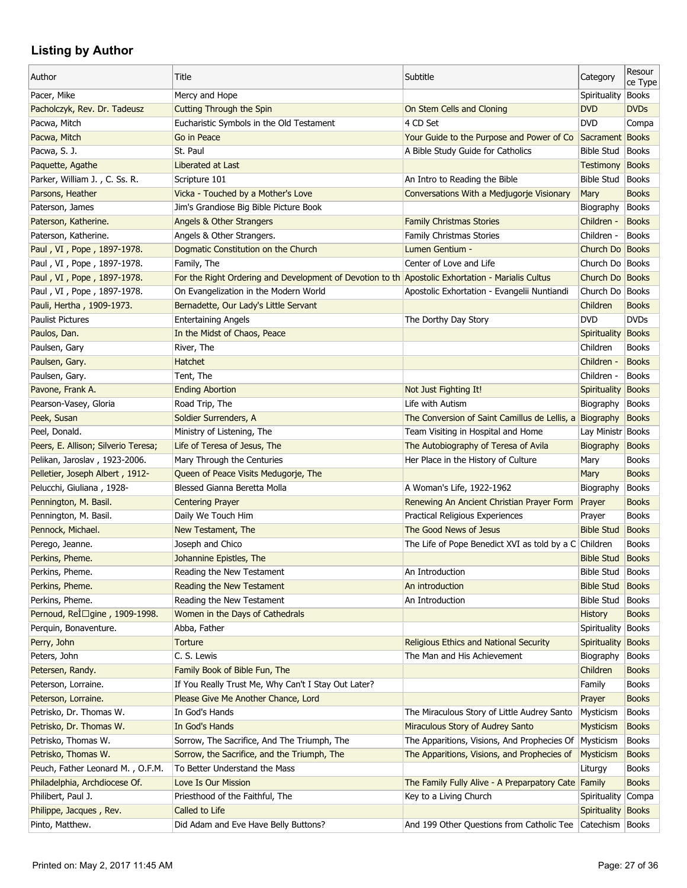## Listing by Author

| Author | Title | Subtitle | Category | Resource Type |
|---|---|---|---|---|
| Pacer, Mike | Mercy and Hope | | Spirituality | Books |
| Pacholczyk, Rev. Dr. Tadeusz | Cutting Through the Spin | On Stem Cells and Cloning | DVD | DVDs |
| Pacwa, Mitch | Eucharistic Symbols in the Old Testament | 4 CD Set | DVD | Compa |
| Pacwa, Mitch | Go in Peace | Your Guide to the Purpose and Power of Co | Sacrament | Books |
| Pacwa, S. J. | St. Paul | A Bible Study Guide for Catholics | Bible Stud | Books |
| Paquette, Agathe | Liberated at Last | | Testimony | Books |
| Parker, William J. , C. Ss. R. | Scripture 101 | An Intro to Reading the Bible | Bible Stud | Books |
| Parsons, Heather | Vicka - Touched by a Mother's Love | Conversations With a Medjugorje Visionary | Mary | Books |
| Paterson, James | Jim's Grandiose Big Bible Picture Book | | Biography | Books |
| Paterson, Katherine. | Angels & Other Strangers | Family Christmas Stories | Children - | Books |
| Paterson, Katherine. | Angels & Other Strangers. | Family Christmas Stories | Children - | Books |
| Paul , VI , Pope , 1897-1978. | Dogmatic Constitution on the Church | Lumen Gentium - | Church Do | Books |
| Paul , VI , Pope , 1897-1978. | Family, The | Center of Love and Life | Church Do | Books |
| Paul , VI , Pope , 1897-1978. | For the Right Ordering and Development of Devotion to th | Apostolic Exhortation - Marialis Cultus | Church Do | Books |
| Paul , VI , Pope , 1897-1978. | On Evangelization in the Modern World | Apostolic Exhortation - Evangelii Nuntiandi | Church Do | Books |
| Pauli, Hertha , 1909-1973. | Bernadette, Our Lady's Little Servant | | Children | Books |
| Paulist Pictures | Entertaining Angels | The Dorthy Day Story | DVD | DVDs |
| Paulos, Dan. | In the Midst of Chaos, Peace | | Spirituality | Books |
| Paulsen, Gary | River, The | | Children | Books |
| Paulsen, Gary. | Hatchet | | Children - | Books |
| Paulsen, Gary. | Tent, The | | Children - | Books |
| Pavone, Frank A. | Ending Abortion | Not Just Fighting It! | Spirituality | Books |
| Pearson-Vasey, Gloria | Road Trip, The | Life with Autism | Biography | Books |
| Peek, Susan | Soldier Surrenders, A | The Conversion of Saint Camillus de Lellis, a | Biography | Books |
| Peel, Donald. | Ministry of Listening, The | Team Visiting in Hospital and Home | Lay Ministr | Books |
| Peers, E. Allison; Silverio Teresa; | Life of Teresa of Jesus, The | The Autobiography of Teresa of Avila | Biography | Books |
| Pelikan, Jaroslav , 1923-2006. | Mary Through the Centuries | Her Place in the History of Culture | Mary | Books |
| Pelletier, Joseph Albert , 1912- | Queen of Peace Visits Medugorje, The | | Mary | Books |
| Pelucchi, Giuliana , 1928- | Blessed Gianna Beretta Molla | A Woman's Life, 1922-1962 | Biography | Books |
| Pennington, M. Basil. | Centering Prayer | Renewing An Ancient Christian Prayer Form | Prayer | Books |
| Pennington, M. Basil. | Daily We Touch Him | Practical Religious Experiences | Prayer | Books |
| Pennock, Michael. | New Testament, The | The Good News of Jesus | Bible Stud | Books |
| Perego, Jeanne. | Joseph and Chico | The Life of Pope Benedict XVI as told by a C | Children | Books |
| Perkins, Pheme. | Johannine Epistles, The | | Bible Stud | Books |
| Perkins, Pheme. | Reading the New Testament | An Introduction | Bible Stud | Books |
| Perkins, Pheme. | Reading the New Testament | An introduction | Bible Stud | Books |
| Perkins, Pheme. | Reading the New Testament | An Introduction | Bible Stud | Books |
| Pernoud, ReÌ□gine , 1909-1998. | Women in the Days of Cathedrals | | History | Books |
| Perquin, Bonaventure. | Abba, Father | | Spirituality | Books |
| Perry, John | Torture | Religious Ethics and National Security | Spirituality | Books |
| Peters, John | C. S. Lewis | The Man and His Achievement | Biography | Books |
| Petersen, Randy. | Family Book of Bible Fun, The | | Children | Books |
| Peterson, Lorraine. | If You Really Trust Me, Why Can't I Stay Out Later? | | Family | Books |
| Peterson, Lorraine. | Please Give Me Another Chance, Lord | | Prayer | Books |
| Petrisko, Dr. Thomas W. | In God's Hands | The Miraculous Story of Little Audrey Santo | Mysticism | Books |
| Petrisko, Dr. Thomas W. | In God's Hands | Miraculous Story of Audrey Santo | Mysticism | Books |
| Petrisko, Thomas W. | Sorrow, The Sacrifice, And The Triumph, The | The Apparitions, Visions, And Prophecies Of | Mysticism | Books |
| Petrisko, Thomas W. | Sorrow, the Sacrifice, and the Triumph, The | The Apparitions, Visions, and Prophecies of | Mysticism | Books |
| Peuch, Father Leonard M. , O.F.M. | To Better Understand the Mass | | Liturgy | Books |
| Philadelphia, Archdiocese Of. | Love Is Our Mission | The Family Fully Alive - A Preparpatory Cate | Family | Books |
| Philibert, Paul J. | Priesthood of the Faithful, The | Key to a Living Church | Spirituality | Compa |
| Philippe, Jacques , Rev. | Called to Life | | Spirituality | Books |
| Pinto, Matthew. | Did Adam and Eve Have Belly Buttons? | And 199 Other Questions from Catholic Tee | Catechism | Books |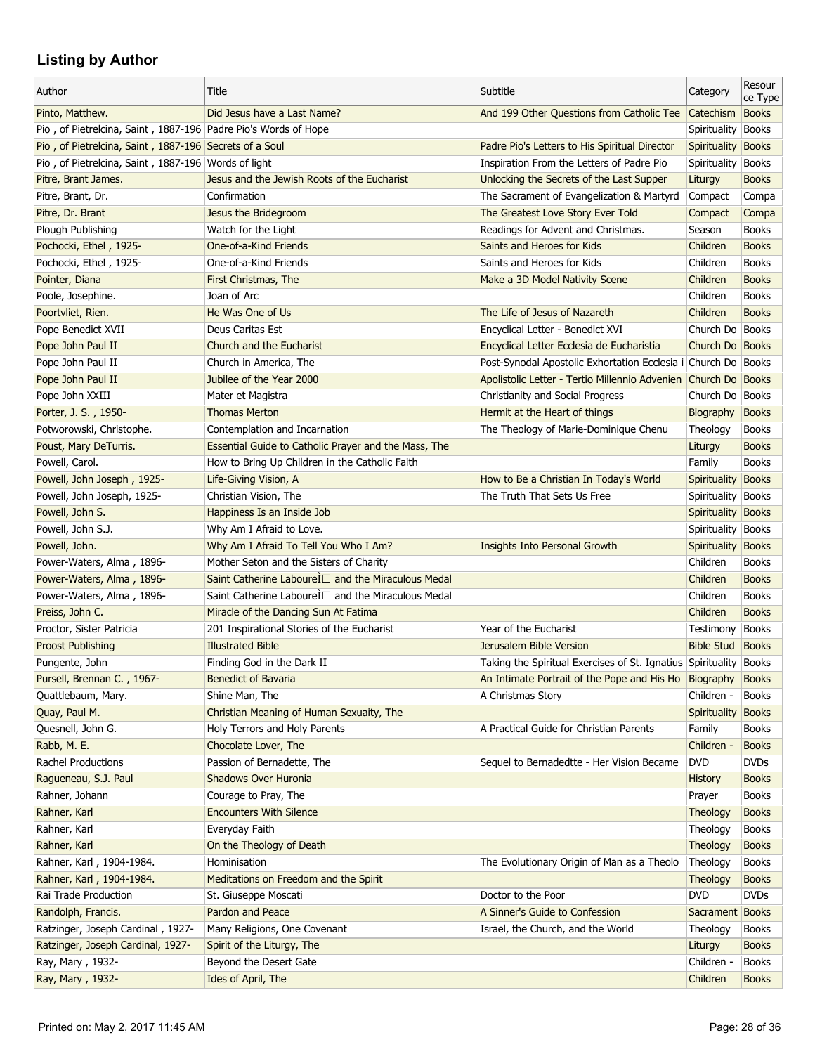## Listing by Author

| Author | Title | Subtitle | Category | Resource Type |
|---|---|---|---|---|
| Pinto, Matthew. | Did Jesus have a Last Name? | And 199 Other Questions from Catholic Tee | Catechism | Books |
| Pio , of Pietrelcina, Saint , 1887-196 | Padre Pio's Words of Hope | | Spirituality | Books |
| Pio , of Pietrelcina, Saint , 1887-196 | Secrets of a Soul | Padre Pio's Letters to His Spiritual Director | Spirituality | Books |
| Pio , of Pietrelcina, Saint , 1887-196 | Words of light | Inspiration From the Letters of Padre Pio | Spirituality | Books |
| Pitre, Brant James. | Jesus and the Jewish Roots of the Eucharist | Unlocking the Secrets of the Last Supper | Liturgy | Books |
| Pitre, Brant, Dr. | Confirmation | The Sacrament of Evangelization & Martyrd | Compact | Compa |
| Pitre, Dr. Brant | Jesus the Bridegroom | The Greatest Love Story Ever Told | Compact | Compa |
| Plough Publishing | Watch for the Light | Readings for Advent and Christmas. | Season | Books |
| Pochocki, Ethel , 1925- | One-of-a-Kind Friends | Saints and Heroes for Kids | Children | Books |
| Pochocki, Ethel , 1925- | One-of-a-Kind Friends | Saints and Heroes for Kids | Children | Books |
| Pointer, Diana | First Christmas, The | Make a 3D Model Nativity Scene | Children | Books |
| Poole, Josephine. | Joan of Arc | | Children | Books |
| Poortvliet, Rien. | He Was One of Us | The Life of Jesus of Nazareth | Children | Books |
| Pope Benedict XVII | Deus Caritas Est | Encyclical Letter - Benedict XVI | Church Do | Books |
| Pope John Paul II | Church and the Eucharist | Encyclical Letter Ecclesia de Eucharistia | Church Do | Books |
| Pope John Paul II | Church in America, The | Post-Synodal Apostolic Exhortation Ecclesia i | Church Do | Books |
| Pope John Paul II | Jubilee of the Year 2000 | Apolistolic Letter - Tertio Millennio Advenien | Church Do | Books |
| Pope John XXIII | Mater et Magistra | Christianity and Social Progress | Church Do | Books |
| Porter, J. S. , 1950- | Thomas Merton | Hermit at the Heart of things | Biography | Books |
| Potworowski, Christophe. | Contemplation and Incarnation | The Theology of Marie-Dominique Chenu | Theology | Books |
| Poust, Mary DeTurris. | Essential Guide to Catholic Prayer and the Mass, The | | Liturgy | Books |
| Powell, Carol. | How to Bring Up Children in the Catholic Faith | | Family | Books |
| Powell, John Joseph , 1925- | Life-Giving Vision, A | How to Be a Christian In Today's World | Spirituality | Books |
| Powell, John Joseph, 1925- | Christian Vision, The | The Truth That Sets Us Free | Spirituality | Books |
| Powell, John S. | Happiness Is an Inside Job | | Spirituality | Books |
| Powell, John S.J. | Why Am I Afraid to Love. | | Spirituality | Books |
| Powell, John. | Why Am I Afraid To Tell You Who I Am? | Insights Into Personal Growth | Spirituality | Books |
| Power-Waters, Alma , 1896- | Mother Seton and the Sisters of Charity | | Children | Books |
| Power-Waters, Alma , 1896- | Saint Catherine LoureÌ□ and the Miraculous Medal | | Children | Books |
| Power-Waters, Alma , 1896- | Saint Catherine LoureÌ□ and the Miraculous Medal | | Children | Books |
| Preiss, John C. | Miracle of the Dancing Sun At Fatima | | Children | Books |
| Proctor, Sister Patricia | 201 Inspirational Stories of the Eucharist | Year of the Eucharist | Testimony | Books |
| Proost Publishing | Illustrated Bible | Jerusalem Bible Version | Bible Stud | Books |
| Pungente, John | Finding God in the Dark II | Taking the Spiritual Exercises of St. Ignatius | Spirituality | Books |
| Pursell, Brennan C. , 1967- | Benedict of Bavaria | An Intimate Portrait of the Pope and His Ho | Biography | Books |
| Quattlebaum, Mary. | Shine Man, The | A Christmas Story | Children - | Books |
| Quay, Paul M. | Christian Meaning of Human Sexuaity, The | | Spirituality | Books |
| Quesnell, John G. | Holy Terrors and Holy Parents | A Practical Guide for Christian Parents | Family | Books |
| Rabb, M. E. | Chocolate Lover, The | | Children - | Books |
| Rachel Productions | Passion of Bernadette, The | Sequel to Bernadedtte - Her Vision Became | DVD | DVDs |
| Ragueneau, S.J. Paul | Shadows Over Huronia | | History | Books |
| Rahner, Johann | Courage to Pray, The | | Prayer | Books |
| Rahner, Karl | Encounters With Silence | | Theology | Books |
| Rahner, Karl | Everyday Faith | | Theology | Books |
| Rahner, Karl | On the Theology of Death | | Theology | Books |
| Rahner, Karl , 1904-1984. | Hominisation | The Evolutionary Origin of Man as a Theolo | Theology | Books |
| Rahner, Karl , 1904-1984. | Meditations on Freedom and the Spirit | | Theology | Books |
| Rai Trade Production | St. Giuseppe Moscati | Doctor to the Poor | DVD | DVDs |
| Randolph, Francis. | Pardon and Peace | A Sinner's Guide to Confession | Sacrament | Books |
| Ratzinger, Joseph Cardinal , 1927- | Many Religions, One Covenant | Israel, the Church, and the World | Theology | Books |
| Ratzinger, Joseph Cardinal, 1927- | Spirit of the Liturgy, The | | Liturgy | Books |
| Ray, Mary , 1932- | Beyond the Desert Gate | | Children - | Books |
| Ray, Mary , 1932- | Ides of April, The | | Children | Books |

Printed on: May 2, 2017 11:45 AM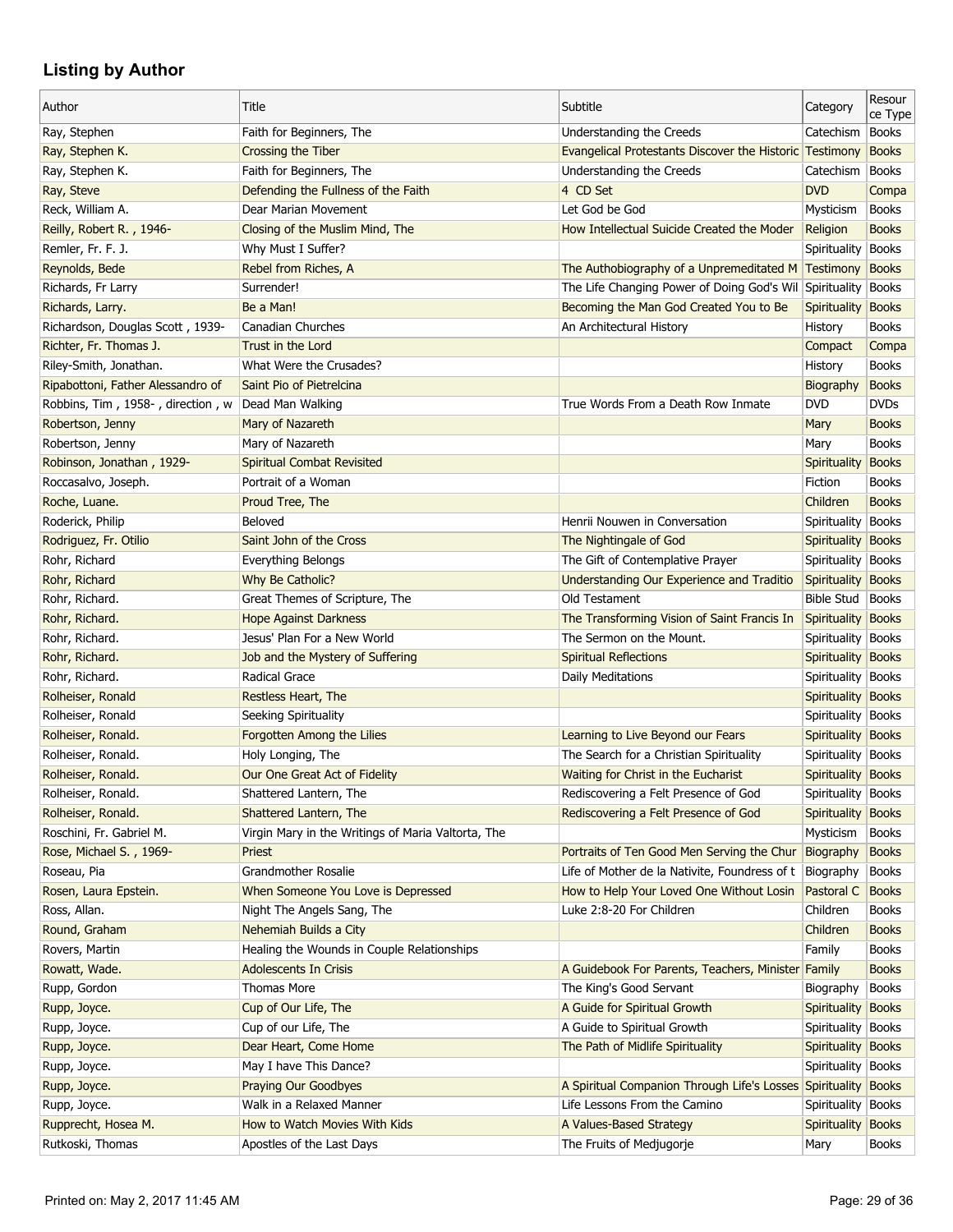## Listing by Author

| Author | Title | Subtitle | Category | Resource Type |
|---|---|---|---|---|
| Ray, Stephen | Faith for Beginners, The | Understanding the Creeds | Catechism | Books |
| Ray, Stephen K. | Crossing the Tiber | Evangelical Protestants Discover the Historic | Testimony | Books |
| Ray, Stephen K. | Faith for Beginners, The | Understanding the Creeds | Catechism | Books |
| Ray, Steve | Defending the Fullness of the Faith | 4 CD Set | DVD | Compa |
| Reck, William A. | Dear Marian Movement | Let God be God | Mysticism | Books |
| Reilly, Robert R. , 1946- | Closing of the Muslim Mind, The | How Intellectual Suicide Created the Moder | Religion | Books |
| Remler, Fr. F. J. | Why Must I Suffer? | | Spirituality | Books |
| Reynolds, Bede | Rebel from Riches, A | The Authobiography of a Unpremeditated M | Testimony | Books |
| Richards, Fr Larry | Surrender! | The Life Changing Power of Doing God's Wil | Spirituality | Books |
| Richards, Larry. | Be a Man! | Becoming the Man God Created You to Be | Spirituality | Books |
| Richardson, Douglas Scott , 1939- | Canadian Churches | An Architectural History | History | Books |
| Richter, Fr. Thomas J. | Trust in the Lord | | Compact | Compa |
| Riley-Smith, Jonathan. | What Were the Crusades? | | History | Books |
| Ripabottoni, Father Alessandro of | Saint Pio of Pietrelcina | | Biography | Books |
| Robbins, Tim , 1958- , direction , w | Dead Man Walking | True Words From a Death Row Inmate | DVD | DVDs |
| Robertson, Jenny | Mary of Nazareth | | Mary | Books |
| Robertson, Jenny | Mary of Nazareth | | Mary | Books |
| Robinson, Jonathan , 1929- | Spiritual Combat Revisited | | Spirituality | Books |
| Roccasalvo, Joseph. | Portrait of a Woman | | Fiction | Books |
| Roche, Luane. | Proud Tree, The | | Children | Books |
| Roderick, Philip | Beloved | Henrii Nouwen in Conversation | Spirituality | Books |
| Rodriguez, Fr. Otilio | Saint John of the Cross | The Nightingale of God | Spirituality | Books |
| Rohr, Richard | Everything Belongs | The Gift of Contemplative Prayer | Spirituality | Books |
| Rohr, Richard | Why Be Catholic? | Understanding Our Experience and Traditio | Spirituality | Books |
| Rohr, Richard. | Great Themes of Scripture, The | Old Testament | Bible Stud | Books |
| Rohr, Richard. | Hope Against Darkness | The Transforming Vision of Saint Francis In | Spirituality | Books |
| Rohr, Richard. | Jesus' Plan For a New World | The Sermon on the Mount. | Spirituality | Books |
| Rohr, Richard. | Job and the Mystery of Suffering | Spiritual Reflections | Spirituality | Books |
| Rohr, Richard. | Radical Grace | Daily Meditations | Spirituality | Books |
| Rolheiser, Ronald | Restless Heart, The | | Spirituality | Books |
| Rolheiser, Ronald | Seeking Spirituality | | Spirituality | Books |
| Rolheiser, Ronald. | Forgotten Among the Lilies | Learning to Live Beyond our Fears | Spirituality | Books |
| Rolheiser, Ronald. | Holy Longing, The | The Search for a Christian Spirituality | Spirituality | Books |
| Rolheiser, Ronald. | Our One Great Act of Fidelity | Waiting for Christ in the Eucharist | Spirituality | Books |
| Rolheiser, Ronald. | Shattered Lantern, The | Rediscovering a Felt Presence of God | Spirituality | Books |
| Rolheiser, Ronald. | Shattered Lantern, The | Rediscovering a Felt Presence of God | Spirituality | Books |
| Roschini, Fr. Gabriel M. | Virgin Mary in the Writings of Maria Valtorta, The | | Mysticism | Books |
| Rose, Michael S. , 1969- | Priest | Portraits of Ten Good Men Serving the Chur | Biography | Books |
| Roseau, Pia | Grandmother Rosalie | Life of Mother de la Nativite, Foundress of t | Biography | Books |
| Rosen, Laura Epstein. | When Someone You Love is Depressed | How to Help Your Loved One Without Losin | Pastoral C | Books |
| Ross, Allan. | Night The Angels Sang, The | Luke 2:8-20 For Children | Children | Books |
| Round, Graham | Nehemiah Builds a City | | Children | Books |
| Rovers, Martin | Healing the Wounds in Couple Relationships | | Family | Books |
| Rowatt, Wade. | Adolescents In Crisis | A Guidebook For Parents, Teachers, Minister | Family | Books |
| Rupp, Gordon | Thomas More | The King's Good Servant | Biography | Books |
| Rupp, Joyce. | Cup of Our Life, The | A Guide for Spiritual Growth | Spirituality | Books |
| Rupp, Joyce. | Cup of our Life, The | A Guide to Spiritual Growth | Spirituality | Books |
| Rupp, Joyce. | Dear Heart, Come Home | The Path of Midlife Spirituality | Spirituality | Books |
| Rupp, Joyce. | May I have This Dance? | | Spirituality | Books |
| Rupp, Joyce. | Praying Our Goodbyes | A Spiritual Companion Through Life's Losses | Spirituality | Books |
| Rupp, Joyce. | Walk in a Relaxed Manner | Life Lessons From the Camino | Spirituality | Books |
| Rupprecht, Hosea M. | How to Watch Movies With Kids | A Values-Based Strategy | Spirituality | Books |
| Rutkoski, Thomas | Apostles of the Last Days | The Fruits of Medjugorje | Mary | Books |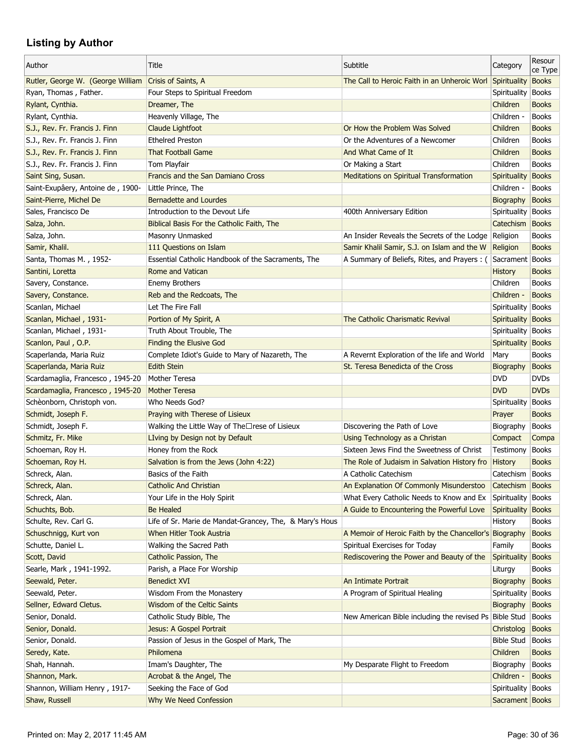## Listing by Author

| Author | Title | Subtitle | Category | Resource Type |
|---|---|---|---|---|
| Rutler, George W. (George William | Crisis of Saints, A | The Call to Heroic Faith in an Unheroic Worl | Spirituality | Books |
| Ryan, Thomas , Father. | Four Steps to Spiritual Freedom | | Spirituality | Books |
| Rylant, Cynthia. | Dreamer, The | | Children | Books |
| Rylant, Cynthia. | Heavenly Village, The | | Children - | Books |
| S.J., Rev. Fr. Francis J. Finn | Claude Lightfoot | Or How the Problem Was Solved | Children | Books |
| S.J., Rev. Fr. Francis J. Finn | Ethelred Preston | Or the Adventures of a Newcomer | Children | Books |
| S.J., Rev. Fr. Francis J. Finn | That Football Game | And What Came of It | Children | Books |
| S.J., Rev. Fr. Francis J. Finn | Tom Playfair | Or Making a Start | Children | Books |
| Saint Sing, Susan. | Francis and the San Damiano Cross | Meditations on Spiritual Transformation | Spirituality | Books |
| Saint-Exupâery, Antoine de , 1900- | Little Prince, The | | Children - | Books |
| Saint-Pierre, Michel De | Bernadette and Lourdes | | Biography | Books |
| Sales, Francisco De | Introduction to the Devout Life | 400th Anniversary Edition | Spirituality | Books |
| Salza, John. | Biblical Basis For the Catholic Faith, The | | Catechism | Books |
| Salza, John. | Masonry Unmasked | An Insider Reveals the Secrets of the Lodge | Religion | Books |
| Samir, Khalil. | 111 Questions on Islam | Samir Khalil Samir, S.J. on Islam and the W | Religion | Books |
| Santa, Thomas M. , 1952- | Essential Catholic Handbook of the Sacraments, The | A Summary of Beliefs, Rites, and Prayers : ( | Sacrament | Books |
| Santini, Loretta | Rome and Vatican | | History | Books |
| Savery, Constance. | Enemy Brothers | | Children | Books |
| Savery, Constance. | Reb and the Redcoats, The | | Children - | Books |
| Scanlan, Michael | Let The Fire Fall | | Spirituality | Books |
| Scanlan, Michael , 1931- | Portion of My Spirit, A | The Catholic Charismatic Revival | Spirituality | Books |
| Scanlan, Michael , 1931- | Truth About Trouble, The | | Spirituality | Books |
| Scanlon, Paul , O.P. | Finding the Elusive God | | Spirituality | Books |
| Scaperlanda, Maria Ruiz | Complete Idiot's Guide to Mary of Nazareth, The | A Revernt Exploration of the life and World | Mary | Books |
| Scaperlanda, Maria Ruiz | Edith Stein | St. Teresa Benedicta of the Cross | Biography | Books |
| Scardamaglia, Francesco , 1945-20 | Mother Teresa | | DVD | DVDs |
| Scardamaglia, Francesco , 1945-20 | Mother Teresa | | DVD | DVDs |
| Schèonborn, Christoph von. | Who Needs God? | | Spirituality | Books |
| Schmidt, Joseph F. | Praying with Therese of Lisieux | | Prayer | Books |
| Schmidt, Joseph F. | Walking the Little Way of The□rese of Lisieux | Discovering the Path of Love | Biography | Books |
| Schmitz, Fr. Mike | LIving by Design not by Default | Using Technology as a Christan | Compact | Compa |
| Schoeman, Roy H. | Honey from the Rock | Sixteen Jews Find the Sweetness of Christ | Testimony | Books |
| Schoeman, Roy H. | Salvation is from the Jews (John 4:22) | The Role of Judaism in Salvation History fro | History | Books |
| Schreck, Alan. | Basics of the Faith | A Catholic Catechism | Catechism | Books |
| Schreck, Alan. | Catholic And Christian | An Explanation Of Commonly Misunderstoo | Catechism | Books |
| Schreck, Alan. | Your Life in the Holy Spirit | What Every Catholic Needs to Know and Ex | Spirituality | Books |
| Schuchts, Bob. | Be Healed | A Guide to Encountering the Powerful Love | Spirituality | Books |
| Schulte, Rev. Carl G. | Life of Sr. Marie de Mandat-Grancey, The, & Mary's Hous | | History | Books |
| Schuschnigg, Kurt von | When Hitler Took Austria | A Memoir of Heroic Faith by the Chancellor's | Biography | Books |
| Schutte, Daniel L. | Walking the Sacred Path | Spiritual Exercises for Today | Family | Books |
| Scott, David | Catholic Passion, The | Rediscovering the Power and Beauty of the | Spirituality | Books |
| Searle, Mark , 1941-1992. | Parish, a Place For Worship | | Liturgy | Books |
| Seewald, Peter. | Benedict XVI | An Intimate Portrait | Biography | Books |
| Seewald, Peter. | Wisdom From the Monastery | A Program of Spiritual Healing | Spirituality | Books |
| Sellner, Edward Cletus. | Wisdom of the Celtic Saints | | Biography | Books |
| Senior, Donald. | Catholic Study Bible, The | New American Bible including the revised Ps | Bible Stud | Books |
| Senior, Donald. | Jesus: A Gospel Portrait | | Christolog | Books |
| Senior, Donald. | Passion of Jesus in the Gospel of Mark, The | | Bible Stud | Books |
| Seredy, Kate. | Philomena | | Children | Books |
| Shah, Hannah. | Imam's Daughter, The | My Desparate Flight to Freedom | Biography | Books |
| Shannon, Mark. | Acrobat & the Angel, The | | Children - | Books |
| Shannon, William Henry , 1917- | Seeking the Face of God | | Spirituality | Books |
| Shaw, Russell | Why We Need Confession | | Sacrament | Books |

Printed on: May 2, 2017 11:45 AM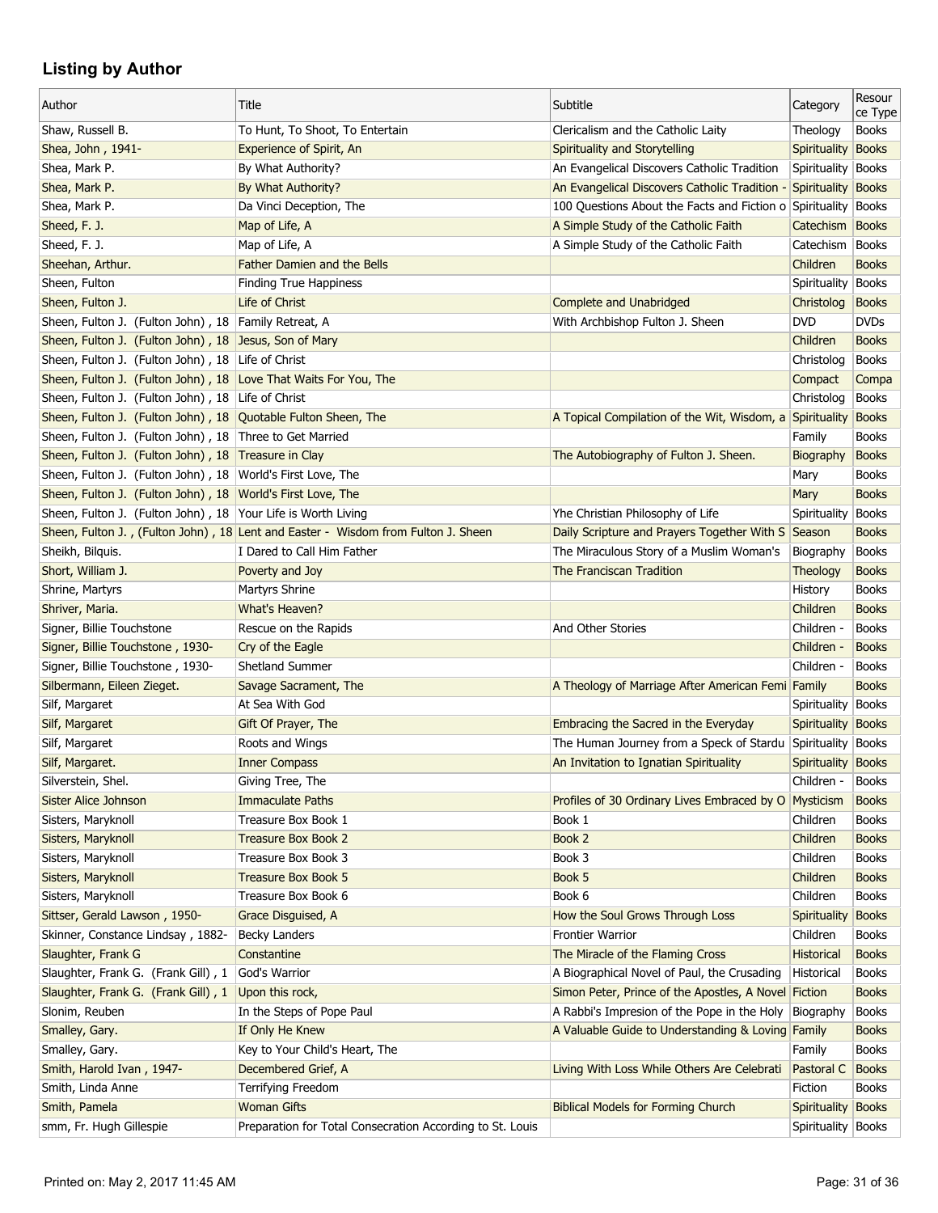## Listing by Author

| Author | Title | Subtitle | Category | Resource Type |
|---|---|---|---|---|
| Shaw, Russell B. | To Hunt, To Shoot, To Entertain | Clericalism and the Catholic Laity | Theology | Books |
| Shea, John , 1941- | Experience of Spirit, An | Spirituality and Storytelling | Spirituality | Books |
| Shea, Mark P. | By What Authority? | An Evangelical Discovers Catholic Tradition | Spirituality | Books |
| Shea, Mark P. | By What Authority? | An Evangelical Discovers Catholic Tradition - | Spirituality | Books |
| Shea, Mark P. | Da Vinci Deception, The | 100 Questions About the Facts and Fiction o | Spirituality | Books |
| Sheed, F. J. | Map of Life, A | A Simple Study of the Catholic Faith | Catechism | Books |
| Sheed, F. J. | Map of Life, A | A Simple Study of the Catholic Faith | Catechism | Books |
| Sheehan, Arthur. | Father Damien and the Bells | | Children | Books |
| Sheen, Fulton | Finding True Happiness | | Spirituality | Books |
| Sheen, Fulton J. | Life of Christ | Complete and Unabridged | Christolog | Books |
| Sheen, Fulton J. (Fulton John) , 18 | Family Retreat, A | With Archbishop Fulton J. Sheen | DVD | DVDs |
| Sheen, Fulton J. (Fulton John) , 18 | Jesus, Son of Mary | | Children | Books |
| Sheen, Fulton J. (Fulton John) , 18 | Life of Christ | | Christolog | Books |
| Sheen, Fulton J. (Fulton John) , 18 | Love That Waits For You, The | | Compact | Compa |
| Sheen, Fulton J. (Fulton John) , 18 | Life of Christ | | Christolog | Books |
| Sheen, Fulton J. (Fulton John) , 18 | Quotable Fulton Sheen, The | A Topical Compilation of the Wit, Wisdom, a | Spirituality | Books |
| Sheen, Fulton J. (Fulton John) , 18 | Three to Get Married | | Family | Books |
| Sheen, Fulton J. (Fulton John) , 18 | Treasure in Clay | The Autobiography of Fulton J. Sheen. | Biography | Books |
| Sheen, Fulton J. (Fulton John) , 18 | World's First Love, The | | Mary | Books |
| Sheen, Fulton J. (Fulton John) , 18 | World's First Love, The | | Mary | Books |
| Sheen, Fulton J. (Fulton John) , 18 | Your Life is Worth Living | Yhe Christian Philosophy of Life | Spirituality | Books |
| Sheen, Fulton J. , (Fulton John) , 18 | Lent and Easter - Wisdom from Fulton J. Sheen | Daily Scripture and Prayers Together With S | Season | Books |
| Sheikh, Bilquis. | I Dared to Call Him Father | The Miraculous Story of a Muslim Woman's | Biography | Books |
| Short, William J. | Poverty and Joy | The Franciscan Tradition | Theology | Books |
| Shrine, Martyrs | Martyrs Shrine | | History | Books |
| Shriver, Maria. | What's Heaven? | | Children | Books |
| Signer, Billie Touchstone | Rescue on the Rapids | And Other Stories | Children - | Books |
| Signer, Billie Touchstone , 1930- | Cry of the Eagle | | Children - | Books |
| Signer, Billie Touchstone , 1930- | Shetland Summer | | Children - | Books |
| Silbermann, Eileen Zieget. | Savage Sacrament, The | A Theology of Marriage After American Femi | Family | Books |
| Silf, Margaret | At Sea With God | | Spirituality | Books |
| Silf, Margaret | Gift Of Prayer, The | Embracing the Sacred in the Everyday | Spirituality | Books |
| Silf, Margaret | Roots and Wings | The Human Journey from a Speck of Stardu | Spirituality | Books |
| Silf, Margaret. | Inner Compass | An Invitation to Ignatian Spirituality | Spirituality | Books |
| Silverstein, Shel. | Giving Tree, The | | Children - | Books |
| Sister Alice Johnson | Immaculate Paths | Profiles of 30 Ordinary Lives Embraced by O | Mysticism | Books |
| Sisters, Maryknoll | Treasure Box Book 1 | Book 1 | Children | Books |
| Sisters, Maryknoll | Treasure Box Book 2 | Book 2 | Children | Books |
| Sisters, Maryknoll | Treasure Box Book 3 | Book 3 | Children | Books |
| Sisters, Maryknoll | Treasure Box Book 5 | Book 5 | Children | Books |
| Sisters, Maryknoll | Treasure Box Book 6 | Book 6 | Children | Books |
| Sittser, Gerald Lawson , 1950- | Grace Disguised, A | How the Soul Grows Through Loss | Spirituality | Books |
| Skinner, Constance Lindsay , 1882- | Becky Landers | Frontier Warrior | Children | Books |
| Slaughter, Frank G | Constantine | The Miracle of the Flaming Cross | Historical | Books |
| Slaughter, Frank G. (Frank Gill) , 1 | God's Warrior | A Biographical Novel of Paul, the Crusading | Historical | Books |
| Slaughter, Frank G. (Frank Gill) , 1 | Upon this rock, | Simon Peter, Prince of the Apostles, A Novel | Fiction | Books |
| Slonim, Reuben | In the Steps of Pope Paul | A Rabbi's Impresion of the Pope in the Holy | Biography | Books |
| Smalley, Gary. | If Only He Knew | A Valuable Guide to Understanding & Loving | Family | Books |
| Smalley, Gary. | Key to Your Child's Heart, The | | Family | Books |
| Smith, Harold Ivan , 1947- | Decembered Grief, A | Living With Loss While Others Are Celebrati | Pastoral C | Books |
| Smith, Linda Anne | Terrifying Freedom | | Fiction | Books |
| Smith, Pamela | Woman Gifts | Biblical Models for Forming Church | Spirituality | Books |
| smm, Fr. Hugh Gillespie | Preparation for Total Consecration According to St. Louis | | Spirituality | Books |

Printed on: May 2, 2017 11:45 AM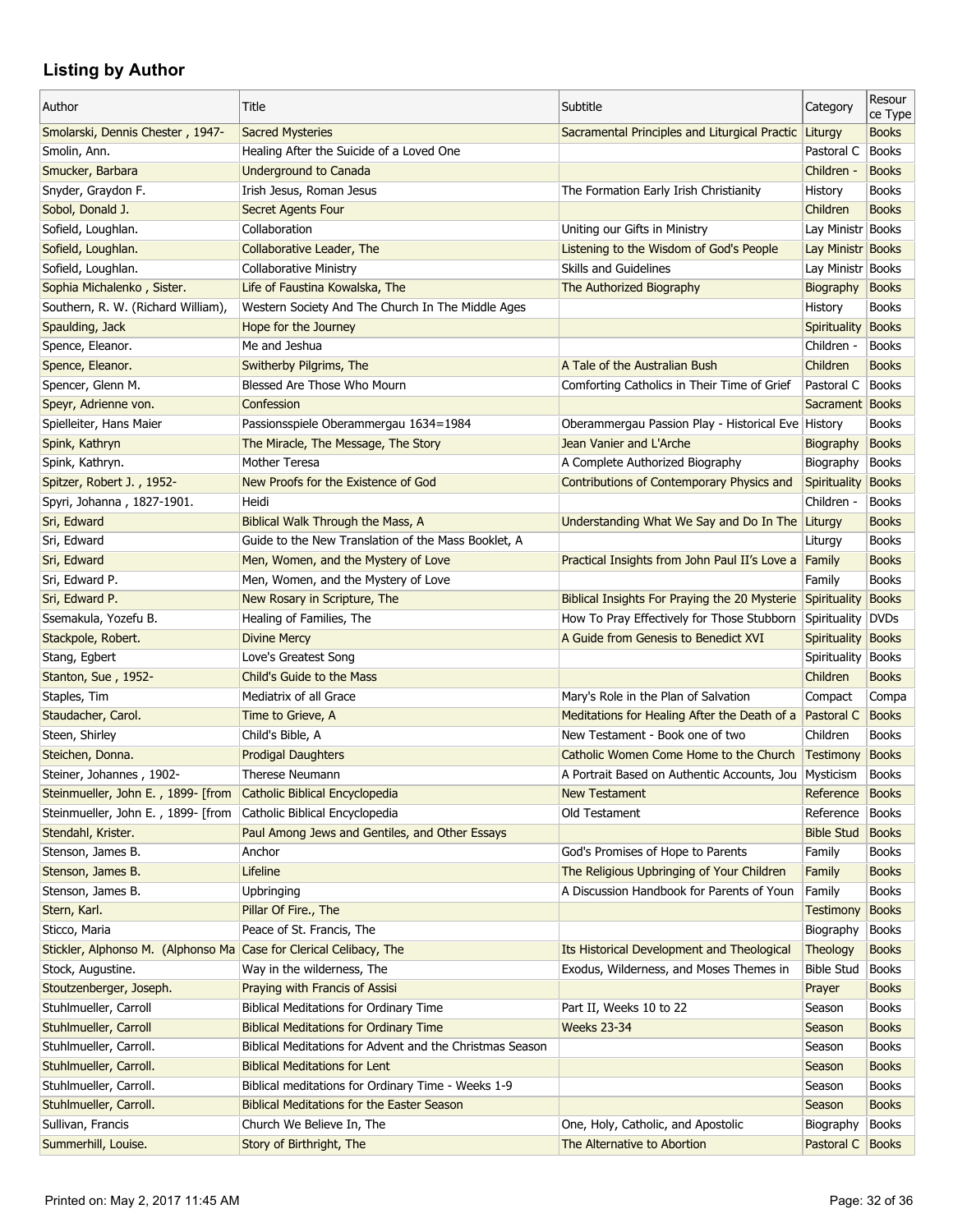## Listing by Author

| Author | Title | Subtitle | Category | Resource Type |
|---|---|---|---|---|
| Smolarski, Dennis Chester , 1947- | Sacred Mysteries | Sacramental Principles and Liturgical Practic | Liturgy | Books |
| Smolin, Ann. | Healing After the Suicide of a Loved One | | Pastoral C | Books |
| Smucker, Barbara | Underground to Canada | | Children - | Books |
| Snyder, Graydon F. | Irish Jesus, Roman Jesus | The Formation Early Irish Christianity | History | Books |
| Sobol, Donald J. | Secret Agents Four | | Children | Books |
| Sofield, Loughlan. | Collaboration | Uniting our Gifts in Ministry | Lay Ministr | Books |
| Sofield, Loughlan. | Collaborative Leader, The | Listening to the Wisdom of God's People | Lay Ministr | Books |
| Sofield, Loughlan. | Collaborative Ministry | Skills and Guidelines | Lay Ministr | Books |
| Sophia Michalenko , Sister. | Life of Faustina Kowalska, The | The Authorized Biography | Biography | Books |
| Southern, R. W. (Richard William), | Western Society And The Church In The Middle Ages | | History | Books |
| Spaulding, Jack | Hope for the Journey | | Spirituality | Books |
| Spence, Eleanor. | Me and Jeshua | | Children - | Books |
| Spence, Eleanor. | Switherby Pilgrims, The | A Tale of the Australian Bush | Children | Books |
| Spencer, Glenn M. | Blessed Are Those Who Mourn | Comforting Catholics in Their Time of Grief | Pastoral C | Books |
| Speyr, Adrienne von. | Confession | | Sacrament | Books |
| Spielleiter, Hans Maier | Passionsspiele Oberammergau 1634=1984 | Oberammergau Passion Play - Historical Eve | History | Books |
| Spink, Kathryn | The Miracle, The Message, The Story | Jean Vanier and L'Arche | Biography | Books |
| Spink, Kathryn. | Mother Teresa | A Complete Authorized Biography | Biography | Books |
| Spitzer, Robert J. , 1952- | New Proofs for the Existence of God | Contributions of Contemporary Physics and | Spirituality | Books |
| Spyri, Johanna , 1827-1901. | Heidi | | Children - | Books |
| Sri, Edward | Biblical Walk Through the Mass, A | Understanding What We Say and Do In The | Liturgy | Books |
| Sri, Edward | Guide to the New Translation of the Mass Booklet, A | | Liturgy | Books |
| Sri, Edward | Men, Women, and the Mystery of Love | Practical Insights from John Paul II's Love a | Family | Books |
| Sri, Edward P. | Men, Women, and the Mystery of Love | | Family | Books |
| Sri, Edward P. | New Rosary in Scripture, The | Biblical Insights For Praying the 20 Mysterie | Spirituality | Books |
| Ssemakula, Yozefu B. | Healing of Families, The | How To Pray Effectively for Those Stubborn | Spirituality | DVDs |
| Stackpole, Robert. | Divine Mercy | A Guide from Genesis to Benedict XVI | Spirituality | Books |
| Stang, Egbert | Love's Greatest Song | | Spirituality | Books |
| Stanton, Sue , 1952- | Child's Guide to the Mass | | Children | Books |
| Staples, Tim | Mediatrix of all Grace | Mary's Role in the Plan of Salvation | Compact | Compa |
| Staudacher, Carol. | Time to Grieve, A | Meditations for Healing After the Death of a | Pastoral C | Books |
| Steen, Shirley | Child's Bible, A | New Testament - Book one of two | Children | Books |
| Steichen, Donna. | Prodigal Daughters | Catholic Women Come Home to the Church | Testimony | Books |
| Steiner, Johannes , 1902- | Therese Neumann | A Portrait Based on Authentic Accounts, Jou | Mysticism | Books |
| Steinmueller, John E. , 1899- [from | Catholic Biblical Encyclopedia | New Testament | Reference | Books |
| Steinmueller, John E. , 1899- [from | Catholic Biblical Encyclopedia | Old Testament | Reference | Books |
| Stendahl, Krister. | Paul Among Jews and Gentiles, and Other Essays | | Bible Stud | Books |
| Stenson, James B. | Anchor | God's Promises of Hope to Parents | Family | Books |
| Stenson, James B. | Lifeline | The Religious Upbringing of Your Children | Family | Books |
| Stenson, James B. | Upbringing | A Discussion Handbook for Parents of Youn | Family | Books |
| Stern, Karl. | Pillar Of Fire., The | | Testimony | Books |
| Sticco, Maria | Peace of St. Francis, The | | Biography | Books |
| Stickler, Alphonso M. (Alphonso Ma | Case for Clerical Celibacy, The | Its Historical Development and Theological | Theology | Books |
| Stock, Augustine. | Way in the wilderness, The | Exodus, Wilderness, and Moses Themes in | Bible Stud | Books |
| Stoutzenberger, Joseph. | Praying with Francis of Assisi | | Prayer | Books |
| Stuhlmueller, Carroll | Biblical Meditations for Ordinary Time | Part II, Weeks 10 to 22 | Season | Books |
| Stuhlmueller, Carroll | Biblical Meditations for Ordinary Time | Weeks 23-34 | Season | Books |
| Stuhlmueller, Carroll. | Biblical Meditations for Advent and the Christmas Season | | Season | Books |
| Stuhlmueller, Carroll. | Biblical Meditations for Lent | | Season | Books |
| Stuhlmueller, Carroll. | Biblical meditations for Ordinary Time - Weeks 1-9 | | Season | Books |
| Stuhlmueller, Carroll. | Biblical Meditations for the Easter Season | | Season | Books |
| Sullivan, Francis | Church We Believe In, The | One, Holy, Catholic, and Apostolic | Biography | Books |
| Summerhill, Louise. | Story of Birthright, The | The Alternative to Abortion | Pastoral C | Books |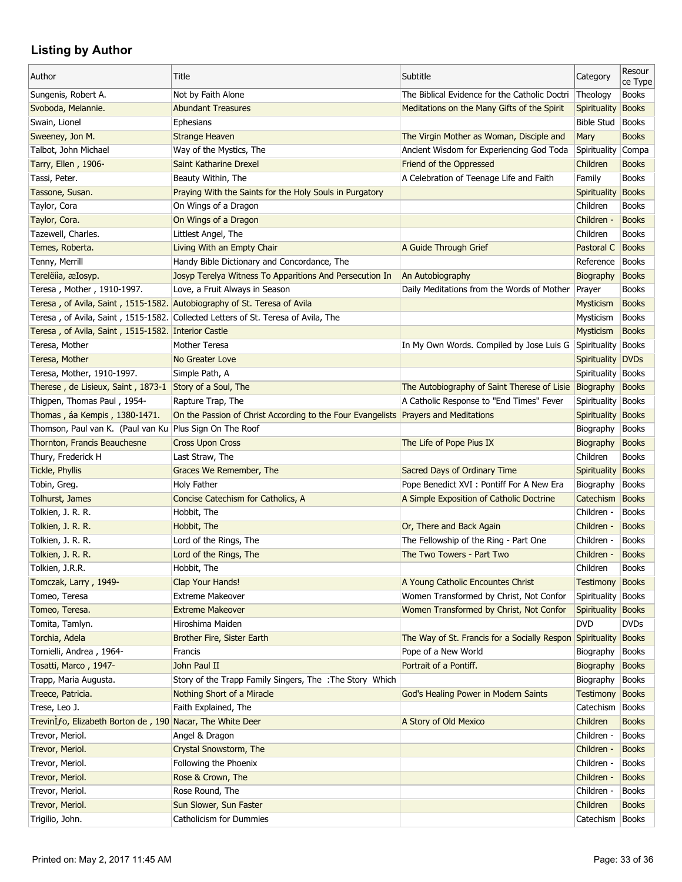## Listing by Author

| Author | Title | Subtitle | Category | Resource Type |
|---|---|---|---|---|
| Sungenis, Robert A. | Not by Faith Alone | The Biblical Evidence for the Catholic Doctri | Theology | Books |
| Svoboda, Melannie. | Abundant Treasures | Meditations on the Many Gifts of the Spirit | Spirituality | Books |
| Swain, Lionel | Ephesians | | Bible Stud | Books |
| Sweeney, Jon M. | Strange Heaven | The Virgin Mother as Woman, Disciple and | Mary | Books |
| Talbot, John Michael | Way of the Mystics, The | Ancient Wisdom for Experiencing God Toda | Spirituality | Compa |
| Tarry, Ellen , 1906- | Saint Katharine Drexel | Friend of the Oppressed | Children | Books |
| Tassi, Peter. | Beauty Within, The | A Celebration of Teenage Life and Faith | Family | Books |
| Tassone, Susan. | Praying With the Saints for the Holy Souls in Purgatory | | Spirituality | Books |
| Taylor, Cora | On Wings of a Dragon | | Children | Books |
| Taylor, Cora. | On Wings of a Dragon | | Children - | Books |
| Tazewell, Charles. | Littlest Angel, The | | Children | Books |
| Temes, Roberta. | Living With an Empty Chair | A Guide Through Grief | Pastoral C | Books |
| Tenny, Merrill | Handy Bible Dictionary and Concordance, The | | Reference | Books |
| Terelëiìa, æIosyp. | Josyp Terelya Witness To Apparitions And Persecution In | An Autobiography | Biography | Books |
| Teresa , Mother , 1910-1997. | Love, a Fruit Always in Season | Daily Meditations from the Words of Mother | Prayer | Books |
| Teresa , of Avila, Saint , 1515-1582. | Autobiography of St. Teresa of Avila | | Mysticism | Books |
| Teresa , of Avila, Saint , 1515-1582. | Collected Letters of St. Teresa of Avila, The | | Mysticism | Books |
| Teresa , of Avila, Saint , 1515-1582. | Interior Castle | | Mysticism | Books |
| Teresa, Mother | Mother Teresa | In My Own Words. Compiled by Jose Luis G | Spirituality | Books |
| Teresa, Mother | No Greater Love | | Spirituality | DVDs |
| Teresa, Mother, 1910-1997. | Simple Path, A | | Spirituality | Books |
| Therese , de Lisieux, Saint , 1873-1 | Story of a Soul, The | The Autobiography of Saint Therese of Lisie | Biography | Books |
| Thigpen, Thomas Paul , 1954- | Rapture Trap, The | A Catholic Response to "End Times" Fever | Spirituality | Books |
| Thomas , áa Kempis , 1380-1471. | On the Passion of Christ According to the Four Evangelists | Prayers and Meditations | Spirituality | Books |
| Thomson, Paul van K. (Paul van Ku | Plus Sign On The Roof | | Biography | Books |
| Thornton, Francis Beauchesne | Cross Upon Cross | The Life of Pope Pius IX | Biography | Books |
| Thury, Frederick H | Last Straw, The | | Children | Books |
| Tickle, Phyllis | Graces We Remember, The | Sacred Days of Ordinary Time | Spirituality | Books |
| Tobin, Greg. | Holy Father | Pope Benedict XVI : Pontiff For A New Era | Biography | Books |
| Tolhurst, James | Concise Catechism for Catholics, A | A Simple Exposition of Catholic Doctrine | Catechism | Books |
| Tolkien, J. R. R. | Hobbit, The | | Children - | Books |
| Tolkien, J. R. R. | Hobbit, The | Or, There and Back Again | Children - | Books |
| Tolkien, J. R. R. | Lord of the Rings, The | The Fellowship of the Ring - Part One | Children - | Books |
| Tolkien, J. R. R. | Lord of the Rings, The | The Two Towers - Part Two | Children - | Books |
| Tolkien, J.R.R. | Hobbit, The | | Children | Books |
| Tomczak, Larry , 1949- | Clap Your Hands! | A Young Catholic Encountes Christ | Testimony | Books |
| Tomeo, Teresa | Extreme Makeover | Women Transformed by Christ, Not Confor | Spirituality | Books |
| Tomeo, Teresa. | Extreme Makeover | Women Transformed by Christ, Not Confor | Spirituality | Books |
| Tomita, Tamlyn. | Hiroshima Maiden | | DVD | DVDs |
| Torchia, Adela | Brother Fire, Sister Earth | The Way of St. Francis for a Socially Respon | Spirituality | Books |
| Tornielli, Andrea , 1964- | Francis | Pope of a New World | Biography | Books |
| Tosatti, Marco , 1947- | John Paul II | Portrait of a Pontiff. | Biography | Books |
| Trapp, Maria Augusta. | Story of the Trapp Family Singers, The :The Story Which | | Biography | Books |
| Treece, Patricia. | Nothing Short of a Miracle | God's Healing Power in Modern Saints | Testimony | Books |
| Trese, Leo J. | Faith Explained, The | | Catechism | Books |
| TrevinÌƒo, Elizabeth Borton de , 190 | Nacar, The White Deer | A Story of Old Mexico | Children | Books |
| Trevor, Meriol. | Angel & Dragon | | Children - | Books |
| Trevor, Meriol. | Crystal Snowstorm, The | | Children - | Books |
| Trevor, Meriol. | Following the Phoenix | | Children - | Books |
| Trevor, Meriol. | Rose & Crown, The | | Children - | Books |
| Trevor, Meriol. | Rose Round, The | | Children - | Books |
| Trevor, Meriol. | Sun Slower, Sun Faster | | Children | Books |
| Trigilio, John. | Catholicism for Dummies | | Catechism | Books |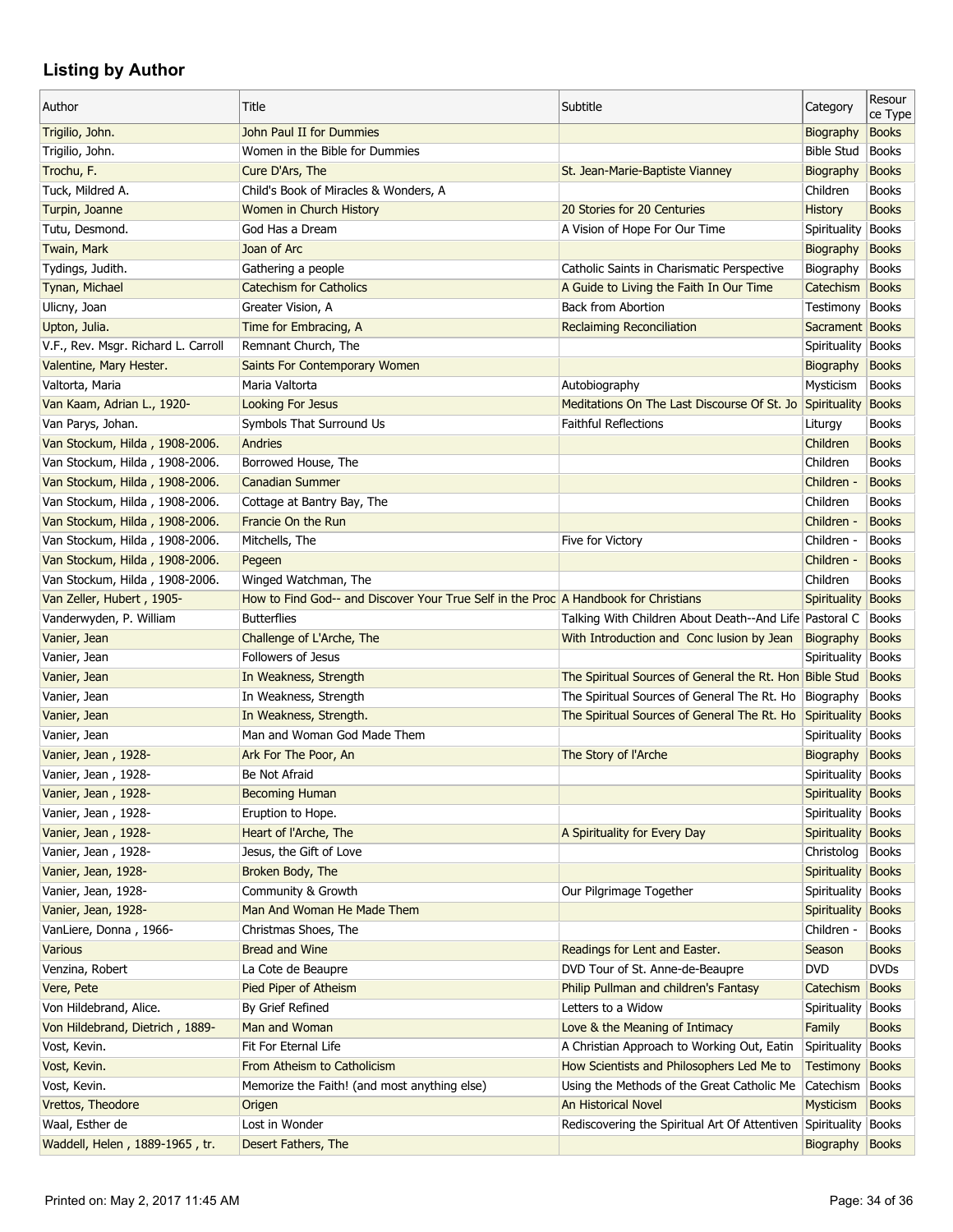## Listing by Author

| Author | Title | Subtitle | Category | Resource Type |
|---|---|---|---|---|
| Trigilio, John. | John Paul II for Dummies | | Biography | Books |
| Trigilio, John. | Women in the Bible for Dummies | | Bible Stud | Books |
| Trochu, F. | Cure D'Ars, The | St. Jean-Marie-Baptiste Vianney | Biography | Books |
| Tuck, Mildred A. | Child's Book of Miracles & Wonders, A | | Children | Books |
| Turpin, Joanne | Women in Church History | 20 Stories for 20 Centuries | History | Books |
| Tutu, Desmond. | God Has a Dream | A Vision of Hope For Our Time | Spirituality | Books |
| Twain, Mark | Joan of Arc | | Biography | Books |
| Tydings, Judith. | Gathering a people | Catholic Saints in Charismatic Perspective | Biography | Books |
| Tynan, Michael | Catechism for Catholics | A Guide to Living the Faith In Our Time | Catechism | Books |
| Ulicny, Joan | Greater Vision, A | Back from Abortion | Testimony | Books |
| Upton, Julia. | Time for Embracing, A | Reclaiming Reconciliation | Sacrament | Books |
| V.F., Rev. Msgr. Richard L. Carroll | Remnant Church, The | | Spirituality | Books |
| Valentine, Mary Hester. | Saints For Contemporary Women | | Biography | Books |
| Valtorta, Maria | Maria Valtorta | Autobiography | Mysticism | Books |
| Van Kaam, Adrian L., 1920- | Looking For Jesus | Meditations On The Last Discourse Of St. Jo | Spirituality | Books |
| Van Parys, Johan. | Symbols That Surround Us | Faithful Reflections | Liturgy | Books |
| Van Stockum, Hilda , 1908-2006. | Andries | | Children | Books |
| Van Stockum, Hilda , 1908-2006. | Borrowed House, The | | Children | Books |
| Van Stockum, Hilda , 1908-2006. | Canadian Summer | | Children - | Books |
| Van Stockum, Hilda , 1908-2006. | Cottage at Bantry Bay, The | | Children | Books |
| Van Stockum, Hilda , 1908-2006. | Francie On the Run | | Children - | Books |
| Van Stockum, Hilda , 1908-2006. | Mitchells, The | Five for Victory | Children - | Books |
| Van Stockum, Hilda , 1908-2006. | Pegeen | | Children - | Books |
| Van Stockum, Hilda , 1908-2006. | Winged Watchman, The | | Children | Books |
| Van Zeller, Hubert , 1905- | How to Find God-- and Discover Your True Self in the Proc | A Handbook for Christians | Spirituality | Books |
| Vanderwyden, P. William | Butterflies | Talking With Children About Death--And Life | Pastoral C | Books |
| Vanier, Jean | Challenge of L'Arche, The | With Introduction and Conc lusion by Jean | Biography | Books |
| Vanier, Jean | Followers of Jesus | | Spirituality | Books |
| Vanier, Jean | In Weakness, Strength | The Spiritual Sources of General the Rt. Hon | Bible Stud | Books |
| Vanier, Jean | In Weakness, Strength | The Spiritual Sources of General The Rt. Ho | Biography | Books |
| Vanier, Jean | In Weakness, Strength. | The Spiritual Sources of General The Rt. Ho | Spirituality | Books |
| Vanier, Jean | Man and Woman God Made Them | | Spirituality | Books |
| Vanier, Jean , 1928- | Ark For The Poor, An | The Story of l'Arche | Biography | Books |
| Vanier, Jean , 1928- | Be Not Afraid | | Spirituality | Books |
| Vanier, Jean , 1928- | Becoming Human | | Spirituality | Books |
| Vanier, Jean , 1928- | Eruption to Hope. | | Spirituality | Books |
| Vanier, Jean , 1928- | Heart of l'Arche, The | A Spirituality for Every Day | Spirituality | Books |
| Vanier, Jean , 1928- | Jesus, the Gift of Love | | Christolog | Books |
| Vanier, Jean, 1928- | Broken Body, The | | Spirituality | Books |
| Vanier, Jean, 1928- | Community & Growth | Our Pilgrimage Together | Spirituality | Books |
| Vanier, Jean, 1928- | Man And Woman He Made Them | | Spirituality | Books |
| VanLiere, Donna , 1966- | Christmas Shoes, The | | Children - | Books |
| Various | Bread and Wine | Readings for Lent and Easter. | Season | Books |
| Venzina, Robert | La Cote de Beaupre | DVD Tour of St. Anne-de-Beaupre | DVD | DVDs |
| Vere, Pete | Pied Piper of Atheism | Philip Pullman and children's Fantasy | Catechism | Books |
| Von Hildebrand, Alice. | By Grief Refined | Letters to a Widow | Spirituality | Books |
| Von Hildebrand, Dietrich , 1889- | Man and Woman | Love & the Meaning of Intimacy | Family | Books |
| Vost, Kevin. | Fit For Eternal Life | A Christian Approach to Working Out, Eatin | Spirituality | Books |
| Vost, Kevin. | From Atheism to Catholicism | How Scientists and Philosophers Led Me to | Testimony | Books |
| Vost, Kevin. | Memorize the Faith! (and most anything else) | Using the Methods of the Great Catholic Me | Catechism | Books |
| Vrettos, Theodore | Origen | An Historical Novel | Mysticism | Books |
| Waal, Esther de | Lost in Wonder | Rediscovering the Spiritual Art Of Attentiven | Spirituality | Books |
| Waddell, Helen , 1889-1965 , tr. | Desert Fathers, The | | Biography | Books |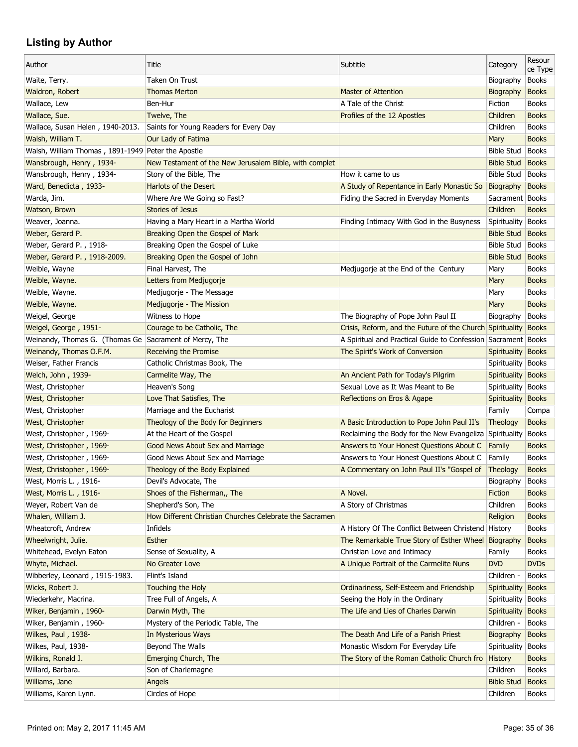## Listing by Author

| Author | Title | Subtitle | Category | Resource Type |
|---|---|---|---|---|
| Waite, Terry. | Taken On Trust | | Biography | Books |
| Waldron, Robert | Thomas Merton | Master of Attention | Biography | Books |
| Wallace, Lew | Ben-Hur | A Tale of the Christ | Fiction | Books |
| Wallace, Sue. | Twelve, The | Profiles of the 12 Apostles | Children | Books |
| Wallace, Susan Helen , 1940-2013. | Saints for Young Readers for Every Day | | Children | Books |
| Walsh, William T. | Our Lady of Fatima | | Mary | Books |
| Walsh, William Thomas , 1891-1949 | Peter the Apostle | | Bible Stud | Books |
| Wansbrough, Henry , 1934- | New Testament of the New Jerusalem Bible, with complet | | Bible Stud | Books |
| Wansbrough, Henry , 1934- | Story of the Bible, The | How it came to us | Bible Stud | Books |
| Ward, Benedicta , 1933- | Harlots of the Desert | A Study of Repentance in Early Monastic So | Biography | Books |
| Warda, Jim. | Where Are We Going so Fast? | Fiding the Sacred in Everyday Moments | Sacrament | Books |
| Watson, Brown | Stories of Jesus | | Children | Books |
| Weaver, Joanna. | Having a Mary Heart in a Martha World | Finding Intimacy With God in the Busyness | Spirituality | Books |
| Weber, Gerard P. | Breaking Open the Gospel of Mark | | Bible Stud | Books |
| Weber, Gerard P. , 1918- | Breaking Open the Gospel of Luke | | Bible Stud | Books |
| Weber, Gerard P. , 1918-2009. | Breaking Open the Gospel of John | | Bible Stud | Books |
| Weible, Wayne | Final Harvest, The | Medjugorje at the End of the Century | Mary | Books |
| Weible, Wayne. | Letters from Medjugorje | | Mary | Books |
| Weible, Wayne. | Medjugorje - The Message | | Mary | Books |
| Weible, Wayne. | Medjugorje - The Mission | | Mary | Books |
| Weigel, George | Witness to Hope | The Biography of Pope John Paul II | Biography | Books |
| Weigel, George , 1951- | Courage to be Catholic, The | Crisis, Reform, and the Future of the Church | Spirituality | Books |
| Weinandy, Thomas G. (Thomas Ge | Sacrament of Mercy, The | A Spiritual and Practical Guide to Confession | Sacrament | Books |
| Weinandy, Thomas O.F.M. | Receiving the Promise | The Spirit's Work of Conversion | Spirituality | Books |
| Weiser, Father Francis | Catholic Christmas Book, The | | Spirituality | Books |
| Welch, John , 1939- | Carmelite Way, The | An Ancient Path for Today's Pilgrim | Spirituality | Books |
| West, Christopher | Heaven's Song | Sexual Love as It Was Meant to Be | Spirituality | Books |
| West, Christopher | Love That Satisfies, The | Reflections on Eros & Agape | Spirituality | Books |
| West, Christopher | Marriage and the Eucharist | | Family | Compa |
| West, Christopher | Theology of the Body for Beginners | A Basic Introduction to Pope John Paul II's | Theology | Books |
| West, Christopher , 1969- | At the Heart of the Gospel | Reclaiming the Body for the New Evangeliza | Spirituality | Books |
| West, Christopher , 1969- | Good News About Sex and Marriage | Answers to Your Honest Questions About C | Family | Books |
| West, Christopher , 1969- | Good News About Sex and Marriage | Answers to Your Honest Questions About C | Family | Books |
| West, Christopher , 1969- | Theology of the Body Explained | A Commentary on John Paul II's "Gospel of | Theology | Books |
| West, Morris L. , 1916- | Devil's Advocate, The | | Biography | Books |
| West, Morris L. , 1916- | Shoes of the Fisherman,, The | A Novel. | Fiction | Books |
| Weyer, Robert Van de | Shepherd's Son, The | A Story of Christmas | Children | Books |
| Whalen, William J. | How Different Christian Churches Celebrate the Sacramen | | Religion | Books |
| Wheatcroft, Andrew | Infidels | A History Of The Conflict Between Christend | History | Books |
| Wheelwright, Julie. | Esther | The Remarkable True Story of Esther Wheel | Biography | Books |
| Whitehead, Evelyn Eaton | Sense of Sexuality, A | Christian Love and Intimacy | Family | Books |
| Whyte, Michael. | No Greater Love | A Unique Portrait of the Carmelite Nuns | DVD | DVDs |
| Wibberley, Leonard , 1915-1983. | Flint's Island | | Children - | Books |
| Wicks, Robert J. | Touching the Holy | Ordinariness, Self-Esteem and Friendship | Spirituality | Books |
| Wiederkehr, Macrina. | Tree Full of Angels, A | Seeing the Holy in the Ordinary | Spirituality | Books |
| Wiker, Benjamin , 1960- | Darwin Myth, The | The Life and Lies of Charles Darwin | Spirituality | Books |
| Wiker, Benjamin , 1960- | Mystery of the Periodic Table, The | | Children - | Books |
| Wilkes, Paul , 1938- | In Mysterious Ways | The Death And Life of a Parish Priest | Biography | Books |
| Wilkes, Paul, 1938- | Beyond The Walls | Monastic Wisdom For Everyday Life | Spirituality | Books |
| Wilkins, Ronald J. | Emerging Church, The | The Story of the Roman Catholic Church fro | History | Books |
| Willard, Barbara. | Son of Charlemagne | | Children | Books |
| Williams, Jane | Angels | | Bible Stud | Books |
| Williams, Karen Lynn. | Circles of Hope | | Children | Books |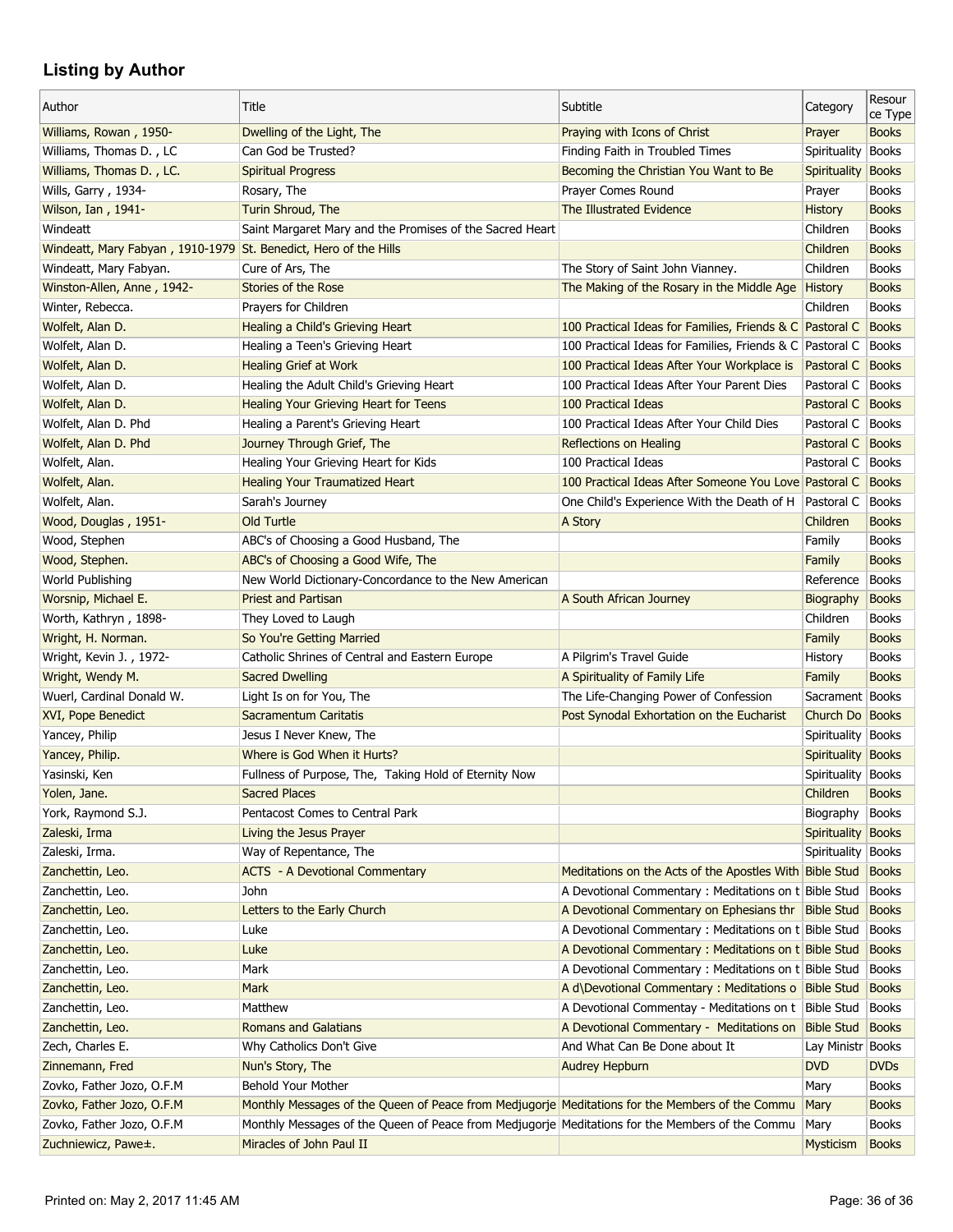## Listing by Author

| Author | Title | Subtitle | Category | Resource Type |
|---|---|---|---|---|
| Williams, Rowan , 1950- | Dwelling of the Light, The | Praying with Icons of Christ | Prayer | Books |
| Williams, Thomas D. , LC | Can God be Trusted? | Finding Faith in Troubled Times | Spirituality | Books |
| Williams, Thomas D. , LC. | Spiritual Progress | Becoming the Christian You Want to Be | Spirituality | Books |
| Wills, Garry , 1934- | Rosary, The | Prayer Comes Round | Prayer | Books |
| Wilson, Ian , 1941- | Turin Shroud, The | The Illustrated Evidence | History | Books |
| Windeatt | Saint Margaret Mary and the Promises of the Sacred Heart | | Children | Books |
| Windeatt, Mary Fabyan , 1910-1979 | St. Benedict, Hero of the Hills | | Children | Books |
| Windeatt, Mary Fabyan. | Cure of Ars, The | The Story of Saint John Vianney. | Children | Books |
| Winston-Allen, Anne , 1942- | Stories of the Rose | The Making of the Rosary in the Middle Age | History | Books |
| Winter, Rebecca. | Prayers for Children | | Children | Books |
| Wolfelt, Alan D. | Healing a Child's Grieving Heart | 100 Practical Ideas for Families, Friends & C | Pastoral C | Books |
| Wolfelt, Alan D. | Healing a Teen's Grieving Heart | 100 Practical Ideas for Families, Friends & C | Pastoral C | Books |
| Wolfelt, Alan D. | Healing Grief at Work | 100 Practical Ideas After Your Workplace is | Pastoral C | Books |
| Wolfelt, Alan D. | Healing the Adult Child's Grieving Heart | 100 Practical Ideas After Your Parent Dies | Pastoral C | Books |
| Wolfelt, Alan D. | Healing Your Grieving Heart for Teens | 100 Practical Ideas | Pastoral C | Books |
| Wolfelt, Alan D. Phd | Healing a Parent's Grieving Heart | 100 Practical Ideas After Your Child Dies | Pastoral C | Books |
| Wolfelt, Alan D. Phd | Journey Through Grief, The | Reflections on Healing | Pastoral C | Books |
| Wolfelt, Alan. | Healing Your Grieving Heart for Kids | 100 Practical Ideas | Pastoral C | Books |
| Wolfelt, Alan. | Healing Your Traumatized Heart | 100 Practical Ideas After Someone You Love | Pastoral C | Books |
| Wolfelt, Alan. | Sarah's Journey | One Child's Experience With the Death of H | Pastoral C | Books |
| Wood, Douglas , 1951- | Old Turtle | A Story | Children | Books |
| Wood, Stephen | ABC's of Choosing a Good Husband, The | | Family | Books |
| Wood, Stephen. | ABC's of Choosing a Good Wife, The | | Family | Books |
| World Publishing | New World Dictionary-Concordance to the New American | | Reference | Books |
| Worsnip, Michael E. | Priest and Partisan | A South African Journey | Biography | Books |
| Worth, Kathryn , 1898- | They Loved to Laugh | | Children | Books |
| Wright, H. Norman. | So You're Getting Married | | Family | Books |
| Wright, Kevin J. , 1972- | Catholic Shrines of Central and Eastern Europe | A Pilgrim's Travel Guide | History | Books |
| Wright, Wendy M. | Sacred Dwelling | A Spirituality of Family Life | Family | Books |
| Wuerl, Cardinal Donald W. | Light Is on for You, The | The Life-Changing Power of Confession | Sacrament | Books |
| XVI, Pope Benedict | Sacramentum Caritatis | Post Synodal Exhortation on the Eucharist | Church Do | Books |
| Yancey, Philip | Jesus I Never Knew, The | | Spirituality | Books |
| Yancey, Philip. | Where is God When it Hurts? | | Spirituality | Books |
| Yasinski, Ken | Fullness of Purpose, The, Taking Hold of Eternity Now | | Spirituality | Books |
| Yolen, Jane. | Sacred Places | | Children | Books |
| York, Raymond S.J. | Pentacost Comes to Central Park | | Biography | Books |
| Zaleski, Irma | Living the Jesus Prayer | | Spirituality | Books |
| Zaleski, Irma. | Way of Repentance, The | | Spirituality | Books |
| Zanchettin, Leo. | ACTS - A Devotional Commentary | Meditations on the Acts of the Apostles With | Bible Stud | Books |
| Zanchettin, Leo. | John | A Devotional Commentary : Meditations on t | Bible Stud | Books |
| Zanchettin, Leo. | Letters to the Early Church | A Devotional Commentary on Ephesians thr | Bible Stud | Books |
| Zanchettin, Leo. | Luke | A Devotional Commentary : Meditations on t | Bible Stud | Books |
| Zanchettin, Leo. | Luke | A Devotional Commentary : Meditations on t | Bible Stud | Books |
| Zanchettin, Leo. | Mark | A Devotional Commentary : Meditations on t | Bible Stud | Books |
| Zanchettin, Leo. | Mark | A d\Devotional Commentary : Meditations o | Bible Stud | Books |
| Zanchettin, Leo. | Matthew | A Devotional Commentay - Meditations on t | Bible Stud | Books |
| Zanchettin, Leo. | Romans and Galatians | A Devotional Commentary - Meditations on | Bible Stud | Books |
| Zech, Charles E. | Why Catholics Don't Give | And What Can Be Done about It | Lay Ministr | Books |
| Zinnemann, Fred | Nun's Story, The | Audrey Hepburn | DVD | DVDs |
| Zovko, Father Jozo, O.F.M | Behold Your Mother | | Mary | Books |
| Zovko, Father Jozo, O.F.M | Monthly Messages of the Queen of Peace from Medjugorje | Meditations for the Members of the Commu | Mary | Books |
| Zovko, Father Jozo, O.F.M | Monthly Messages of the Queen of Peace from Medjugorje | Meditations for the Members of the Commu | Mary | Books |
| Zuchniewicz, Pawe±. | Miracles of John Paul II | | Mysticism | Books |

Printed on: May 2, 2017 11:45 AM